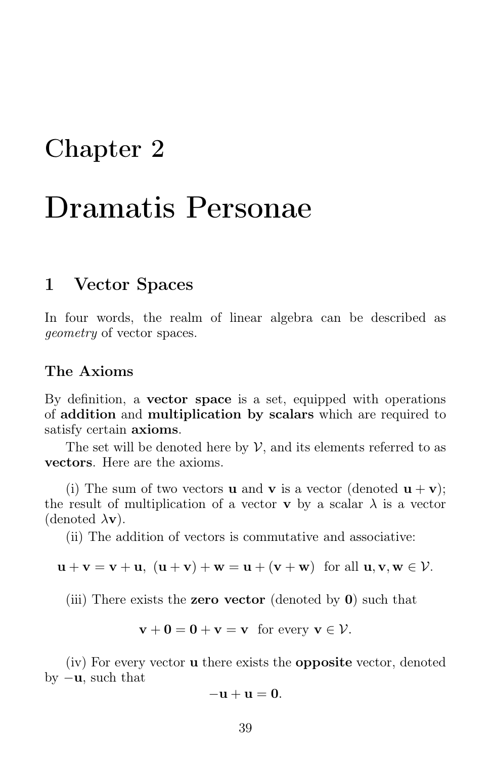# Chapter 2

# Dramatis Personae

## 1 Vector Spaces

In four words, the realm of linear algebra can be described as *geometry* of vector spaces.

### The Axioms

By definition, a **vector space** is a set, equipped with operations of **addition** and **multiplication by scalars** which are required to satisfy certain **axioms**.

The set will be denoted here by $\mathcal{V}$, and its elements referred to as **vectors**. Here are the axioms.

(i) The sum of two vectors $\mathbf{u}$ and $\mathbf{v}$ is a vector (denoted $\mathbf{u}+\mathbf{v}$); the result of multiplication of a vector $\mathbf{v}$ by a scalar $\lambda$ is a vector (denoted $\lambda\mathbf{v}$).

(ii) The addition of vectors is commutative and associative:

$$\mathbf{u}+\mathbf{v}=\mathbf{v}+\mathbf{u},\ (\mathbf{u}+\mathbf{v})+\mathbf{w}=\mathbf{u}+(\mathbf{v}+\mathbf{w}) \text{ for all } \mathbf{u},\mathbf{v},\mathbf{w}\in\mathcal{V}.$$

(iii) There exists the **zero vector** (denoted by $\mathbf{0}$) such that

$$\mathbf{v}+\mathbf{0}=\mathbf{0}+\mathbf{v}=\mathbf{v} \text{ for every } \mathbf{v}\in\mathcal{V}.$$

(iv) For every vector $\mathbf{u}$ there exists the **opposite** vector, denoted by $-\mathbf{u}$, such that

$$-\mathbf{u}+\mathbf{u}=\mathbf{0}.$$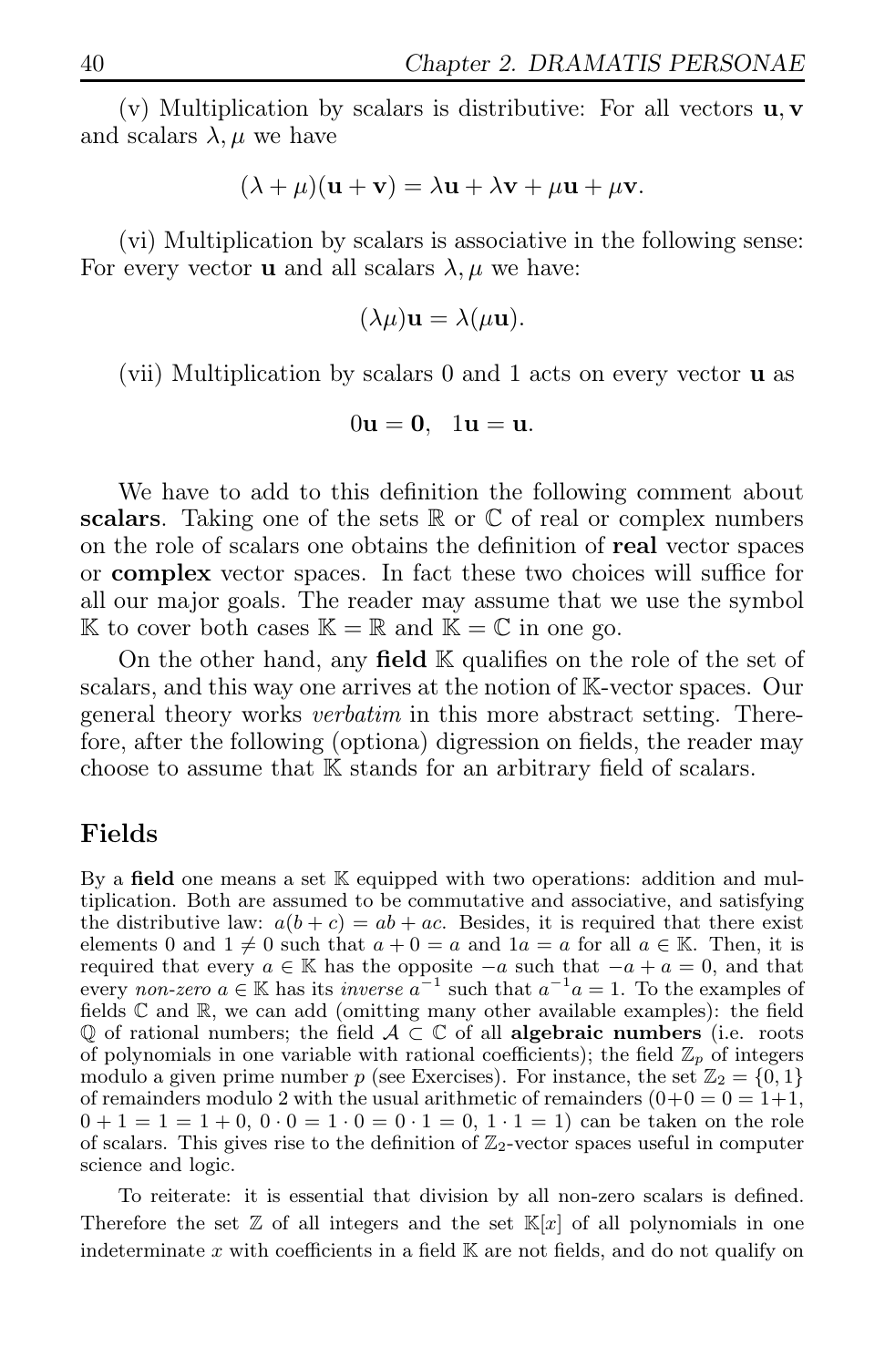(v) Multiplication by scalars is distributive: For all vectors $\mathbf{u}, \mathbf{v}$ and scalars $\lambda, \mu$ we have

$$(\lambda + \mu)(\mathbf{u} + \mathbf{v}) = \lambda\mathbf{u} + \lambda\mathbf{v} + \mu\mathbf{u} + \mu\mathbf{v}.$$

(vi) Multiplication by scalars is associative in the following sense: For every vector $\mathbf{u}$ and all scalars $\lambda, \mu$ we have:

$$(\lambda\mu)\mathbf{u} = \lambda(\mu\mathbf{u}).$$

(vii) Multiplication by scalars 0 and 1 acts on every vector $\mathbf{u}$ as

$$0\mathbf{u} = \mathbf{0}, \quad 1\mathbf{u} = \mathbf{u}.$$

We have to add to this definition the following comment about **scalars**. Taking one of the sets $\mathbb{R}$ or $\mathbb{C}$ of real or complex numbers on the role of scalars one obtains the definition of **real** vector spaces or **complex** vector spaces. In fact these two choices will suffice for all our major goals. The reader may assume that we use the symbol $\mathbb{K}$ to cover both cases $\mathbb{K} = \mathbb{R}$ and $\mathbb{K} = \mathbb{C}$ in one go.

On the other hand, any **field** $\mathbb{K}$ qualifies on the role of the set of scalars, and this way one arrives at the notion of $\mathbb{K}$-vector spaces. Our general theory works *verbatim* in this more abstract setting. Therefore, after the following (optiona) digression on fields, the reader may choose to assume that $\mathbb{K}$ stands for an arbitrary field of scalars.

## Fields

By a **field** one means a set $\mathbb{K}$ equipped with two operations: addition and multiplication. Both are assumed to be commutative and associative, and satisfying the distributive law: $a(b + c) = ab + ac$. Besides, it is required that there exist elements 0 and $1 \neq 0$ such that $a + 0 = a$ and $1a = a$ for all $a \in \mathbb{K}$. Then, it is required that every $a \in \mathbb{K}$ has the opposite $-a$ such that $-a + a = 0$, and that every *non-zero* $a \in \mathbb{K}$ has its *inverse* $a^{-1}$ such that $a^{-1}a = 1$. To the examples of fields $\mathbb{C}$ and $\mathbb{R}$, we can add (omitting many other available examples): the field $\mathbb{Q}$ of rational numbers; the field $\mathcal{A} \subset \mathbb{C}$ of all **algebraic numbers** (i.e. roots of polynomials in one variable with rational coefficients); the field $\mathbb{Z}_p$ of integers modulo a given prime number $p$ (see Exercises). For instance, the set $\mathbb{Z}_2 = \{0, 1\}$ of remainders modulo 2 with the usual arithmetic of remainders ($0+0 = 0 = 1+1$, $0 + 1 = 1 = 1 + 0$, $0 \cdot 0 = 1 \cdot 0 = 0 \cdot 1 = 0$, $1 \cdot 1 = 1$) can be taken on the role of scalars. This gives rise to the definition of $\mathbb{Z}_2$-vector spaces useful in computer science and logic.

To reiterate: it is essential that division by all non-zero scalars is defined. Therefore the set $\mathbb{Z}$ of all integers and the set $\mathbb{K}[x]$ of all polynomials in one indeterminate $x$ with coefficients in a field $\mathbb{K}$ are not fields, and do not qualify on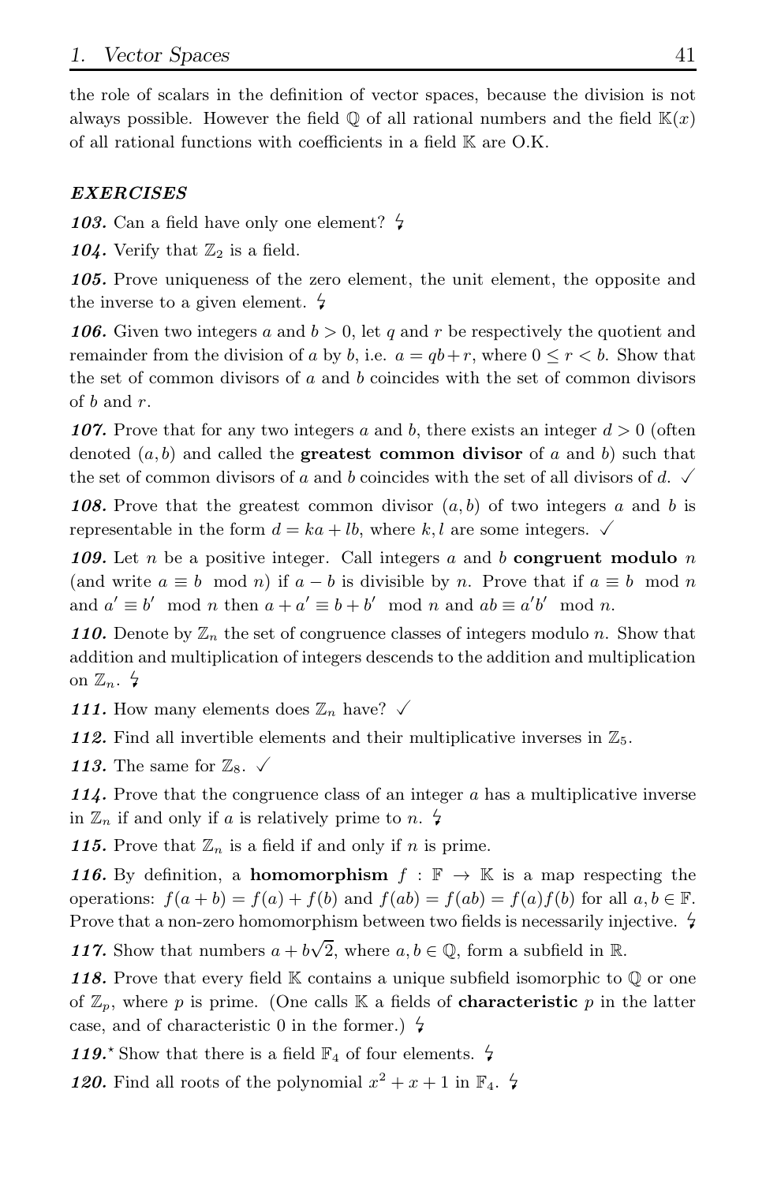the role of scalars in the definition of vector spaces, because the division is not always possible. However the field $\mathbb{Q}$ of all rational numbers and the field $\mathbb{K}(x)$ of all rational functions with coefficients in a field $\mathbb{K}$ are O.K.

### *EXERCISES*

***103.*** Can a field have only one element? ϟ

***104.*** Verify that $\mathbb{Z}_2$ is a field.

***105.*** Prove uniqueness of the zero element, the unit element, the opposite and the inverse to a given element. ϟ

***106.*** Given two integers $a$ and $b > 0$, let $q$ and $r$ be respectively the quotient and remainder from the division of $a$ by $b$, i.e. $a = qb + r$, where $0 \leq r < b$. Show that the set of common divisors of $a$ and $b$ coincides with the set of common divisors of $b$ and $r$.

***107.*** Prove that for any two integers $a$ and $b$, there exists an integer $d > 0$ (often denoted $(a, b)$ and called the **greatest common divisor** of $a$ and $b$) such that the set of common divisors of $a$ and $b$ coincides with the set of all divisors of $d$. ✓

***108.*** Prove that the greatest common divisor $(a, b)$ of two integers $a$ and $b$ is representable in the form $d = ka + lb$, where $k, l$ are some integers. ✓

***109.*** Let $n$ be a positive integer. Call integers $a$ and $b$ **congruent modulo** $n$ (and write $a \equiv b \mod n$) if $a - b$ is divisible by $n$. Prove that if $a \equiv b \mod n$ and $a' \equiv b' \mod n$ then $a + a' \equiv b + b' \mod n$ and $ab \equiv a'b' \mod n$.

***110.*** Denote by $\mathbb{Z}_n$ the set of congruence classes of integers modulo $n$. Show that addition and multiplication of integers descends to the addition and multiplication on $\mathbb{Z}_n$. ϟ

***111.*** How many elements does $\mathbb{Z}_n$ have? ✓

***112.*** Find all invertible elements and their multiplicative inverses in $\mathbb{Z}_5$.

***113.*** The same for $\mathbb{Z}_8$. ✓

***114.*** Prove that the congruence class of an integer $a$ has a multiplicative inverse in $\mathbb{Z}_n$ if and only if $a$ is relatively prime to $n$. ϟ

***115.*** Prove that $\mathbb{Z}_n$ is a field if and only if $n$ is prime.

***116.*** By definition, a **homomorphism** $f : \mathbb{F} \to \mathbb{K}$ is a map respecting the operations: $f(a + b) = f(a) + f(b)$ and $f(ab) = f(ab) = f(a)f(b)$ for all $a, b \in \mathbb{F}$. Prove that a non-zero homomorphism between two fields is necessarily injective. ϟ

***117.*** Show that numbers $a + b\sqrt{2}$, where $a, b \in \mathbb{Q}$, form a subfield in $\mathbb{R}$.

***118.*** Prove that every field $\mathbb{K}$ contains a unique subfield isomorphic to $\mathbb{Q}$ or one of $\mathbb{Z}_p$, where $p$ is prime. (One calls $\mathbb{K}$ a fields of **characteristic** $p$ in the latter case, and of characteristic 0 in the former.) ϟ

***119.**** Show that there is a field $\mathbb{F}_4$ of four elements. ϟ

***120.*** Find all roots of the polynomial $x^2 + x + 1$ in $\mathbb{F}_4$. ϟ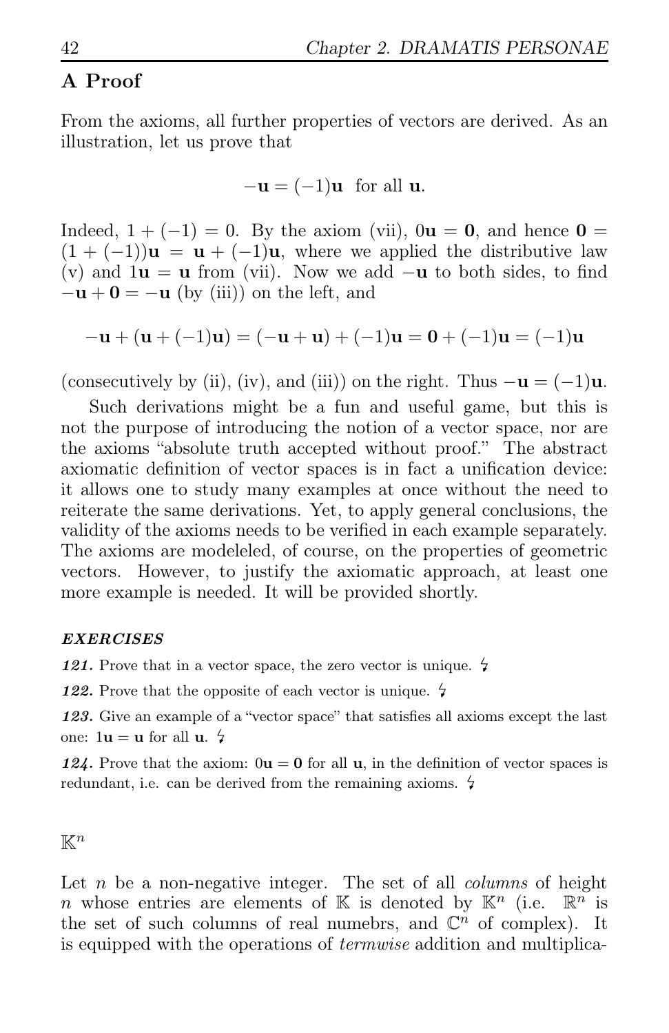## A Proof

From the axioms, all further properties of vectors are derived. As an illustration, let us prove that

$$-\mathbf{u} = (-1)\mathbf{u} \text{ for all } \mathbf{u}.$$

Indeed, $1 + (-1) = 0$. By the axiom (vii), $0\mathbf{u} = \mathbf{0}$, and hence $\mathbf{0} = (1 + (-1))\mathbf{u} = \mathbf{u} + (-1)\mathbf{u}$, where we applied the distributive law (v) and $1\mathbf{u} = \mathbf{u}$ from (vii). Now we add $-\mathbf{u}$ to both sides, to find $-\mathbf{u} + \mathbf{0} = -\mathbf{u}$ (by (iii)) on the left, and

$$-\mathbf{u} + (\mathbf{u} + (-1)\mathbf{u}) = (-\mathbf{u} + \mathbf{u}) + (-1)\mathbf{u} = \mathbf{0} + (-1)\mathbf{u} = (-1)\mathbf{u}$$

(consecutively by (ii), (iv), and (iii)) on the right. Thus $-\mathbf{u} = (-1)\mathbf{u}$.

Such derivations might be a fun and useful game, but this is not the purpose of introducing the notion of a vector space, nor are the axioms "absolute truth accepted without proof." The abstract axiomatic definition of vector spaces is in fact a unification device: it allows one to study many examples at once without the need to reiterate the same derivations. Yet, to apply general conclusions, the validity of the axioms needs to be verified in each example separately. The axioms are modeleled, of course, on the properties of geometric vectors. However, to justify the axiomatic approach, at least one more example is needed. It will be provided shortly.

#### *EXERCISES*

***121.*** Prove that in a vector space, the zero vector is unique. ↯

***122.*** Prove that the opposite of each vector is unique. ↯

***123.*** Give an example of a "vector space" that satisfies all axioms except the last one: $1\mathbf{u} = \mathbf{u}$ for all $\mathbf{u}$. ↯

***124.*** Prove that the axiom: $0\mathbf{u} = \mathbf{0}$ for all $\mathbf{u}$, in the definition of vector spaces is redundant, i.e. can be derived from the remaining axioms. ↯

## $\mathbb{K}^n$

Let $n$ be a non-negative integer. The set of all *columns* of height $n$ whose entries are elements of $\mathbb{K}$ is denoted by $\mathbb{K}^n$ (i.e. $\mathbb{R}^n$ is the set of such columns of real numebrs, and $\mathbb{C}^n$ of complex). It is equipped with the operations of *termwise* addition and multiplica-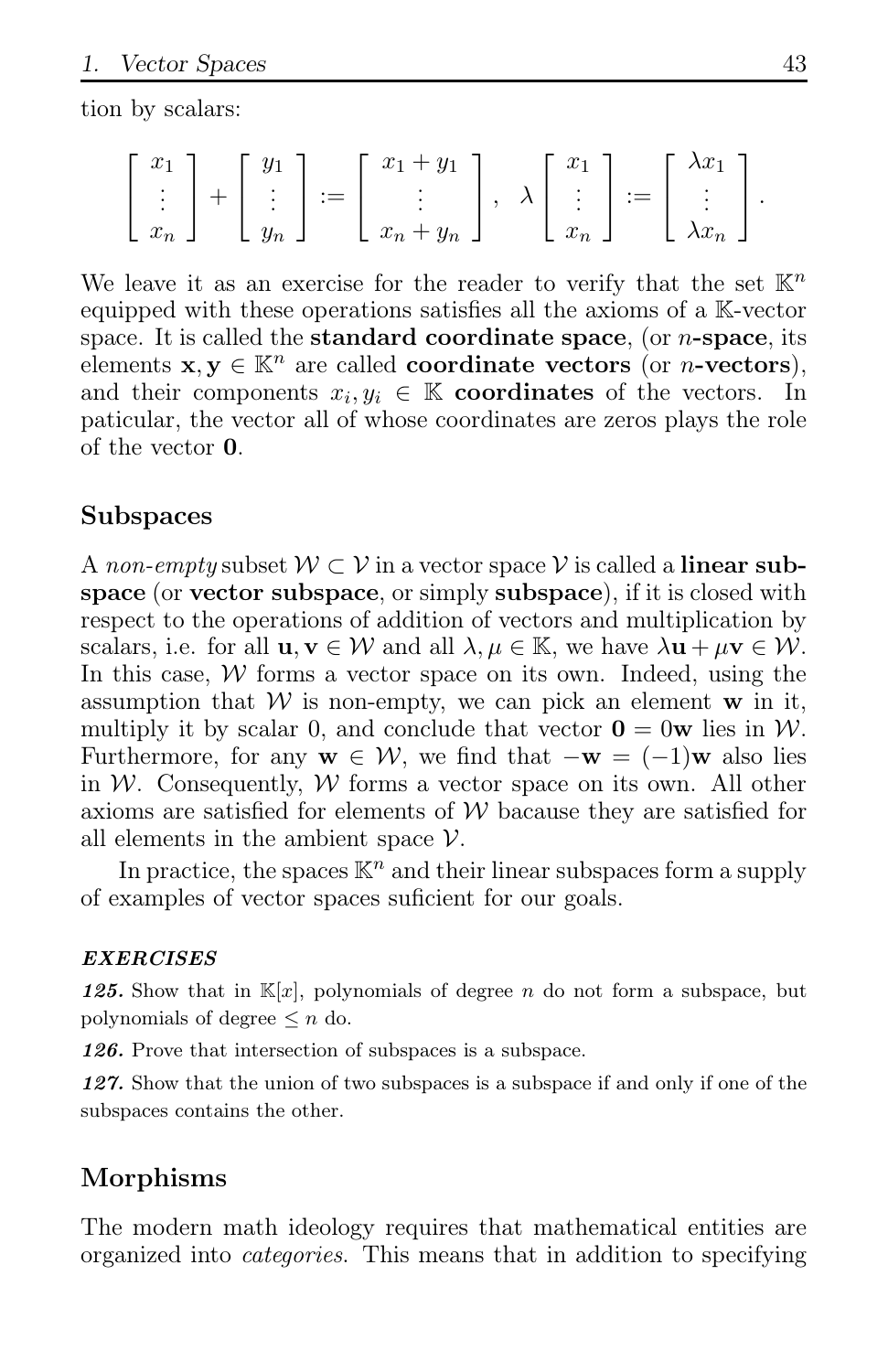tion by scalars:

$$\begin{bmatrix} x_1 \\ \vdots \\ x_n \end{bmatrix} + \begin{bmatrix} y_1 \\ \vdots \\ y_n \end{bmatrix} := \begin{bmatrix} x_1 + y_1 \\ \vdots \\ x_n + y_n \end{bmatrix}, \quad \lambda \begin{bmatrix} x_1 \\ \vdots \\ x_n \end{bmatrix} := \begin{bmatrix} \lambda x_1 \\ \vdots \\ \lambda x_n \end{bmatrix}.$$

We leave it as an exercise for the reader to verify that the set $\mathbb{K}^n$ equipped with these operations satisfies all the axioms of a $\mathbb{K}$-vector space. It is called the **standard coordinate space**, (or **$n$-space**, its elements $\mathbf{x}, \mathbf{y} \in \mathbb{K}^n$ are called **coordinate vectors** (or **$n$-vectors**), and their components $x_i, y_i \in \mathbb{K}$ **coordinates** of the vectors. In paticular, the vector all of whose coordinates are zeros plays the role of the vector $\mathbf{0}$.

## Subspaces

A *non-empty* subset $\mathcal{W} \subset \mathcal{V}$ in a vector space $\mathcal{V}$ is called a **linear subspace** (or **vector subspace**, or simply **subspace**), if it is closed with respect to the operations of addition of vectors and multiplication by scalars, i.e. for all $\mathbf{u}, \mathbf{v} \in \mathcal{W}$ and all $\lambda, \mu \in \mathbb{K}$, we have $\lambda\mathbf{u} + \mu\mathbf{v} \in \mathcal{W}$. In this case, $\mathcal{W}$ forms a vector space on its own. Indeed, using the assumption that $\mathcal{W}$ is non-empty, we can pick an element $\mathbf{w}$ in it, multiply it by scalar 0, and conclude that vector $\mathbf{0} = 0\mathbf{w}$ lies in $\mathcal{W}$. Furthermore, for any $\mathbf{w} \in \mathcal{W}$, we find that $-\mathbf{w} = (-1)\mathbf{w}$ also lies in $\mathcal{W}$. Consequently, $\mathcal{W}$ forms a vector space on its own. All other axioms are satisfied for elements of $\mathcal{W}$ bacause they are satisfied for all elements in the ambient space $\mathcal{V}$.

In practice, the spaces $\mathbb{K}^n$ and their linear subspaces form a supply of examples of vector spaces suficient for our goals.

***EXERCISES***

***125.*** Show that in $\mathbb{K}[x]$, polynomials of degree $n$ do not form a subspace, but polynomials of degree $\leq n$ do.

***126.*** Prove that intersection of subspaces is a subspace.

***127.*** Show that the union of two subspaces is a subspace if and only if one of the subspaces contains the other.

## Morphisms

The modern math ideology requires that mathematical entities are organized into *categories*. This means that in addition to specifying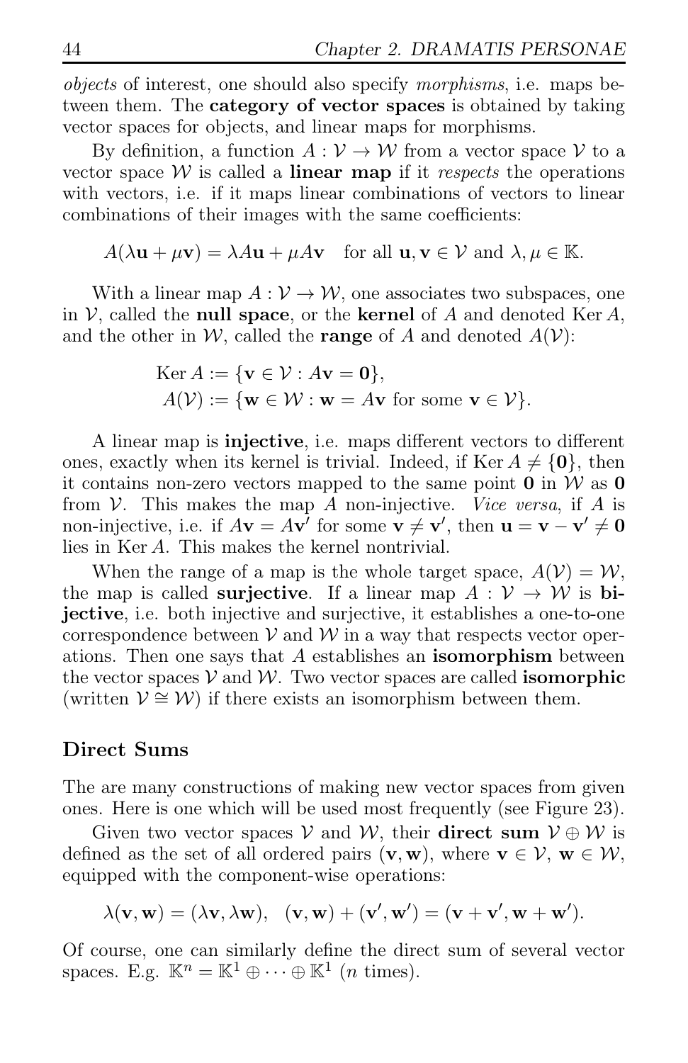*objects* of interest, one should also specify *morphisms*, i.e. maps between them. The **category of vector spaces** is obtained by taking vector spaces for objects, and linear maps for morphisms.

By definition, a function $A : \mathcal{V} \to \mathcal{W}$ from a vector space $\mathcal{V}$ to a vector space $\mathcal{W}$ is called a **linear map** if it *respects* the operations with vectors, i.e. if it maps linear combinations of vectors to linear combinations of their images with the same coefficients:

$$A(\lambda \mathbf{u} + \mu \mathbf{v}) = \lambda A\mathbf{u} + \mu A\mathbf{v} \quad \text{for all } \mathbf{u}, \mathbf{v} \in \mathcal{V} \text{ and } \lambda, \mu \in \mathbb{K}.$$

With a linear map $A : \mathcal{V} \to \mathcal{W}$, one associates two subspaces, one in $\mathcal{V}$, called the **null space**, or the **kernel** of $A$ and denoted $\operatorname{Ker} A$, and the other in $\mathcal{W}$, called the **range** of $A$ and denoted $A(\mathcal{V})$:

$$\operatorname{Ker} A := \{\mathbf{v} \in \mathcal{V} : A\mathbf{v} = \mathbf{0}\},$$
$$A(\mathcal{V}) := \{\mathbf{w} \in \mathcal{W} : \mathbf{w} = A\mathbf{v} \text{ for some } \mathbf{v} \in \mathcal{V}\}.$$

A linear map is **injective**, i.e. maps different vectors to different ones, exactly when its kernel is trivial. Indeed, if $\operatorname{Ker} A \neq \{\mathbf{0}\}$, then it contains non-zero vectors mapped to the same point $\mathbf{0}$ in $\mathcal{W}$ as $\mathbf{0}$ from $\mathcal{V}$. This makes the map $A$ non-injective. *Vice versa*, if $A$ is non-injective, i.e. if $A\mathbf{v} = A\mathbf{v}'$ for some $\mathbf{v} \neq \mathbf{v}'$, then $\mathbf{u} = \mathbf{v} - \mathbf{v}' \neq \mathbf{0}$ lies in $\operatorname{Ker} A$. This makes the kernel nontrivial.

When the range of a map is the whole target space, $A(\mathcal{V}) = \mathcal{W}$, the map is called **surjective**. If a linear map $A : \mathcal{V} \to \mathcal{W}$ is **bijective**, i.e. both injective and surjective, it establishes a one-to-one correspondence between $\mathcal{V}$ and $\mathcal{W}$ in a way that respects vector operations. Then one says that $A$ establishes an **isomorphism** between the vector spaces $\mathcal{V}$ and $\mathcal{W}$. Two vector spaces are called **isomorphic** (written $\mathcal{V} \cong \mathcal{W}$) if there exists an isomorphism between them.

## Direct Sums

The are many constructions of making new vector spaces from given ones. Here is one which will be used most frequently (see Figure 23).

Given two vector spaces $\mathcal{V}$ and $\mathcal{W}$, their **direct sum** $\mathcal{V} \oplus \mathcal{W}$ is defined as the set of all ordered pairs $(\mathbf{v}, \mathbf{w})$, where $\mathbf{v} \in \mathcal{V}$, $\mathbf{w} \in \mathcal{W}$, equipped with the component-wise operations:

$$\lambda(\mathbf{v}, \mathbf{w}) = (\lambda \mathbf{v}, \lambda \mathbf{w}), \quad (\mathbf{v}, \mathbf{w}) + (\mathbf{v}', \mathbf{w}') = (\mathbf{v} + \mathbf{v}', \mathbf{w} + \mathbf{w}').$$

Of course, one can similarly define the direct sum of several vector spaces. E.g. $\mathbb{K}^n = \mathbb{K}^1 \oplus \cdots \oplus \mathbb{K}^1$ ($n$ times).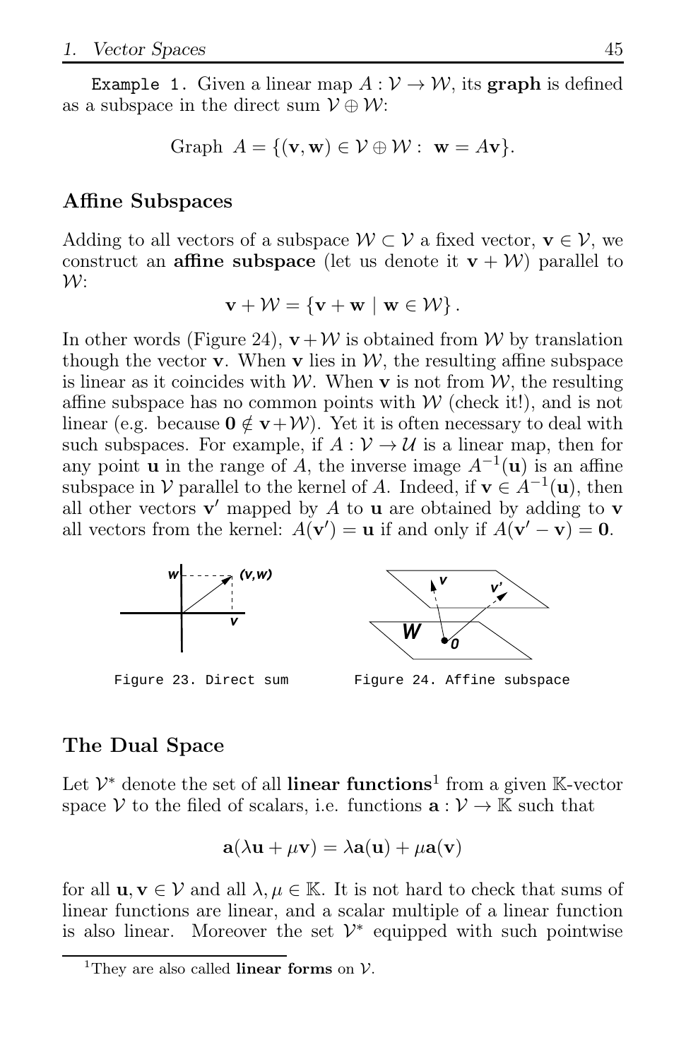Example 1. Given a linear map $A : \mathcal{V} \to \mathcal{W}$, its **graph** is defined as a subspace in the direct sum $\mathcal{V} \oplus \mathcal{W}$:

$$\text{Graph } A = \{(\mathbf{v}, \mathbf{w}) \in \mathcal{V} \oplus \mathcal{W} : \ \mathbf{w} = A\mathbf{v}\}.$$

### Affine Subspaces

Adding to all vectors of a subspace $\mathcal{W} \subset \mathcal{V}$ a fixed vector, $\mathbf{v} \in \mathcal{V}$, we construct an **affine subspace** (let us denote it $\mathbf{v} + \mathcal{W}$) parallel to $\mathcal{W}$:

$$\mathbf{v} + \mathcal{W} = \{\mathbf{v} + \mathbf{w} \mid \mathbf{w} \in \mathcal{W}\}.$$

In other words (Figure 24), $\mathbf{v} + \mathcal{W}$ is obtained from $\mathcal{W}$ by translation though the vector $\mathbf{v}$. When $\mathbf{v}$ lies in $\mathcal{W}$, the resulting affine subspace is linear as it coincides with $\mathcal{W}$. When $\mathbf{v}$ is not from $\mathcal{W}$, the resulting affine subspace has no common points with $\mathcal{W}$ (check it!), and is not linear (e.g. because $\mathbf{0} \notin \mathbf{v} + \mathcal{W}$). Yet it is often necessary to deal with such subspaces. For example, if $A : \mathcal{V} \to \mathcal{U}$ is a linear map, then for any point $\mathbf{u}$ in the range of $A$, the inverse image $A^{-1}(\mathbf{u})$ is an affine subspace in $\mathcal{V}$ parallel to the kernel of $A$. Indeed, if $\mathbf{v} \in A^{-1}(\mathbf{u})$, then all other vectors $\mathbf{v}'$ mapped by $A$ to $\mathbf{u}$ are obtained by adding to $\mathbf{v}$ all vectors from the kernel: $A(\mathbf{v}') = \mathbf{u}$ if and only if $A(\mathbf{v}' - \mathbf{v}) = \mathbf{0}$.

Figure 23. Direct sum

Figure 24. Affine subspace

### The Dual Space

Let $\mathcal{V}^*$ denote the set of all **linear functions**[1] from a given $\mathbb{K}$-vector space $\mathcal{V}$ to the filed of scalars, i.e. functions $\mathbf{a} : \mathcal{V} \to \mathbb{K}$ such that

$$\mathbf{a}(\lambda \mathbf{u} + \mu \mathbf{v}) = \lambda \mathbf{a}(\mathbf{u}) + \mu \mathbf{a}(\mathbf{v})$$

for all $\mathbf{u}, \mathbf{v} \in \mathcal{V}$ and all $\lambda, \mu \in \mathbb{K}$. It is not hard to check that sums of linear functions are linear, and a scalar multiple of a linear function is also linear. Moreover the set $\mathcal{V}^*$ equipped with such pointwise

[1] They are also called **linear forms** on $\mathcal{V}$.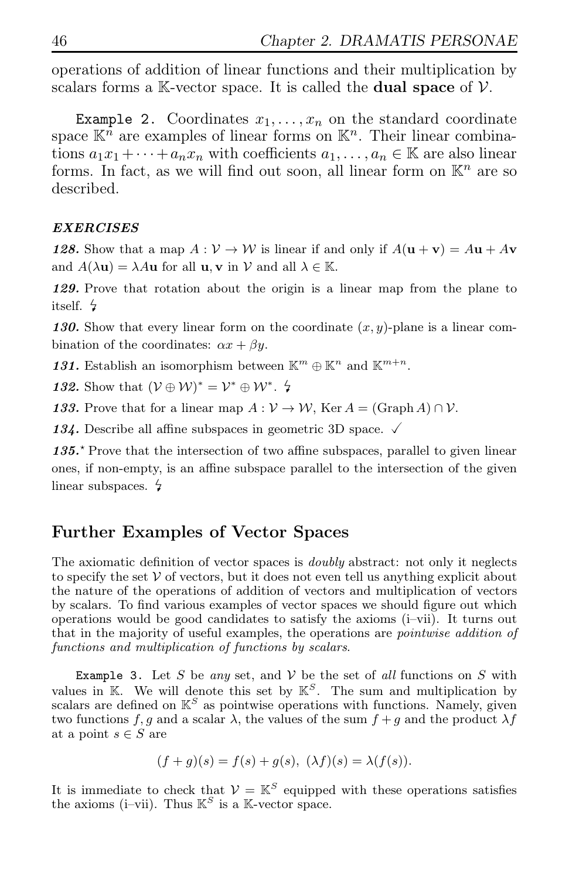operations of addition of linear functions and their multiplication by scalars forms a $\mathbb{K}$-vector space. It is called the **dual space** of $\mathcal{V}$.

`Example 2.` Coordinates $x_1, \dots, x_n$ on the standard coordinate space $\mathbb{K}^n$ are examples of linear forms on $\mathbb{K}^n$. Their linear combinations $a_1x_1 + \cdots + a_nx_n$ with coefficients $a_1, \dots, a_n \in \mathbb{K}$ are also linear forms. In fact, as we will find out soon, all linear form on $\mathbb{K}^n$ are so described.

***EXERCISES***

***128.*** Show that a map $A : \mathcal{V} \to \mathcal{W}$ is linear if and only if $A(\mathbf{u} + \mathbf{v}) = A\mathbf{u} + A\mathbf{v}$ and $A(\lambda\mathbf{u}) = \lambda A\mathbf{u}$ for all $\mathbf{u}, \mathbf{v}$ in $\mathcal{V}$ and all $\lambda \in \mathbb{K}$.

***129.*** Prove that rotation about the origin is a linear map from the plane to itself. ↯

***130.*** Show that every linear form on the coordinate $(x, y)$-plane is a linear combination of the coordinates: $\alpha x + \beta y$.

***131.*** Establish an isomorphism between $\mathbb{K}^m \oplus \mathbb{K}^n$ and $\mathbb{K}^{m+n}$.

***132.*** Show that $(\mathcal{V} \oplus \mathcal{W})^* = \mathcal{V}^* \oplus \mathcal{W}^*$. ↯

***133.*** Prove that for a linear map $A : \mathcal{V} \to \mathcal{W}$, $\operatorname{Ker} A = (\operatorname{Graph} A) \cap \mathcal{V}$.

***134.*** Describe all affine subspaces in geometric 3D space. ✓

***135.*** $^\star$ Prove that the intersection of two affine subspaces, parallel to given linear ones, if non-empty, is an affine subspace parallel to the intersection of the given linear subspaces. ↯

## Further Examples of Vector Spaces

The axiomatic definition of vector spaces is *doubly* abstract: not only it neglects to specify the set $\mathcal{V}$ of vectors, but it does not even tell us anything explicit about the nature of the operations of addition of vectors and multiplication of vectors by scalars. To find various examples of vector spaces we should figure out which operations would be good candidates to satisfy the axioms (i–vii). It turns out that in the majority of useful examples, the operations are *pointwise addition of functions and multiplication of functions by scalars*.

`Example 3.` Let $S$ be *any* set, and $\mathcal{V}$ be the set of *all* functions on $S$ with values in $\mathbb{K}$. We will denote this set by $\mathbb{K}^S$. The sum and multiplication by scalars are defined on $\mathbb{K}^S$ as pointwise operations with functions. Namely, given two functions $f, g$ and a scalar $\lambda$, the values of the sum $f + g$ and the product $\lambda f$ at a point $s \in S$ are

$$(f + g)(s) = f(s) + g(s), \ (\lambda f)(s) = \lambda(f(s)).$$

It is immediate to check that $\mathcal{V} = \mathbb{K}^S$ equipped with these operations satisfies the axioms (i–vii). Thus $\mathbb{K}^S$ is a $\mathbb{K}$-vector space.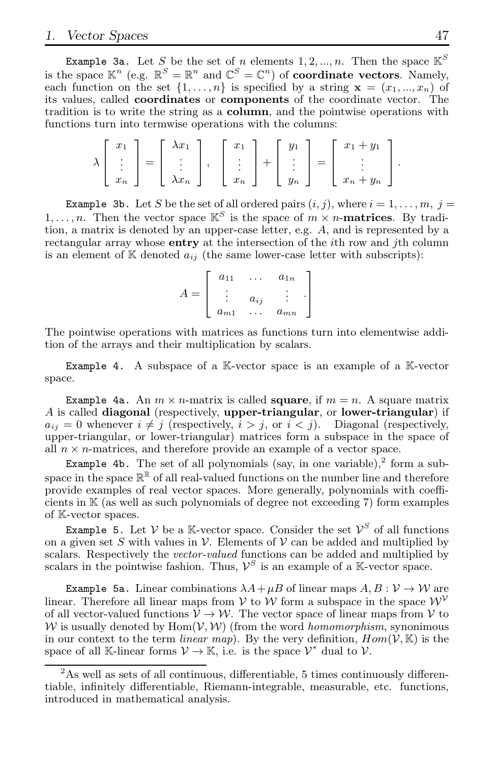`Example 3a.` Let $S$ be the set of $n$ elements $1, 2, ..., n$. Then the space $\mathbb{K}^S$ is the space $\mathbb{K}^n$ (e.g. $\mathbb{R}^S = \mathbb{R}^n$ and $\mathbb{C}^S = \mathbb{C}^n$) of **coordinate vectors**. Namely, each function on the set $\{1, \ldots, n\}$ is specified by a string $\mathbf{x} = (x_1, ..., x_n)$ of its values, called **coordinates** or **components** of the coordinate vector. The tradition is to write the string as a **column**, and the pointwise operations with functions turn into termwise operations with the columns:

$$\lambda \begin{bmatrix} x_1 \\ \vdots \\ x_n \end{bmatrix} = \begin{bmatrix} \lambda x_1 \\ \vdots \\ \lambda x_n \end{bmatrix}, \quad \begin{bmatrix} x_1 \\ \vdots \\ x_n \end{bmatrix} + \begin{bmatrix} y_1 \\ \vdots \\ y_n \end{bmatrix} = \begin{bmatrix} x_1 + y_1 \\ \vdots \\ x_n + y_n \end{bmatrix}.$$

`Example 3b.` Let $S$ be the set of all ordered pairs $(i, j)$, where $i = 1, \ldots, m$, $j = 1, \ldots, n$. Then the vector space $\mathbb{K}^S$ is the space of $m \times n$-**matrices**. By tradition, a matrix is denoted by an upper-case letter, e.g. $A$, and is represented by a rectangular array whose **entry** at the intersection of the $i$th row and $j$th column is an element of $\mathbb{K}$ denoted $a_{ij}$ (the same lower-case letter with subscripts):

$$A = \begin{bmatrix} a_{11} & \ldots & a_{1n} \\ \vdots & a_{ij} & \vdots \\ a_{m1} & \ldots & a_{mn} \end{bmatrix}.$$

The pointwise operations with matrices as functions turn into elementwise addition of the arrays and their multiplication by scalars.

`Example 4.` A subspace of a $\mathbb{K}$-vector space is an example of a $\mathbb{K}$-vector space.

`Example 4a.` An $m \times n$-matrix is called **square**, if $m = n$. A square matrix $A$ is called **diagonal** (respectively, **upper-triangular**, or **lower-triangular**) if $a_{ij} = 0$ whenever $i \neq j$ (respectively, $i > j$, or $i < j$). Diagonal (respectively, upper-triangular, or lower-triangular) matrices form a subspace in the space of all $n \times n$-matrices, and therefore provide an example of a vector space.

`Example 4b.` The set of all polynomials (say, in one variable),[2] form a subspace in the space $\mathbb{R}^{\mathbb{R}}$ of all real-valued functions on the number line and therefore provide examples of real vector spaces. More generally, polynomials with coefficients in $\mathbb{K}$ (as well as such polynomials of degree not exceeding 7) form examples of $\mathbb{K}$-vector spaces.

`Example 5.` Let $\mathcal{V}$ be a $\mathbb{K}$-vector space. Consider the set $\mathcal{V}^S$ of all functions on a given set $S$ with values in $\mathcal{V}$. Elements of $\mathcal{V}$ can be added and multiplied by scalars. Respectively the *vector-valued* functions can be added and multiplied by scalars in the pointwise fashion. Thus, $\mathcal{V}^S$ is an example of a $\mathbb{K}$-vector space.

`Example 5a.` Linear combinations $\lambda A + \mu B$ of linear maps $A, B : \mathcal{V} \to \mathcal{W}$ are linear. Therefore all linear maps from $\mathcal{V}$ to $\mathcal{W}$ form a subspace in the space $\mathcal{W}^{\mathcal{V}}$ of all vector-valued functions $\mathcal{V} \to \mathcal{W}$. The vector space of linear maps from $\mathcal{V}$ to $\mathcal{W}$ is usually denoted by $\mathrm{Hom}(\mathcal{V}, \mathcal{W})$ (from the word *homomorphism*, synonimous in our context to the term *linear map*). By the very definition, $Hom(\mathcal{V}, \mathbb{K})$ is the space of all $\mathbb{K}$-linear forms $\mathcal{V} \to \mathbb{K}$, i.e. is the space $\mathcal{V}^*$ dual to $\mathcal{V}$.

---

[2] As well as sets of all continuous, differentiable, 5 times continuously differentiable, infinitely differentiable, Riemann-integrable, measurable, etc. functions, introduced in mathematical analysis.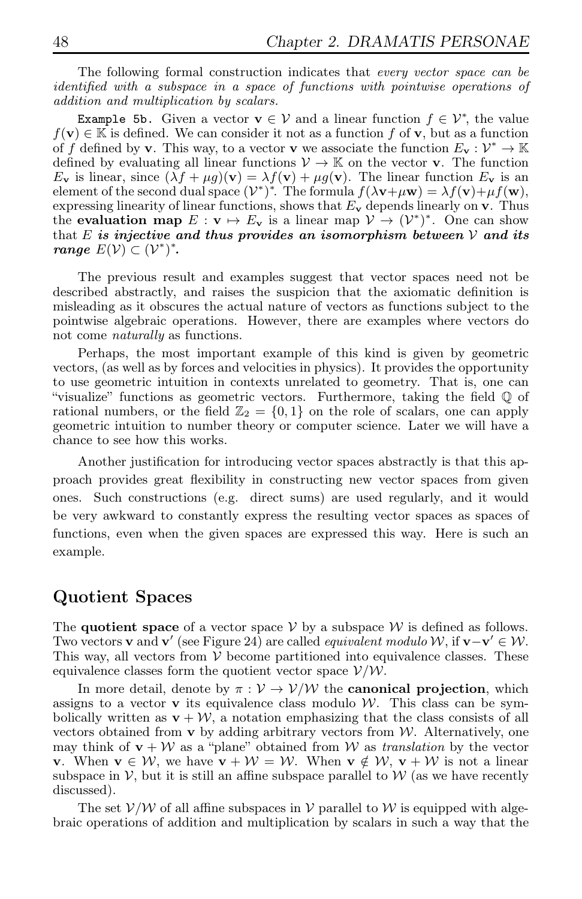The following formal construction indicates that *every vector space can be identified with a subspace in a space of functions with pointwise operations of addition and multiplication by scalars.*

`Example 5b.` Given a vector $\mathbf{v} \in \mathcal{V}$ and a linear function $f \in \mathcal{V}^*$, the value $f(\mathbf{v}) \in \mathbb{K}$ is defined. We can consider it not as a function $f$ of $\mathbf{v}$, but as a function of $f$ defined by $\mathbf{v}$. This way, to a vector $\mathbf{v}$ we associate the function $E_{\mathbf{v}} : \mathcal{V}^* \to \mathbb{K}$ defined by evaluating all linear functions $\mathcal{V} \to \mathbb{K}$ on the vector $\mathbf{v}$. The function $E_{\mathbf{v}}$ is linear, since $(\lambda f + \mu g)(\mathbf{v}) = \lambda f(\mathbf{v}) + \mu g(\mathbf{v})$. The linear function $E_{\mathbf{v}}$ is an element of the second dual space $(\mathcal{V}^*)^*$. The formula $f(\lambda\mathbf{v}+\mu\mathbf{w}) = \lambda f(\mathbf{v})+\mu f(\mathbf{w})$, expressing linearity of linear functions, shows that $E_{\mathbf{v}}$ depends linearly on $\mathbf{v}$. Thus the **evaluation map** $E : \mathbf{v} \mapsto E_{\mathbf{v}}$ is a linear map $\mathcal{V} \to (\mathcal{V}^*)^*$. One can show that $E$ ***is injective and thus provides an isomorphism between $\mathcal{V}$ and its range $E(\mathcal{V}) \subset (\mathcal{V}^*)^*$.***

The previous result and examples suggest that vector spaces need not be described abstractly, and raises the suspicion that the axiomatic definition is misleading as it obscures the actual nature of vectors as functions subject to the pointwise algebraic operations. However, there are examples where vectors do not come *naturally* as functions.

Perhaps, the most important example of this kind is given by geometric vectors, (as well as by forces and velocities in physics). It provides the opportunity to use geometric intuition in contexts unrelated to geometry. That is, one can "visualize" functions as geometric vectors. Furthermore, taking the field $\mathbb{Q}$ of rational numbers, or the field $\mathbb{Z}_2 = \{0, 1\}$ on the role of scalars, one can apply geometric intuition to number theory or computer science. Later we will have a chance to see how this works.

Another justification for introducing vector spaces abstractly is that this approach provides great flexibility in constructing new vector spaces from given ones. Such constructions (e.g. direct sums) are used regularly, and it would be very awkward to constantly express the resulting vector spaces as spaces of functions, even when the given spaces are expressed this way. Here is such an example.

## Quotient Spaces

The **quotient space** of a vector space $\mathcal{V}$ by a subspace $\mathcal{W}$ is defined as follows. Two vectors $\mathbf{v}$ and $\mathbf{v}'$ (see Figure 24) are called *equivalent modulo* $\mathcal{W}$, if $\mathbf{v}-\mathbf{v}' \in \mathcal{W}$. This way, all vectors from $\mathcal{V}$ become partitioned into equivalence classes. These equivalence classes form the quotient vector space $\mathcal{V}/\mathcal{W}$.

In more detail, denote by $\pi : \mathcal{V} \to \mathcal{V}/\mathcal{W}$ the **canonical projection**, which assigns to a vector $\mathbf{v}$ its equivalence class modulo $\mathcal{W}$. This class can be symbolically written as $\mathbf{v} + \mathcal{W}$, a notation emphasizing that the class consists of all vectors obtained from $\mathbf{v}$ by adding arbitrary vectors from $\mathcal{W}$. Alternatively, one may think of $\mathbf{v} + \mathcal{W}$ as a "plane" obtained from $\mathcal{W}$ as *translation* by the vector $\mathbf{v}$. When $\mathbf{v} \in \mathcal{W}$, we have $\mathbf{v} + \mathcal{W} = \mathcal{W}$. When $\mathbf{v} \notin \mathcal{W}$, $\mathbf{v} + \mathcal{W}$ is not a linear subspace in $\mathcal{V}$, but it is still an affine subspace parallel to $\mathcal{W}$ (as we have recently discussed).

The set $\mathcal{V}/\mathcal{W}$ of all affine subspaces in $\mathcal{V}$ parallel to $\mathcal{W}$ is equipped with algebraic operations of addition and multiplication by scalars in such a way that the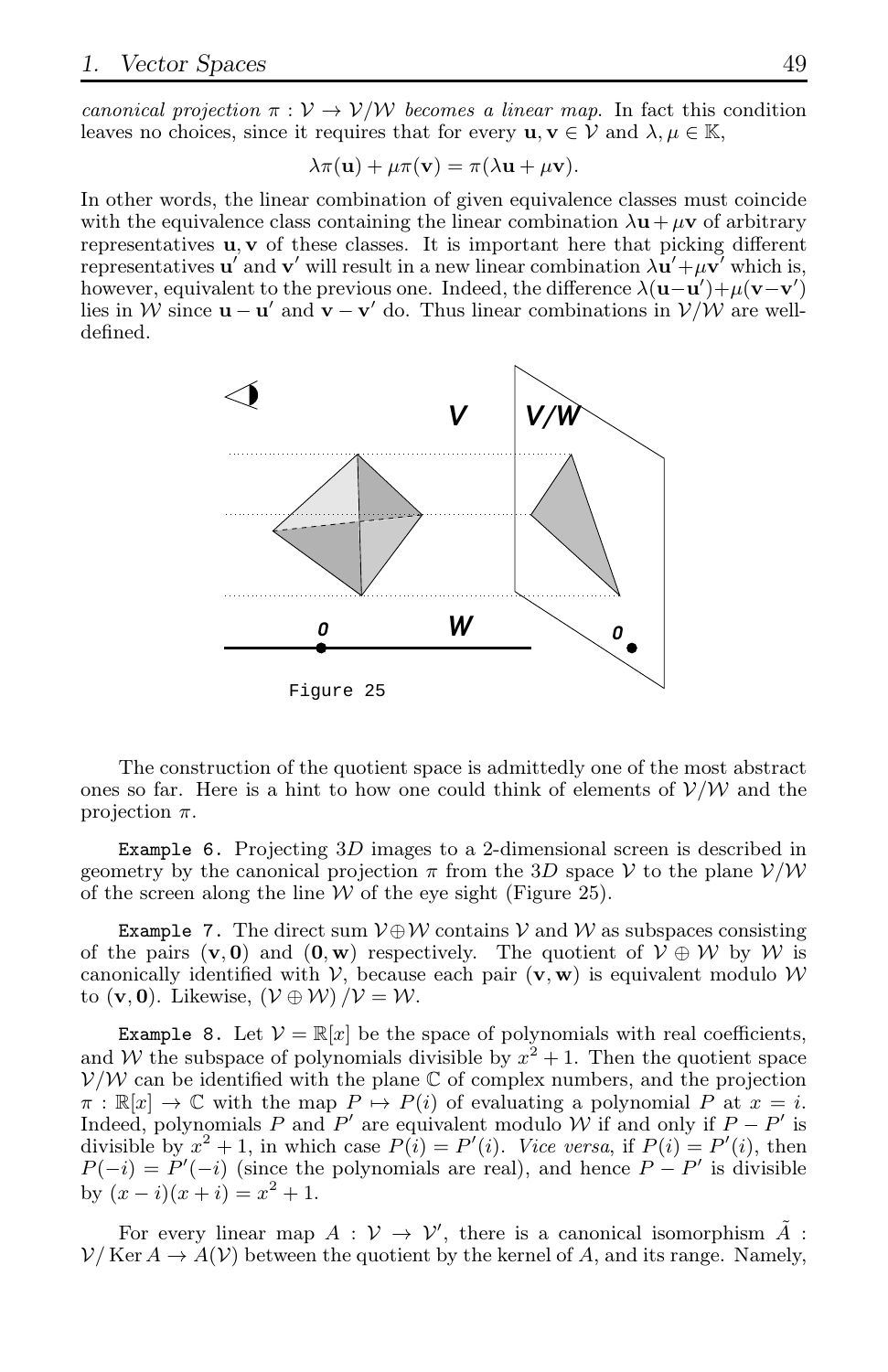*canonical projection $\pi : \mathcal{V} \to \mathcal{V}/\mathcal{W}$ becomes a linear map.* In fact this condition leaves no choices, since it requires that for every $\mathbf{u}, \mathbf{v} \in \mathcal{V}$ and $\lambda, \mu \in \mathbb{K}$,

$$\lambda\pi(\mathbf{u}) + \mu\pi(\mathbf{v}) = \pi(\lambda\mathbf{u} + \mu\mathbf{v}).$$

In other words, the linear combination of given equivalence classes must coincide with the equivalence class containing the linear combination $\lambda\mathbf{u} + \mu\mathbf{v}$ of arbitrary representatives $\mathbf{u}, \mathbf{v}$ of these classes. It is important here that picking different representatives $\mathbf{u}'$ and $\mathbf{v}'$ will result in a new linear combination $\lambda\mathbf{u}' + \mu\mathbf{v}'$ which is, however, equivalent to the previous one. Indeed, the difference $\lambda(\mathbf{u} - \mathbf{u}') + \mu(\mathbf{v} - \mathbf{v}')$ lies in $\mathcal{W}$ since $\mathbf{u} - \mathbf{u}'$ and $\mathbf{v} - \mathbf{v}'$ do. Thus linear combinations in $\mathcal{V}/\mathcal{W}$ are well-defined.

Figure 25

The construction of the quotient space is admittedly one of the most abstract ones so far. Here is a hint to how one could think of elements of $\mathcal{V}/\mathcal{W}$ and the projection $\pi$.

Example 6. Projecting $3D$ images to a 2-dimensional screen is described in geometry by the canonical projection $\pi$ from the $3D$ space $\mathcal{V}$ to the plane $\mathcal{V}/\mathcal{W}$ of the screen along the line $\mathcal{W}$ of the eye sight (Figure 25).

Example 7. The direct sum $\mathcal{V} \oplus \mathcal{W}$ contains $\mathcal{V}$ and $\mathcal{W}$ as subspaces consisting of the pairs $(\mathbf{v}, \mathbf{0})$ and $(\mathbf{0}, \mathbf{w})$ respectively. The quotient of $\mathcal{V} \oplus \mathcal{W}$ by $\mathcal{W}$ is canonically identified with $\mathcal{V}$, because each pair $(\mathbf{v}, \mathbf{w})$ is equivalent modulo $\mathcal{W}$ to $(\mathbf{v}, \mathbf{0})$. Likewise, $(\mathcal{V} \oplus \mathcal{W})/\mathcal{V} = \mathcal{W}$.

Example 8. Let $\mathcal{V} = \mathbb{R}[x]$ be the space of polynomials with real coefficients, and $\mathcal{W}$ the subspace of polynomials divisible by $x^2 + 1$. Then the quotient space $\mathcal{V}/\mathcal{W}$ can be identified with the plane $\mathbb{C}$ of complex numbers, and the projection $\pi : \mathbb{R}[x] \to \mathbb{C}$ with the map $P \mapsto P(i)$ of evaluating a polynomial $P$ at $x = i$. Indeed, polynomials $P$ and $P'$ are equivalent modulo $\mathcal{W}$ if and only if $P - P'$ is divisible by $x^2 + 1$, in which case $P(i) = P'(i)$. *Vice versa*, if $P(i) = P'(i)$, then $P(-i) = P'(-i)$ (since the polynomials are real), and hence $P - P'$ is divisible by $(x - i)(x + i) = x^2 + 1$.

For every linear map $A : \mathcal{V} \to \mathcal{V}'$, there is a canonical isomorphism $\tilde{A} : \mathcal{V}/\operatorname{Ker} A \to A(\mathcal{V})$ between the quotient by the kernel of $A$, and its range. Namely,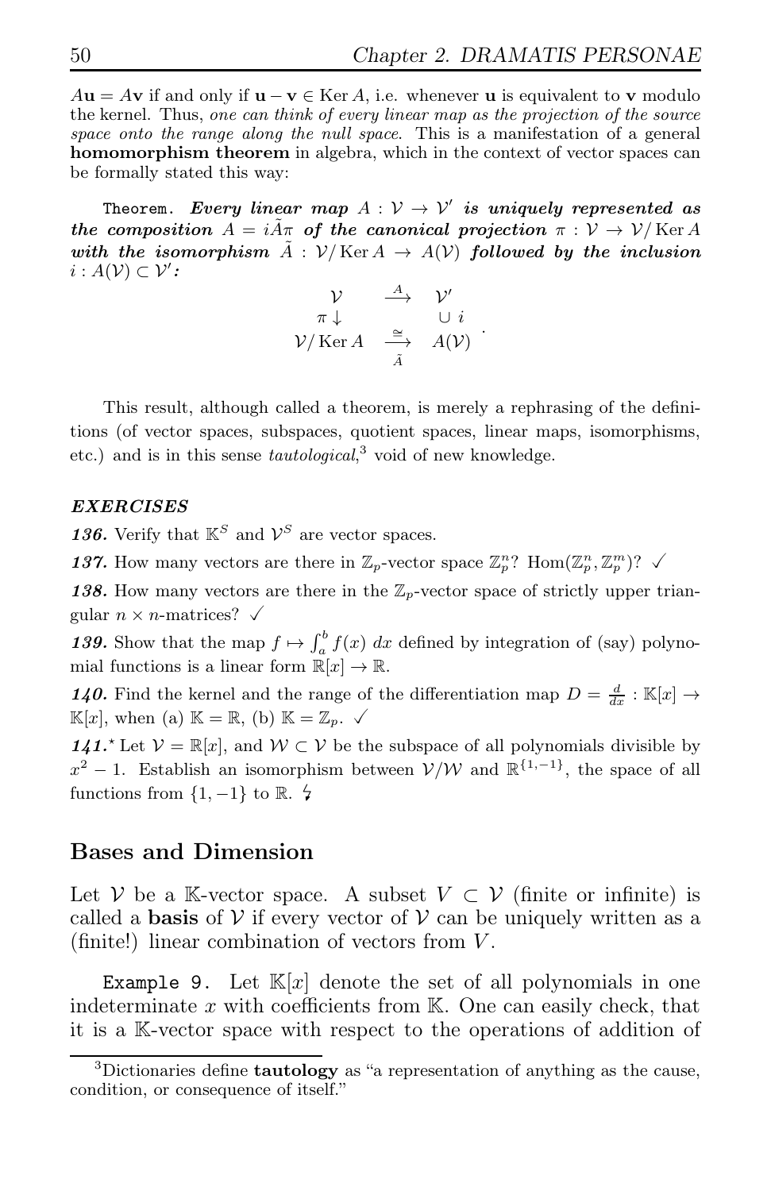$A\mathbf{u} = A\mathbf{v}$ if and only if $\mathbf{u} - \mathbf{v} \in \operatorname{Ker} A$, i.e. whenever $\mathbf{u}$ is equivalent to $\mathbf{v}$ modulo the kernel. Thus, *one can think of every linear map as the projection of the source space onto the range along the null space.* This is a manifestation of a general **homomorphism theorem** in algebra, which in the context of vector spaces can be formally stated this way:

`Theorem.` ***Every linear map $A : \mathcal{V} \to \mathcal{V}'$ is uniquely represented as the composition $A = i\tilde{A}\pi$ of the canonical projection $\pi : \mathcal{V} \to \mathcal{V}/\operatorname{Ker} A$ with the isomorphism $\tilde{A} : \mathcal{V}/\operatorname{Ker} A \to A(\mathcal{V})$ followed by the inclusion $i : A(\mathcal{V}) \subset \mathcal{V}'$:***

$$\begin{array}{ccc} \mathcal{V} & \xrightarrow{A} & \mathcal{V}' \\ \pi \downarrow & & \cup\ i \\ \mathcal{V}/\operatorname{Ker} A & \underset{\tilde{A}}{\xrightarrow{\cong}} & A(\mathcal{V}) \end{array}.$$

This result, although called a theorem, is merely a rephrasing of the definitions (of vector spaces, subspaces, quotient spaces, linear maps, isomorphisms, etc.) and is in this sense *tautological*,[3] void of new knowledge.

***EXERCISES***

***136.*** Verify that $\mathbb{K}^S$ and $\mathcal{V}^S$ are vector spaces.

***137.*** How many vectors are there in $\mathbb{Z}_p$-vector space $\mathbb{Z}_p^n$? $\operatorname{Hom}(\mathbb{Z}_p^n, \mathbb{Z}_p^m)$? ✓

***138.*** How many vectors are there in the $\mathbb{Z}_p$-vector space of strictly upper triangular $n \times n$-matrices? ✓

***139.*** Show that the map $f \mapsto \int_a^b f(x)\, dx$ defined by integration of (say) polynomial functions is a linear form $\mathbb{R}[x] \to \mathbb{R}$.

***140.*** Find the kernel and the range of the differentiation map $D = \frac{d}{dx} : \mathbb{K}[x] \to \mathbb{K}[x]$, when (a) $\mathbb{K} = \mathbb{R}$, (b) $\mathbb{K} = \mathbb{Z}_p$. ✓

***141.**** Let $\mathcal{V} = \mathbb{R}[x]$, and $\mathcal{W} \subset \mathcal{V}$ be the subspace of all polynomials divisible by $x^2 - 1$. Establish an isomorphism between $\mathcal{V}/\mathcal{W}$ and $\mathbb{R}^{\{1,-1\}}$, the space of all functions from $\{1, -1\}$ to $\mathbb{R}$. ϟ

## Bases and Dimension

Let $\mathcal{V}$ be a $\mathbb{K}$-vector space. A subset $V \subset \mathcal{V}$ (finite or infinite) is called a **basis** of $\mathcal{V}$ if every vector of $\mathcal{V}$ can be uniquely written as a (finite!) linear combination of vectors from $V$.

`Example 9.` Let $\mathbb{K}[x]$ denote the set of all polynomials in one indeterminate $x$ with coefficients from $\mathbb{K}$. One can easily check, that it is a $\mathbb{K}$-vector space with respect to the operations of addition of

[3] Dictionaries define **tautology** as "a representation of anything as the cause, condition, or consequence of itself."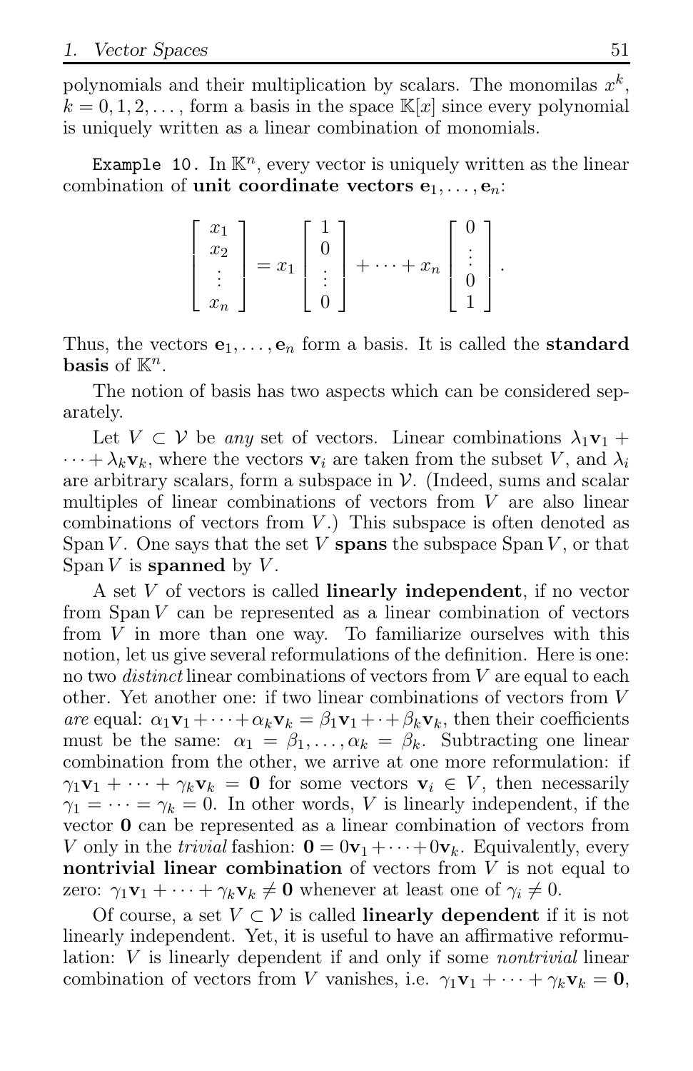polynomials and their multiplication by scalars. The monomilas $x^k$, $k = 0, 1, 2, \ldots$, form a basis in the space $\mathbb{K}[x]$ since every polynomial is uniquely written as a linear combination of monomials.

`Example 10.` In $\mathbb{K}^n$, every vector is uniquely written as the linear combination of **unit coordinate vectors** $\mathbf{e}_1, \ldots, \mathbf{e}_n$:

$$\begin{bmatrix} x_1 \\ x_2 \\ \vdots \\ x_n \end{bmatrix} = x_1 \begin{bmatrix} 1 \\ 0 \\ \vdots \\ 0 \end{bmatrix} + \cdots + x_n \begin{bmatrix} 0 \\ \vdots \\ 0 \\ 1 \end{bmatrix}.$$

Thus, the vectors $\mathbf{e}_1, \ldots, \mathbf{e}_n$ form a basis. It is called the **standard basis** of $\mathbb{K}^n$.

The notion of basis has two aspects which can be considered separately.

Let $V \subset \mathcal{V}$ be *any* set of vectors. Linear combinations $\lambda_1 \mathbf{v}_1 + \cdots + \lambda_k \mathbf{v}_k$, where the vectors $\mathbf{v}_i$ are taken from the subset $V$, and $\lambda_i$ are arbitrary scalars, form a subspace in $\mathcal{V}$. (Indeed, sums and scalar multiples of linear combinations of vectors from $V$ are also linear combinations of vectors from $V$.) This subspace is often denoted as $\operatorname{Span} V$. One says that the set $V$ **spans** the subspace $\operatorname{Span} V$, or that $\operatorname{Span} V$ is **spanned** by $V$.

A set $V$ of vectors is called **linearly independent**, if no vector from $\operatorname{Span} V$ can be represented as a linear combination of vectors from $V$ in more than one way. To familiarize ourselves with this notion, let us give several reformulations of the definition. Here is one: no two *distinct* linear combinations of vectors from $V$ are equal to each other. Yet another one: if two linear combinations of vectors from $V$ *are* equal: $\alpha_1 \mathbf{v}_1 + \cdots + \alpha_k \mathbf{v}_k = \beta_1 \mathbf{v}_1 + \cdot + \beta_k \mathbf{v}_k$, then their coefficients must be the same: $\alpha_1 = \beta_1, \ldots, \alpha_k = \beta_k$. Subtracting one linear combination from the other, we arrive at one more reformulation: if $\gamma_1 \mathbf{v}_1 + \cdots + \gamma_k \mathbf{v}_k = \mathbf{0}$ for some vectors $\mathbf{v}_i \in V$, then necessarily $\gamma_1 = \cdots = \gamma_k = 0$. In other words, $V$ is linearly independent, if the vector $\mathbf{0}$ can be represented as a linear combination of vectors from $V$ only in the *trivial* fashion: $\mathbf{0} = 0\mathbf{v}_1 + \cdots + 0\mathbf{v}_k$. Equivalently, every **nontrivial linear combination** of vectors from $V$ is not equal to zero: $\gamma_1 \mathbf{v}_1 + \cdots + \gamma_k \mathbf{v}_k \neq \mathbf{0}$ whenever at least one of $\gamma_i \neq 0$.

Of course, a set $V \subset \mathcal{V}$ is called **linearly dependent** if it is not linearly independent. Yet, it is useful to have an affirmative reformulation: $V$ is linearly dependent if and only if some *nontrivial* linear combination of vectors from $V$ vanishes, i.e. $\gamma_1 \mathbf{v}_1 + \cdots + \gamma_k \mathbf{v}_k = \mathbf{0}$,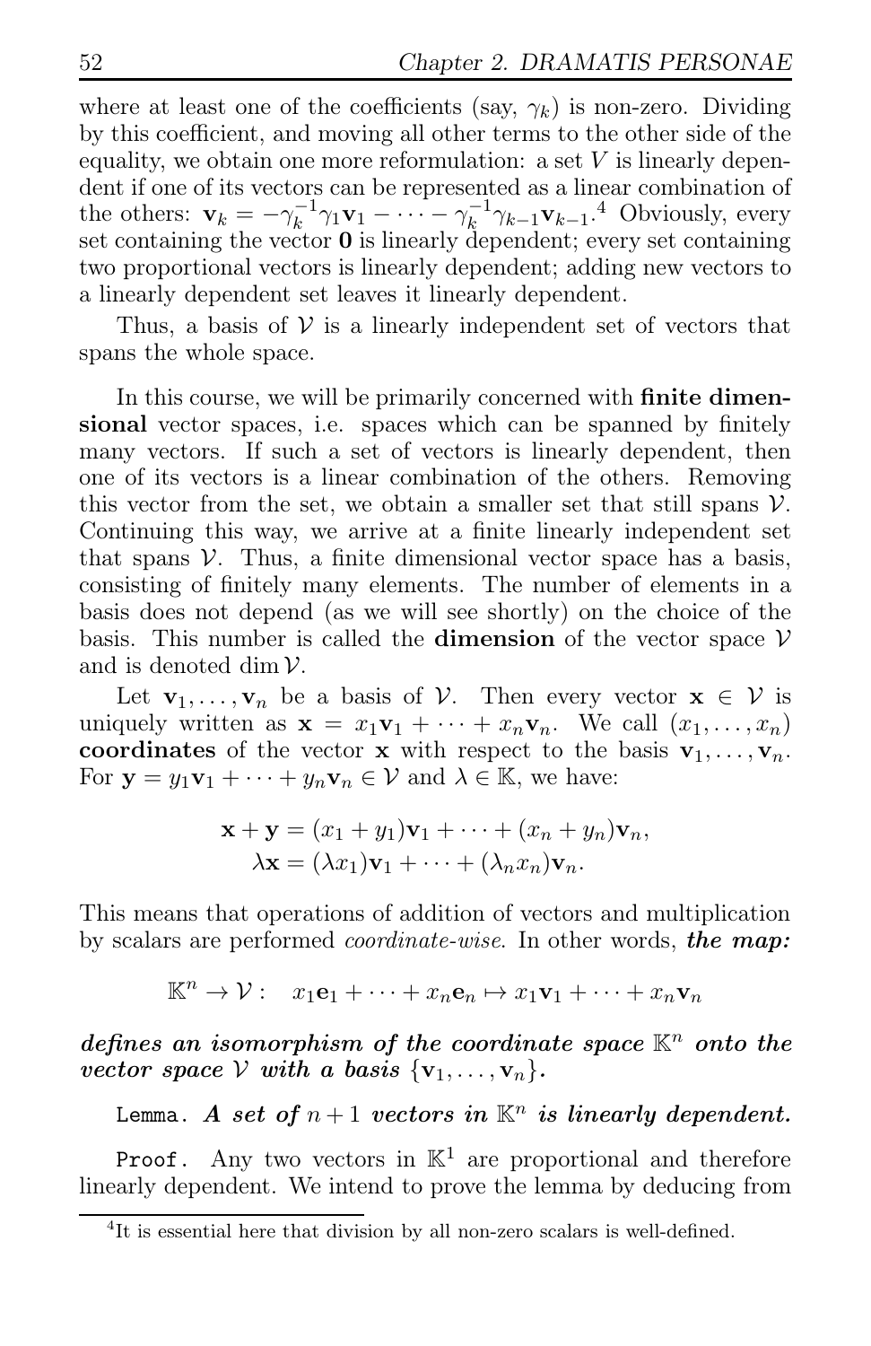where at least one of the coefficients (say, $\gamma_k$) is non-zero. Dividing by this coefficient, and moving all other terms to the other side of the equality, we obtain one more reformulation: a set $V$ is linearly dependent if one of its vectors can be represented as a linear combination of the others: $\mathbf{v}_k = -\gamma_k^{-1}\gamma_1\mathbf{v}_1 - \cdots - \gamma_k^{-1}\gamma_{k-1}\mathbf{v}_{k-1}$.[4] Obviously, every set containing the vector $\mathbf{0}$ is linearly dependent; every set containing two proportional vectors is linearly dependent; adding new vectors to a linearly dependent set leaves it linearly dependent.

Thus, a basis of $\mathcal{V}$ is a linearly independent set of vectors that spans the whole space.

In this course, we will be primarily concerned with **finite dimensional** vector spaces, i.e. spaces which can be spanned by finitely many vectors. If such a set of vectors is linearly dependent, then one of its vectors is a linear combination of the others. Removing this vector from the set, we obtain a smaller set that still spans $\mathcal{V}$. Continuing this way, we arrive at a finite linearly independent set that spans $\mathcal{V}$. Thus, a finite dimensional vector space has a basis, consisting of finitely many elements. The number of elements in a basis does not depend (as we will see shortly) on the choice of the basis. This number is called the **dimension** of the vector space $\mathcal{V}$ and is denoted $\dim \mathcal{V}$.

Let $\mathbf{v}_1, \dots, \mathbf{v}_n$ be a basis of $\mathcal{V}$. Then every vector $\mathbf{x} \in \mathcal{V}$ is uniquely written as $\mathbf{x} = x_1\mathbf{v}_1 + \cdots + x_n\mathbf{v}_n$. We call $(x_1, \dots, x_n)$ **coordinates** of the vector $\mathbf{x}$ with respect to the basis $\mathbf{v}_1, \dots, \mathbf{v}_n$. For $\mathbf{y} = y_1\mathbf{v}_1 + \cdots + y_n\mathbf{v}_n \in \mathcal{V}$ and $\lambda \in \mathbb{K}$, we have:

$$\mathbf{x} + \mathbf{y} = (x_1 + y_1)\mathbf{v}_1 + \cdots + (x_n + y_n)\mathbf{v}_n,$$
$$\lambda\mathbf{x} = (\lambda x_1)\mathbf{v}_1 + \cdots + (\lambda_n x_n)\mathbf{v}_n.$$

This means that operations of addition of vectors and multiplication by scalars are performed *coordinate-wise*. In other words, ***the map:***

$$\mathbb{K}^n \to \mathcal{V}: \quad x_1\mathbf{e}_1 + \cdots + x_n\mathbf{e}_n \mapsto x_1\mathbf{v}_1 + \cdots + x_n\mathbf{v}_n$$

***defines an isomorphism of the coordinate space $\mathbb{K}^n$ onto the vector space $\mathcal{V}$ with a basis $\{\mathbf{v}_1, \dots, \mathbf{v}_n\}$.***

`Lemma.` ***A set of $n+1$ vectors in $\mathbb{K}^n$ is linearly dependent.***

`Proof.` Any two vectors in $\mathbb{K}^1$ are proportional and therefore linearly dependent. We intend to prove the lemma by deducing from

---

[4] It is essential here that division by all non-zero scalars is well-defined.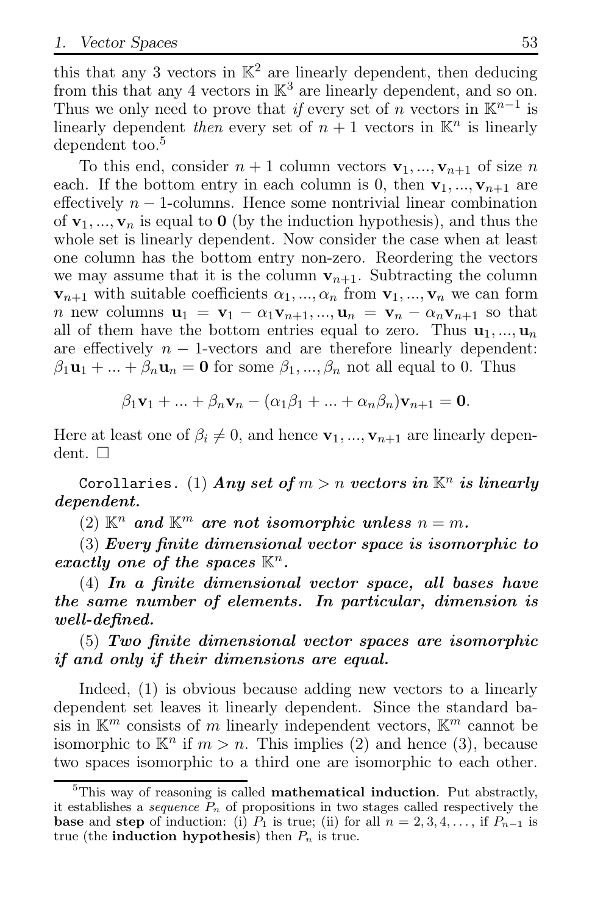this that any 3 vectors in $\mathbb{K}^2$ are linearly dependent, then deducing from this that any 4 vectors in $\mathbb{K}^3$ are linearly dependent, and so on. Thus we only need to prove that *if* every set of $n$ vectors in $\mathbb{K}^{n-1}$ is linearly dependent *then* every set of $n+1$ vectors in $\mathbb{K}^n$ is linearly dependent too.[5]

To this end, consider $n+1$ column vectors $\mathbf{v}_1, ..., \mathbf{v}_{n+1}$ of size $n$ each. If the bottom entry in each column is 0, then $\mathbf{v}_1, ..., \mathbf{v}_{n+1}$ are effectively $n-1$-columns. Hence some nontrivial linear combination of $\mathbf{v}_1, ..., \mathbf{v}_n$ is equal to $\mathbf{0}$ (by the induction hypothesis), and thus the whole set is linearly dependent. Now consider the case when at least one column has the bottom entry non-zero. Reordering the vectors we may assume that it is the column $\mathbf{v}_{n+1}$. Subtracting the column $\mathbf{v}_{n+1}$ with suitable coefficients $\alpha_1, ..., \alpha_n$ from $\mathbf{v}_1, ..., \mathbf{v}_n$ we can form $n$ new columns $\mathbf{u}_1 = \mathbf{v}_1 - \alpha_1 \mathbf{v}_{n+1}, ..., \mathbf{u}_n = \mathbf{v}_n - \alpha_n \mathbf{v}_{n+1}$ so that all of them have the bottom entries equal to zero. Thus $\mathbf{u}_1, ..., \mathbf{u}_n$ are effectively $n-1$-vectors and are therefore linearly dependent: $\beta_1 \mathbf{u}_1 + ... + \beta_n \mathbf{u}_n = \mathbf{0}$ for some $\beta_1, ..., \beta_n$ not all equal to 0. Thus

$$\beta_1 \mathbf{v}_1 + ... + \beta_n \mathbf{v}_n - (\alpha_1 \beta_1 + ... + \alpha_n \beta_n) \mathbf{v}_{n+1} = \mathbf{0}.$$

Here at least one of $\beta_i \neq 0$, and hence $\mathbf{v}_1, ..., \mathbf{v}_{n+1}$ are linearly dependent. $\square$

`Corollaries.` (1) ***Any set of*** $m > n$ ***vectors in*** $\mathbb{K}^n$ ***is linearly dependent.***

(2) $\mathbb{K}^n$ ***and*** $\mathbb{K}^m$ ***are not isomorphic unless*** $n = m$***.***

(3) ***Every finite dimensional vector space is isomorphic to exactly one of the spaces*** $\mathbb{K}^n$***.***

(4) ***In a finite dimensional vector space, all bases have the same number of elements. In particular, dimension is well-defined.***

(5) ***Two finite dimensional vector spaces are isomorphic if and only if their dimensions are equal.***

Indeed, (1) is obvious because adding new vectors to a linearly dependent set leaves it linearly dependent. Since the standard basis in $\mathbb{K}^m$ consists of $m$ linearly independent vectors, $\mathbb{K}^m$ cannot be isomorphic to $\mathbb{K}^n$ if $m > n$. This implies (2) and hence (3), because two spaces isomorphic to a third one are isomorphic to each other.

[5] This way of reasoning is called **mathematical induction**. Put abstractly, it establishes a *sequence* $P_n$ of propositions in two stages called respectively the **base** and **step** of induction: (i) $P_1$ is true; (ii) for all $n = 2, 3, 4, \ldots$, if $P_{n-1}$ is true (the **induction hypothesis**) then $P_n$ is true.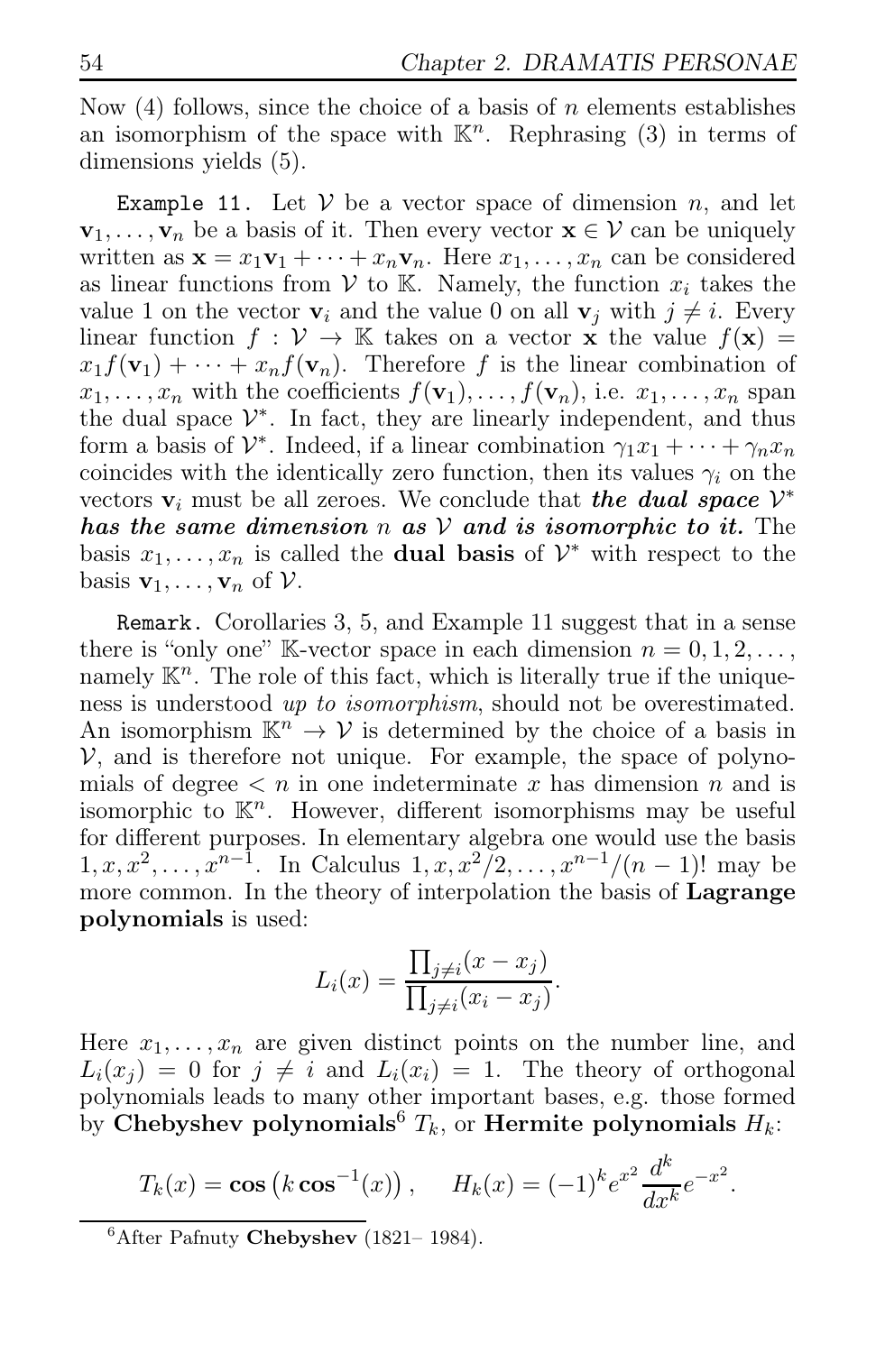Now (4) follows, since the choice of a basis of $n$ elements establishes an isomorphism of the space with $\mathbb{K}^n$. Rephrasing (3) in terms of dimensions yields (5).

`Example 11.` Let $\mathcal{V}$ be a vector space of dimension $n$, and let $\mathbf{v}_1, \dots, \mathbf{v}_n$ be a basis of it. Then every vector $\mathbf{x} \in \mathcal{V}$ can be uniquely written as $\mathbf{x} = x_1\mathbf{v}_1 + \dots + x_n\mathbf{v}_n$. Here $x_1, \dots, x_n$ can be considered as linear functions from $\mathcal{V}$ to $\mathbb{K}$. Namely, the function $x_i$ takes the value 1 on the vector $\mathbf{v}_i$ and the value 0 on all $\mathbf{v}_j$ with $j \neq i$. Every linear function $f : \mathcal{V} \to \mathbb{K}$ takes on a vector $\mathbf{x}$ the value $f(\mathbf{x}) = x_1 f(\mathbf{v}_1) + \dots + x_n f(\mathbf{v}_n)$. Therefore $f$ is the linear combination of $x_1, \dots, x_n$ with the coefficients $f(\mathbf{v}_1), \dots, f(\mathbf{v}_n)$, i.e. $x_1, \dots, x_n$ span the dual space $\mathcal{V}^*$. In fact, they are linearly independent, and thus form a basis of $\mathcal{V}^*$. Indeed, if a linear combination $\gamma_1 x_1 + \dots + \gamma_n x_n$ coincides with the identically zero function, then its values $\gamma_i$ on the vectors $\mathbf{v}_i$ must be all zeroes. We conclude that ***the dual space*** $\mathcal{V}^*$ ***has the same dimension*** $n$ ***as*** $\mathcal{V}$ ***and is isomorphic to it.*** The basis $x_1, \dots, x_n$ is called the **dual basis** of $\mathcal{V}^*$ with respect to the basis $\mathbf{v}_1, \dots, \mathbf{v}_n$ of $\mathcal{V}$.

`Remark.` Corollaries 3, 5, and Example 11 suggest that in a sense there is "only one" $\mathbb{K}$-vector space in each dimension $n = 0, 1, 2, \dots$, namely $\mathbb{K}^n$. The role of this fact, which is literally true if the uniqueness is understood *up to isomorphism*, should not be overestimated. An isomorphism $\mathbb{K}^n \to \mathcal{V}$ is determined by the choice of a basis in $\mathcal{V}$, and is therefore not unique. For example, the space of polynomials of degree $< n$ in one indeterminate $x$ has dimension $n$ and is isomorphic to $\mathbb{K}^n$. However, different isomorphisms may be useful for different purposes. In elementary algebra one would use the basis $1, x, x^2, \dots, x^{n-1}$. In Calculus $1, x, x^2/2, \dots, x^{n-1}/(n-1)!$ may be more common. In the theory of interpolation the basis of **Lagrange polynomials** is used:

$$L_i(x) = \frac{\prod_{j \neq i}(x - x_j)}{\prod_{j \neq i}(x_i - x_j)}.$$

Here $x_1, \dots, x_n$ are given distinct points on the number line, and $L_i(x_j) = 0$ for $j \neq i$ and $L_i(x_i) = 1$. The theory of orthogonal polynomials leads to many other important bases, e.g. those formed by **Chebyshev polynomials**[6] $T_k$, or **Hermite polynomials** $H_k$:

$$T_k(x) = \cos\left(k \cos^{-1}(x)\right), \qquad H_k(x) = (-1)^k e^{x^2} \frac{d^k}{dx^k} e^{-x^2}.$$

[6] After Pafnuty **Chebyshev** (1821– 1984).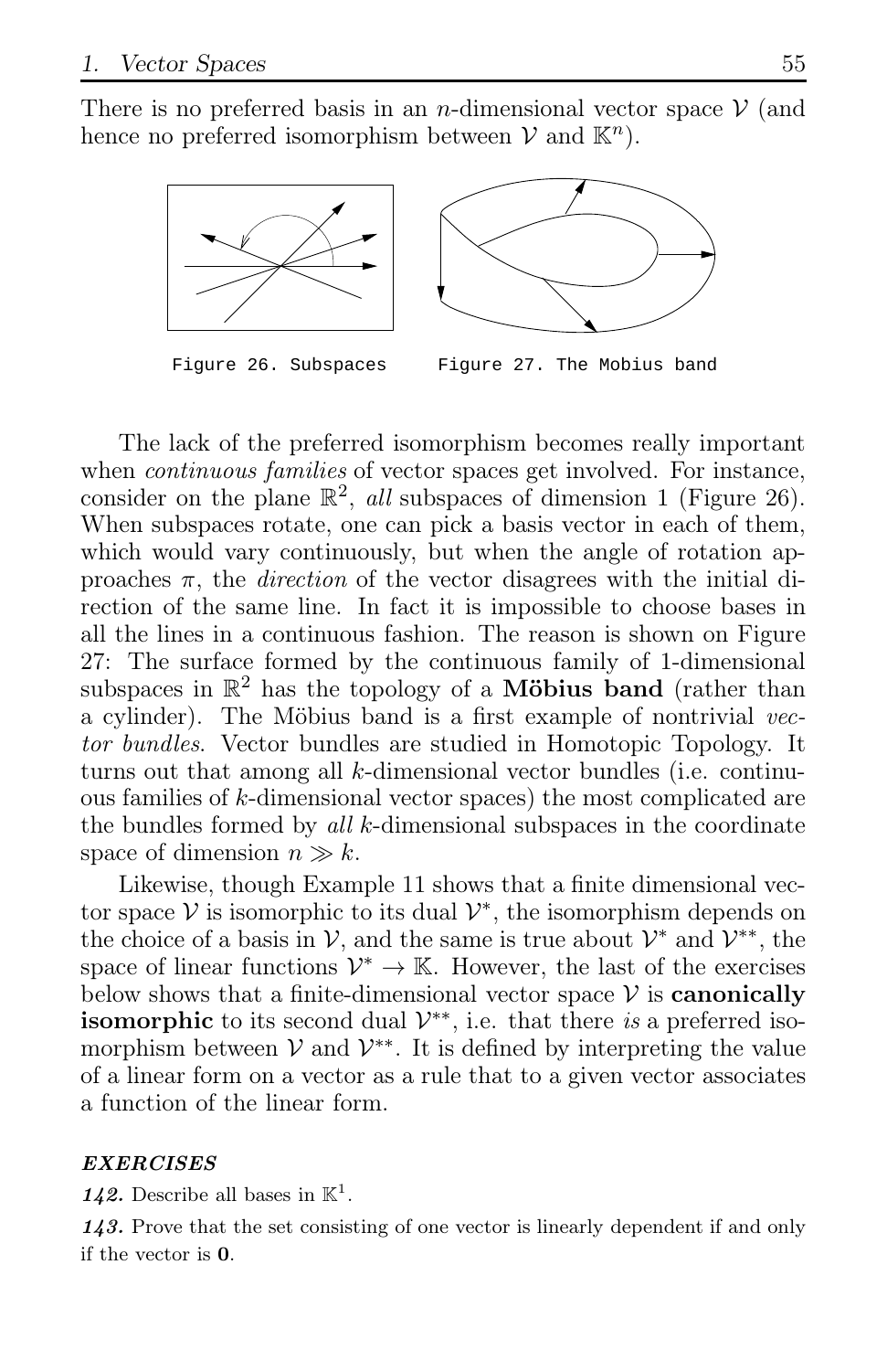There is no preferred basis in an $n$-dimensional vector space $\mathcal{V}$ (and hence no preferred isomorphism between $\mathcal{V}$ and $\mathbb{K}^n$).

Figure 26. Subspaces

Figure 27. The Mobius band

The lack of the preferred isomorphism becomes really important when *continuous families* of vector spaces get involved. For instance, consider on the plane $\mathbb{R}^2$, *all* subspaces of dimension 1 (Figure 26). When subspaces rotate, one can pick a basis vector in each of them, which would vary continuously, but when the angle of rotation approaches $\pi$, the *direction* of the vector disagrees with the initial direction of the same line. In fact it is impossible to choose bases in all the lines in a continuous fashion. The reason is shown on Figure 27: The surface formed by the continuous family of 1-dimensional subspaces in $\mathbb{R}^2$ has the topology of a **Möbius band** (rather than a cylinder). The Möbius band is a first example of nontrivial *vector bundles*. Vector bundles are studied in Homotopic Topology. It turns out that among all $k$-dimensional vector bundles (i.e. continuous families of $k$-dimensional vector spaces) the most complicated are the bundles formed by *all* $k$-dimensional subspaces in the coordinate space of dimension $n \gg k$.

Likewise, though Example 11 shows that a finite dimensional vector space $\mathcal{V}$ is isomorphic to its dual $\mathcal{V}^*$, the isomorphism depends on the choice of a basis in $\mathcal{V}$, and the same is true about $\mathcal{V}^*$ and $\mathcal{V}^{**}$, the space of linear functions $\mathcal{V}^* \to \mathbb{K}$. However, the last of the exercises below shows that a finite-dimensional vector space $\mathcal{V}$ is **canonically isomorphic** to its second dual $\mathcal{V}^{**}$, i.e. that there *is* a preferred isomorphism between $\mathcal{V}$ and $\mathcal{V}^{**}$. It is defined by interpreting the value of a linear form on a vector as a rule that to a given vector associates a function of the linear form.

### *EXERCISES*

***142.*** Describe all bases in $\mathbb{K}^1$.

***143.*** Prove that the set consisting of one vector is linearly dependent if and only if the vector is $\mathbf{0}$.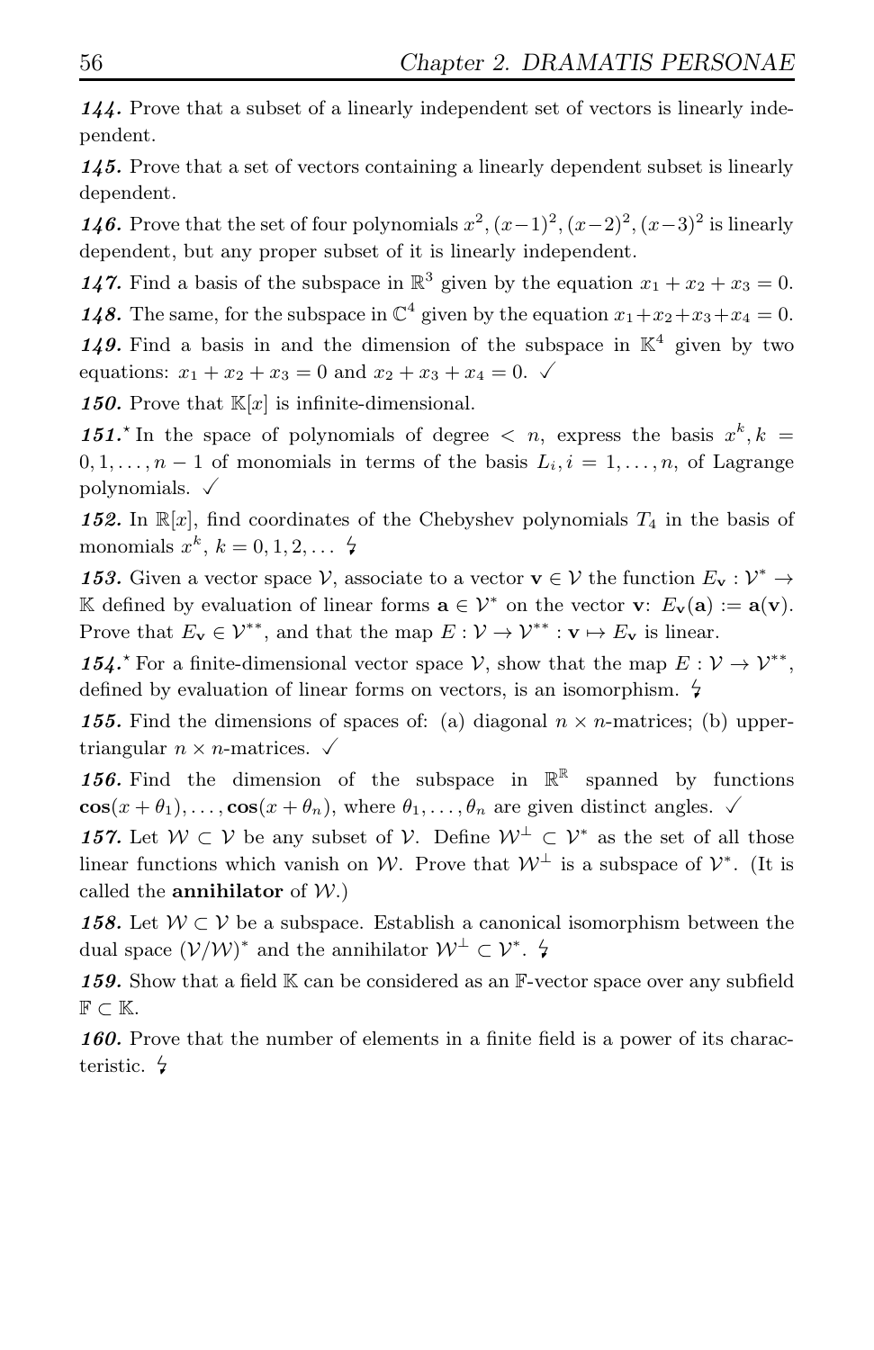***144.*** Prove that a subset of a linearly independent set of vectors is linearly independent.

***145.*** Prove that a set of vectors containing a linearly dependent subset is linearly dependent.

***146.*** Prove that the set of four polynomials $x^2, (x-1)^2, (x-2)^2, (x-3)^2$ is linearly dependent, but any proper subset of it is linearly independent.

***147.*** Find a basis of the subspace in $\mathbb{R}^3$ given by the equation $x_1 + x_2 + x_3 = 0$.

***148.*** The same, for the subspace in $\mathbb{C}^4$ given by the equation $x_1+x_2+x_3+x_4 = 0$.

***149.*** Find a basis in and the dimension of the subspace in $\mathbb{K}^4$ given by two equations: $x_1 + x_2 + x_3 = 0$ and $x_2 + x_3 + x_4 = 0$. ✓

***150.*** Prove that $\mathbb{K}[x]$ is infinite-dimensional.

***151.***$^\star$ In the space of polynomials of degree $< n$, express the basis $x^k, k = 0, 1, \dots, n-1$ of monomials in terms of the basis $L_i, i = 1, \dots, n$, of Lagrange polynomials. ✓

***152.*** In $\mathbb{R}[x]$, find coordinates of the Chebyshev polynomials $T_4$ in the basis of monomials $x^k$, $k = 0, 1, 2, \dots$ ↯

***153.*** Given a vector space $\mathcal{V}$, associate to a vector $\mathbf{v} \in \mathcal{V}$ the function $E_\mathbf{v} : \mathcal{V}^* \to \mathbb{K}$ defined by evaluation of linear forms $\mathbf{a} \in \mathcal{V}^*$ on the vector $\mathbf{v}$: $E_\mathbf{v}(\mathbf{a}) := \mathbf{a}(\mathbf{v})$. Prove that $E_\mathbf{v} \in \mathcal{V}^{**}$, and that the map $E : \mathcal{V} \to \mathcal{V}^{**} : \mathbf{v} \mapsto E_\mathbf{v}$ is linear.

***154.***$^\star$ For a finite-dimensional vector space $\mathcal{V}$, show that the map $E : \mathcal{V} \to \mathcal{V}^{**}$, defined by evaluation of linear forms on vectors, is an isomorphism. ↯

***155.*** Find the dimensions of spaces of: (a) diagonal $n \times n$-matrices; (b) upper-triangular $n \times n$-matrices. ✓

***156.*** Find the dimension of the subspace in $\mathbb{R}^\mathbb{R}$ spanned by functions $\mathbf{cos}(x + \theta_1), \dots, \mathbf{cos}(x + \theta_n)$, where $\theta_1, \dots, \theta_n$ are given distinct angles. ✓

***157.*** Let $\mathcal{W} \subset \mathcal{V}$ be any subset of $\mathcal{V}$. Define $\mathcal{W}^\perp \subset \mathcal{V}^*$ as the set of all those linear functions which vanish on $\mathcal{W}$. Prove that $\mathcal{W}^\perp$ is a subspace of $\mathcal{V}^*$. (It is called the **annihilator** of $\mathcal{W}$.)

***158.*** Let $\mathcal{W} \subset \mathcal{V}$ be a subspace. Establish a canonical isomorphism between the dual space $(\mathcal{V}/\mathcal{W})^*$ and the annihilator $\mathcal{W}^\perp \subset \mathcal{V}^*$. ↯

***159.*** Show that a field $\mathbb{K}$ can be considered as an $\mathbb{F}$-vector space over any subfield $\mathbb{F} \subset \mathbb{K}$.

***160.*** Prove that the number of elements in a finite field is a power of its characteristic. ↯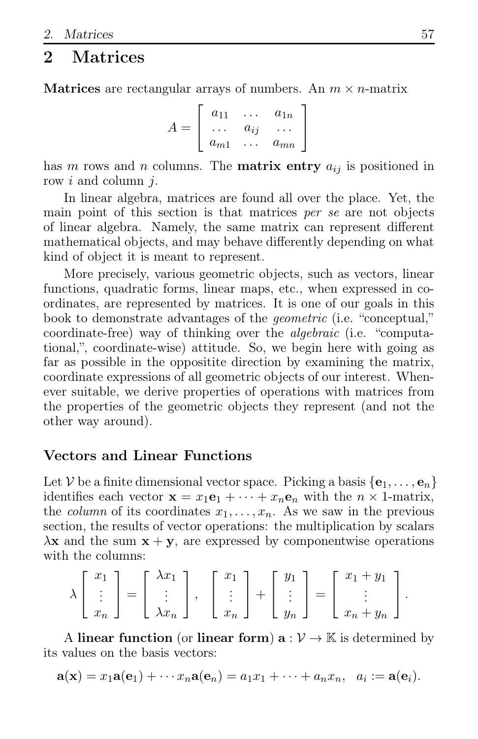# 2 Matrices

**Matrices** are rectangular arrays of numbers. An $m \times n$-matrix

$$A = \begin{bmatrix} a_{11} & \dots & a_{1n} \\ \dots & a_{ij} & \dots \\ a_{m1} & \dots & a_{mn} \end{bmatrix}$$

has $m$ rows and $n$ columns. The **matrix entry** $a_{ij}$ is positioned in row $i$ and column $j$.

In linear algebra, matrices are found all over the place. Yet, the main point of this section is that matrices *per se* are not objects of linear algebra. Namely, the same matrix can represent different mathematical objects, and may behave differently depending on what kind of object it is meant to represent.

More precisely, various geometric objects, such as vectors, linear functions, quadratic forms, linear maps, etc., when expressed in coordinates, are represented by matrices. It is one of our goals in this book to demonstrate advantages of the *geometric* (i.e. "conceptual," coordinate-free) way of thinking over the *algebraic* (i.e. "computational,", coordinate-wise) attitude. So, we begin here with going as far as possible in the oppositite direction by examining the matrix, coordinate expressions of all geometric objects of our interest. Whenever suitable, we derive properties of operations with matrices from the properties of the geometric objects they represent (and not the other way around).

### Vectors and Linear Functions

Let $\mathcal{V}$ be a finite dimensional vector space. Picking a basis $\{\mathbf{e}_1, \dots, \mathbf{e}_n\}$ identifies each vector $\mathbf{x} = x_1\mathbf{e}_1 + \dots + x_n\mathbf{e}_n$ with the $n \times 1$-matrix, the *column* of its coordinates $x_1, \dots, x_n$. As we saw in the previous section, the results of vector operations: the multiplication by scalars $\lambda\mathbf{x}$ and the sum $\mathbf{x} + \mathbf{y}$, are expressed by componentwise operations with the columns:

$$\lambda \begin{bmatrix} x_1 \\ \vdots \\ x_n \end{bmatrix} = \begin{bmatrix} \lambda x_1 \\ \vdots \\ \lambda x_n \end{bmatrix}, \quad \begin{bmatrix} x_1 \\ \vdots \\ x_n \end{bmatrix} + \begin{bmatrix} y_1 \\ \vdots \\ y_n \end{bmatrix} = \begin{bmatrix} x_1 + y_1 \\ \vdots \\ x_n + y_n \end{bmatrix}.$$

A **linear function** (or **linear form**) $\mathbf{a} : \mathcal{V} \to \mathbb{K}$ is determined by its values on the basis vectors:

$$\mathbf{a}(\mathbf{x}) = x_1\mathbf{a}(\mathbf{e}_1) + \cdots x_n\mathbf{a}(\mathbf{e}_n) = a_1x_1 + \cdots + a_nx_n, \quad a_i := \mathbf{a}(\mathbf{e}_i).$$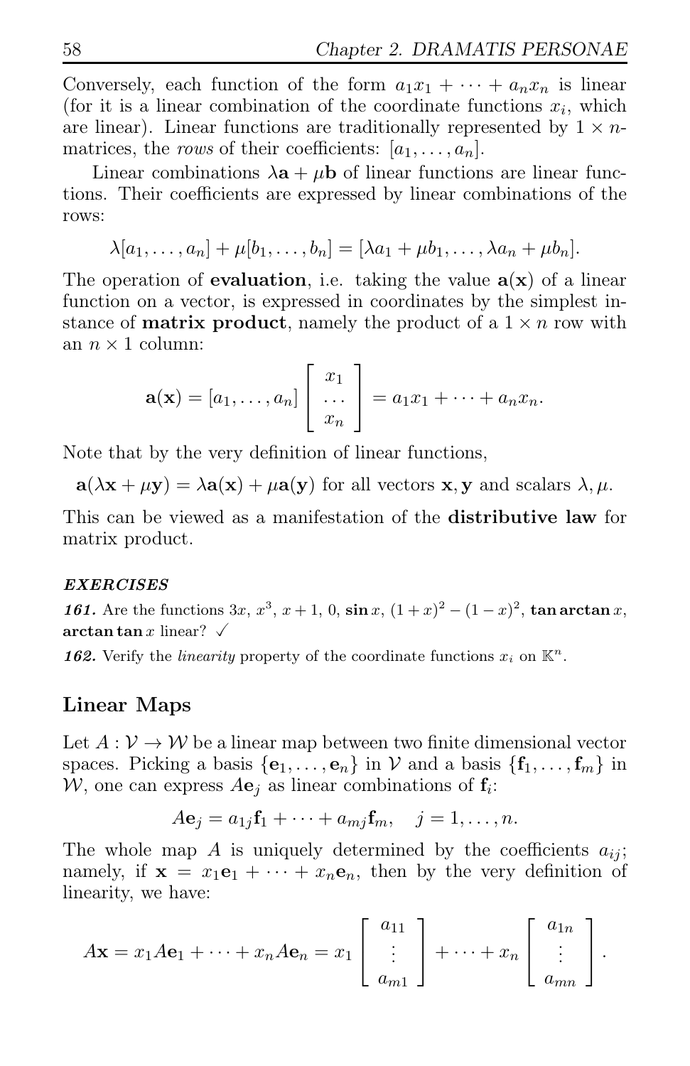Conversely, each function of the form $a_1x_1 + \cdots + a_nx_n$ is linear (for it is a linear combination of the coordinate functions $x_i$, which are linear). Linear functions are traditionally represented by $1 \times n$-matrices, the *rows* of their coefficients: $[a_1, \ldots, a_n]$.

Linear combinations $\lambda\mathbf{a} + \mu\mathbf{b}$ of linear functions are linear functions. Their coefficients are expressed by linear combinations of the rows:

$$\lambda[a_1, \ldots, a_n] + \mu[b_1, \ldots, b_n] = [\lambda a_1 + \mu b_1, \ldots, \lambda a_n + \mu b_n].$$

The operation of **evaluation**, i.e. taking the value $\mathbf{a}(\mathbf{x})$ of a linear function on a vector, is expressed in coordinates by the simplest instance of **matrix product**, namely the product of a $1 \times n$ row with an $n \times 1$ column:

$$\mathbf{a}(\mathbf{x}) = [a_1, \ldots, a_n] \begin{bmatrix} x_1 \\ \ldots \\ x_n \end{bmatrix} = a_1x_1 + \cdots + a_nx_n.$$

Note that by the very definition of linear functions,

$$\mathbf{a}(\lambda\mathbf{x} + \mu\mathbf{y}) = \lambda\mathbf{a}(\mathbf{x}) + \mu\mathbf{a}(\mathbf{y}) \text{ for all vectors } \mathbf{x}, \mathbf{y} \text{ and scalars } \lambda, \mu.$$

This can be viewed as a manifestation of the **distributive law** for matrix product.

***EXERCISES***

***161.*** Are the functions $3x$, $x^3$, $x + 1$, $0$, $\sin x$, $(1+x)^2 - (1-x)^2$, $\tan \arctan x$, $\arctan \tan x$ linear? ✓

***162.*** Verify the *linearity* property of the coordinate functions $x_i$ on $\mathbb{K}^n$.

## Linear Maps

Let $A : \mathcal{V} \to \mathcal{W}$ be a linear map between two finite dimensional vector spaces. Picking a basis $\{\mathbf{e}_1, \ldots, \mathbf{e}_n\}$ in $\mathcal{V}$ and a basis $\{\mathbf{f}_1, \ldots, \mathbf{f}_m\}$ in $\mathcal{W}$, one can express $A\mathbf{e}_j$ as linear combinations of $\mathbf{f}_i$:

$$A\mathbf{e}_j = a_{1j}\mathbf{f}_1 + \cdots + a_{mj}\mathbf{f}_m, \quad j = 1, \ldots, n.$$

The whole map $A$ is uniquely determined by the coefficients $a_{ij}$; namely, if $\mathbf{x} = x_1\mathbf{e}_1 + \cdots + x_n\mathbf{e}_n$, then by the very definition of linearity, we have:

$$A\mathbf{x} = x_1A\mathbf{e}_1 + \cdots + x_nA\mathbf{e}_n = x_1 \begin{bmatrix} a_{11} \\ \vdots \\ a_{m1} \end{bmatrix} + \cdots + x_n \begin{bmatrix} a_{1n} \\ \vdots \\ a_{mn} \end{bmatrix}.$$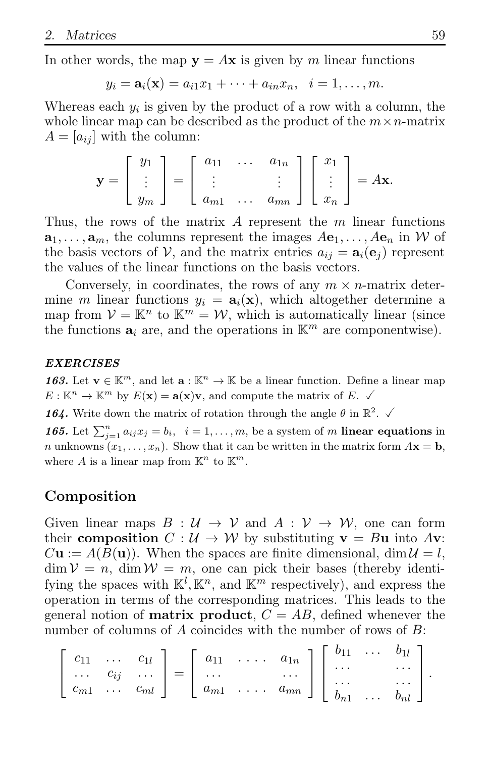In other words, the map $\mathbf{y} = A\mathbf{x}$ is given by $m$ linear functions

$$y_i = \mathbf{a}_i(\mathbf{x}) = a_{i1}x_1 + \cdots + a_{in}x_n, \quad i = 1, \ldots, m.$$

Whereas each $y_i$ is given by the product of a row with a column, the whole linear map can be described as the product of the $m \times n$-matrix $A = [a_{ij}]$ with the column:

$$\mathbf{y} = \begin{bmatrix} y_1 \\ \vdots \\ y_m \end{bmatrix} = \begin{bmatrix} a_{11} & \ldots & a_{1n} \\ \vdots & & \vdots \\ a_{m1} & \ldots & a_{mn} \end{bmatrix} \begin{bmatrix} x_1 \\ \vdots \\ x_n \end{bmatrix} = A\mathbf{x}.$$

Thus, the rows of the matrix $A$ represent the $m$ linear functions $\mathbf{a}_1, \ldots, \mathbf{a}_m$, the columns represent the images $A\mathbf{e}_1, \ldots, A\mathbf{e}_n$ in $\mathcal{W}$ of the basis vectors of $\mathcal{V}$, and the matrix entries $a_{ij} = \mathbf{a}_i(\mathbf{e}_j)$ represent the values of the linear functions on the basis vectors.

Conversely, in coordinates, the rows of any $m \times n$-matrix determine $m$ linear functions $y_i = \mathbf{a}_i(\mathbf{x})$, which altogether determine a map from $\mathcal{V} = \mathbb{K}^n$ to $\mathbb{K}^m = \mathcal{W}$, which is automatically linear (since the functions $\mathbf{a}_i$ are, and the operations in $\mathbb{K}^m$ are componentwise).

***EXERCISES***

***163.*** Let $\mathbf{v} \in \mathbb{K}^m$, and let $\mathbf{a} : \mathbb{K}^n \to \mathbb{K}$ be a linear function. Define a linear map $E : \mathbb{K}^n \to \mathbb{K}^m$ by $E(\mathbf{x}) = \mathbf{a}(\mathbf{x})\mathbf{v}$, and compute the matrix of $E$. ✓

***164.*** Write down the matrix of rotation through the angle $\theta$ in $\mathbb{R}^2$. ✓

***165.*** Let $\sum_{j=1}^{n} a_{ij}x_j = b_i, \quad i = 1, \ldots, m$, be a system of $m$ **linear equations** in $n$ unknowns $(x_1, \ldots, x_n)$. Show that it can be written in the matrix form $A\mathbf{x} = \mathbf{b}$, where $A$ is a linear map from $\mathbb{K}^n$ to $\mathbb{K}^m$.

## Composition

Given linear maps $B : \mathcal{U} \to \mathcal{V}$ and $A : \mathcal{V} \to \mathcal{W}$, one can form their **composition** $C : \mathcal{U} \to \mathcal{W}$ by substituting $\mathbf{v} = B\mathbf{u}$ into $A\mathbf{v}$: $C\mathbf{u} := A(B(\mathbf{u}))$. When the spaces are finite dimensional, $\dim \mathcal{U} = l$, $\dim \mathcal{V} = n$, $\dim \mathcal{W} = m$, one can pick their bases (thereby identifying the spaces with $\mathbb{K}^l, \mathbb{K}^n$, and $\mathbb{K}^m$ respectively), and express the operation in terms of the corresponding matrices. This leads to the general notion of **matrix product**, $C = AB$, defined whenever the number of columns of $A$ coincides with the number of rows of $B$:

$$\begin{bmatrix} c_{11} & \ldots & c_{1l} \\ \ldots & c_{ij} & \ldots \\ c_{m1} & \ldots & c_{ml} \end{bmatrix} = \begin{bmatrix} a_{11} & \ldots\ldots & a_{1n} \\ \ldots & & \ldots \\ a_{m1} & \ldots\ldots & a_{mn} \end{bmatrix} \begin{bmatrix} b_{11} & \ldots & b_{1l} \\ \ldots & & \ldots \\ \ldots & & \ldots \\ b_{n1} & \ldots & b_{nl} \end{bmatrix}.$$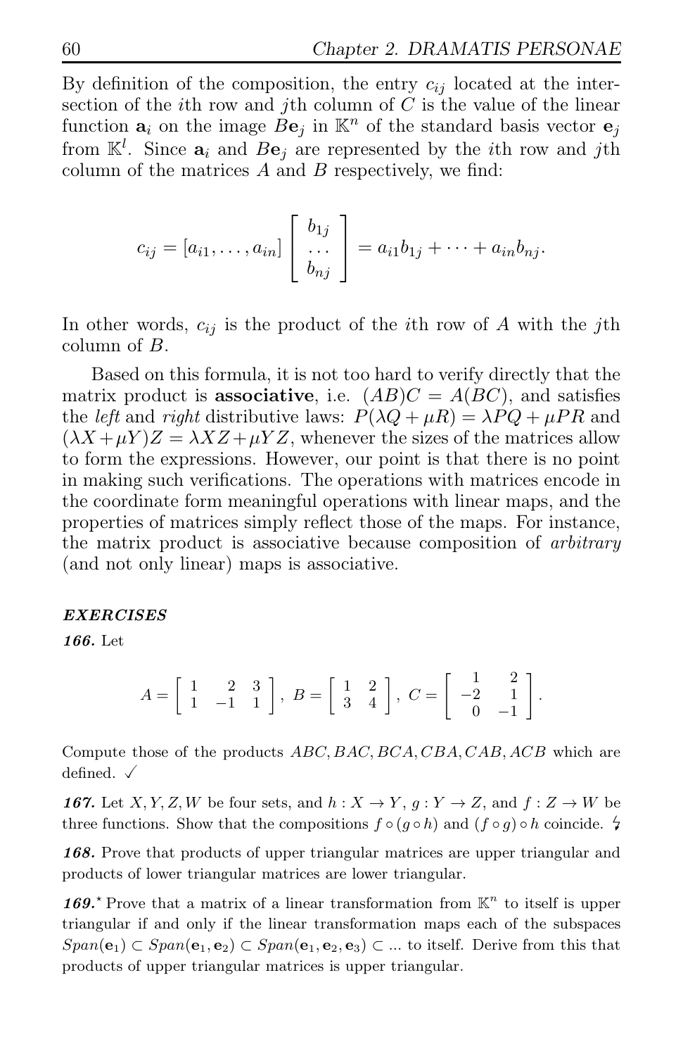By definition of the composition, the entry $c_{ij}$ located at the intersection of the $i$th row and $j$th column of $C$ is the value of the linear function $\mathbf{a}_i$ on the image $B\mathbf{e}_j$ in $\mathbb{K}^n$ of the standard basis vector $\mathbf{e}_j$ from $\mathbb{K}^l$. Since $\mathbf{a}_i$ and $B\mathbf{e}_j$ are represented by the $i$th row and $j$th column of the matrices $A$ and $B$ respectively, we find:

$$c_{ij} = [a_{i1}, \dots, a_{in}] \begin{bmatrix} b_{1j} \\ \dots \\ b_{nj} \end{bmatrix} = a_{i1}b_{1j} + \dots + a_{in}b_{nj}.$$

In other words, $c_{ij}$ is the product of the $i$th row of $A$ with the $j$th column of $B$.

Based on this formula, it is not too hard to verify directly that the matrix product is **associative**, i.e. $(AB)C = A(BC)$, and satisfies the *left* and *right* distributive laws: $P(\lambda Q + \mu R) = \lambda PQ + \mu PR$ and $(\lambda X + \mu Y)Z = \lambda XZ + \mu YZ$, whenever the sizes of the matrices allow to form the expressions. However, our point is that there is no point in making such verifications. The operations with matrices encode in the coordinate form meaningful operations with linear maps, and the properties of matrices simply reflect those of the maps. For instance, the matrix product is associative because composition of *arbitrary* (and not only linear) maps is associative.

***EXERCISES***

***166.*** Let

$$A = \begin{bmatrix} 1 & 2 & 3 \\ 1 & -1 & 1 \end{bmatrix}, \; B = \begin{bmatrix} 1 & 2 \\ 3 & 4 \end{bmatrix}, \; C = \begin{bmatrix} 1 & 2 \\ -2 & 1 \\ 0 & -1 \end{bmatrix}.$$

Compute those of the products $ABC, BAC, BCA, CBA, CAB, ACB$ which are defined. ✓

***167.*** Let $X, Y, Z, W$ be four sets, and $h : X \to Y$, $g : Y \to Z$, and $f : Z \to W$ be three functions. Show that the compositions $f \circ (g \circ h)$ and $(f \circ g) \circ h$ coincide. ↯

***168.*** Prove that products of upper triangular matrices are upper triangular and products of lower triangular matrices are lower triangular.

***169.**** Prove that a matrix of a linear transformation from $\mathbb{K}^n$ to itself is upper triangular if and only if the linear transformation maps each of the subspaces $Span(\mathbf{e}_1) \subset Span(\mathbf{e}_1, \mathbf{e}_2) \subset Span(\mathbf{e}_1, \mathbf{e}_2, \mathbf{e}_3) \subset \dots$ to itself. Derive from this that products of upper triangular matrices is upper triangular.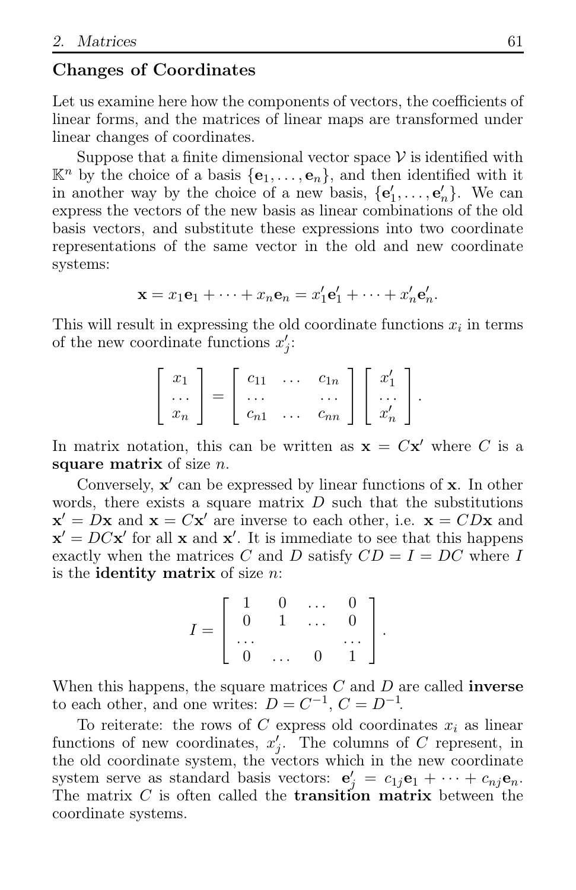## Changes of Coordinates

Let us examine here how the components of vectors, the coefficients of linear forms, and the matrices of linear maps are transformed under linear changes of coordinates.

Suppose that a finite dimensional vector space $\mathcal{V}$ is identified with $\mathbb{K}^n$ by the choice of a basis $\{\mathbf{e}_1, \dots, \mathbf{e}_n\}$, and then identified with it in another way by the choice of a new basis, $\{\mathbf{e}'_1, \dots, \mathbf{e}'_n\}$. We can express the vectors of the new basis as linear combinations of the old basis vectors, and substitute these expressions into two coordinate representations of the same vector in the old and new coordinate systems:

$$\mathbf{x} = x_1\mathbf{e}_1 + \cdots + x_n\mathbf{e}_n = x'_1\mathbf{e}'_1 + \cdots + x'_n\mathbf{e}'_n.$$

This will result in expressing the old coordinate functions $x_i$ in terms of the new coordinate functions $x'_j$:

$$\begin{bmatrix} x_1 \\ \dots \\ x_n \end{bmatrix} = \begin{bmatrix} c_{11} & \dots & c_{1n} \\ \dots & & \dots \\ c_{n1} & \dots & c_{nn} \end{bmatrix} \begin{bmatrix} x'_1 \\ \dots \\ x'_n \end{bmatrix}.$$

In matrix notation, this can be written as $\mathbf{x} = C\mathbf{x}'$ where $C$ is a **square matrix** of size $n$.

Conversely, $\mathbf{x}'$ can be expressed by linear functions of $\mathbf{x}$. In other words, there exists a square matrix $D$ such that the substitutions $\mathbf{x}' = D\mathbf{x}$ and $\mathbf{x} = C\mathbf{x}'$ are inverse to each other, i.e. $\mathbf{x} = CD\mathbf{x}$ and $\mathbf{x}' = DC\mathbf{x}'$ for all $\mathbf{x}$ and $\mathbf{x}'$. It is immediate to see that this happens exactly when the matrices $C$ and $D$ satisfy $CD = I = DC$ where $I$ is the **identity matrix** of size $n$:

$$I = \begin{bmatrix} 1 & 0 & \dots & 0 \\ 0 & 1 & \dots & 0 \\ \dots & & & \dots \\ 0 & \dots & 0 & 1 \end{bmatrix}.$$

When this happens, the square matrices $C$ and $D$ are called **inverse** to each other, and one writes: $D = C^{-1}$, $C = D^{-1}$.

To reiterate: the rows of $C$ express old coordinates $x_i$ as linear functions of new coordinates, $x'_j$. The columns of $C$ represent, in the old coordinate system, the vectors which in the new coordinate system serve as standard basis vectors: $\mathbf{e}'_j = c_{1j}\mathbf{e}_1 + \cdots + c_{nj}\mathbf{e}_n$. The matrix $C$ is often called the **transition matrix** between the coordinate systems.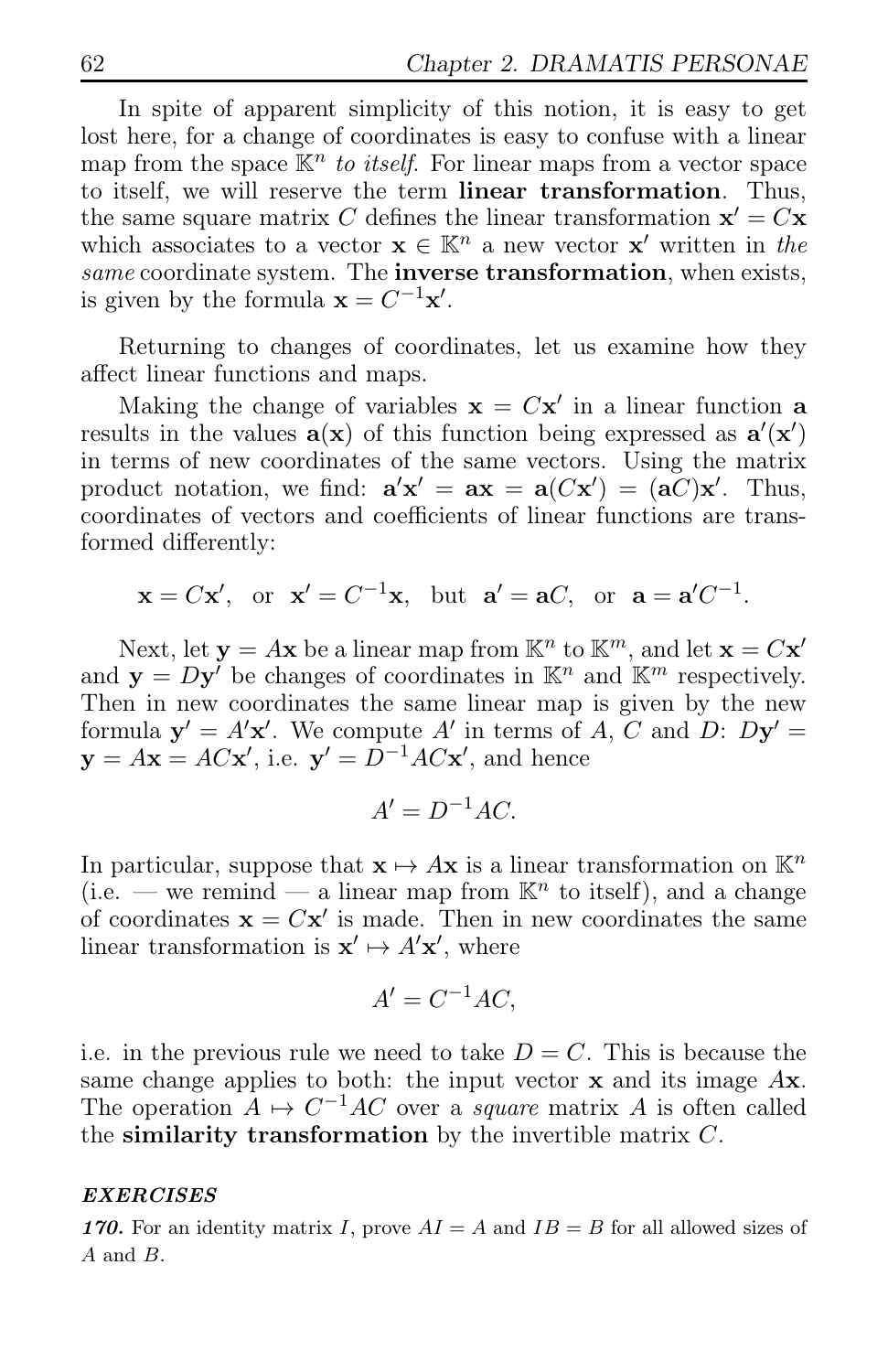In spite of apparent simplicity of this notion, it is easy to get lost here, for a change of coordinates is easy to confuse with a linear map from the space $\mathbb{K}^n$ *to itself*. For linear maps from a vector space to itself, we will reserve the term **linear transformation**. Thus, the same square matrix $C$ defines the linear transformation $\mathbf{x}' = C\mathbf{x}$ which associates to a vector $\mathbf{x} \in \mathbb{K}^n$ a new vector $\mathbf{x}'$ written in *the same* coordinate system. The **inverse transformation**, when exists, is given by the formula $\mathbf{x} = C^{-1}\mathbf{x}'$.

Returning to changes of coordinates, let us examine how they affect linear functions and maps.

Making the change of variables $\mathbf{x} = C\mathbf{x}'$ in a linear function $\mathbf{a}$ results in the values $\mathbf{a}(\mathbf{x})$ of this function being expressed as $\mathbf{a}'(\mathbf{x}')$ in terms of new coordinates of the same vectors. Using the matrix product notation, we find: $\mathbf{a}'\mathbf{x}' = \mathbf{a}\mathbf{x} = \mathbf{a}(C\mathbf{x}') = (\mathbf{a}C)\mathbf{x}'$. Thus, coordinates of vectors and coefficients of linear functions are transformed differently:

$$\mathbf{x} = C\mathbf{x}', \quad \text{or} \quad \mathbf{x}' = C^{-1}\mathbf{x}, \quad \text{but} \quad \mathbf{a}' = \mathbf{a}C, \quad \text{or} \quad \mathbf{a} = \mathbf{a}'C^{-1}.$$

Next, let $\mathbf{y} = A\mathbf{x}$ be a linear map from $\mathbb{K}^n$ to $\mathbb{K}^m$, and let $\mathbf{x} = C\mathbf{x}'$ and $\mathbf{y} = D\mathbf{y}'$ be changes of coordinates in $\mathbb{K}^n$ and $\mathbb{K}^m$ respectively. Then in new coordinates the same linear map is given by the new formula $\mathbf{y}' = A'\mathbf{x}'$. We compute $A'$ in terms of $A$, $C$ and $D$: $D\mathbf{y}' = \mathbf{y} = A\mathbf{x} = AC\mathbf{x}'$, i.e. $\mathbf{y}' = D^{-1}AC\mathbf{x}'$, and hence

$$A' = D^{-1}AC.$$

In particular, suppose that $\mathbf{x} \mapsto A\mathbf{x}$ is a linear transformation on $\mathbb{K}^n$ (i.e. — we remind — a linear map from $\mathbb{K}^n$ to itself), and a change of coordinates $\mathbf{x} = C\mathbf{x}'$ is made. Then in new coordinates the same linear transformation is $\mathbf{x}' \mapsto A'\mathbf{x}'$, where

$$A' = C^{-1}AC,$$

i.e. in the previous rule we need to take $D = C$. This is because the same change applies to both: the input vector $\mathbf{x}$ and its image $A\mathbf{x}$. The operation $A \mapsto C^{-1}AC$ over a *square* matrix $A$ is often called the **similarity transformation** by the invertible matrix $C$.

***EXERCISES***

***170.*** For an identity matrix $I$, prove $AI = A$ and $IB = B$ for all allowed sizes of $A$ and $B$.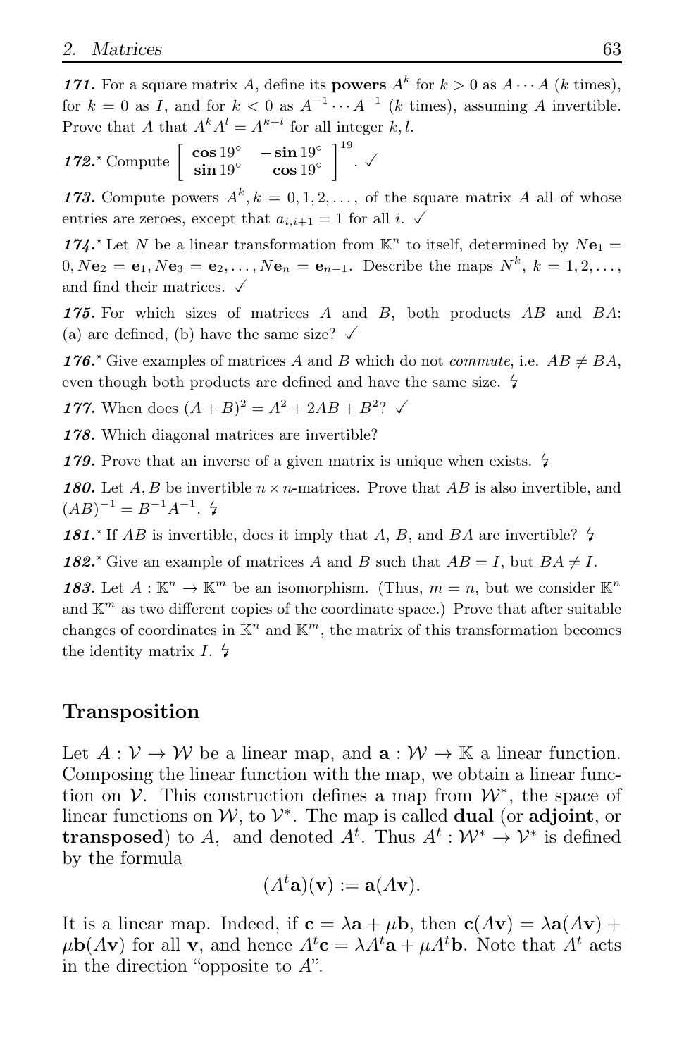***171.*** For a square matrix $A$, define its **powers** $A^k$ for $k > 0$ as $A \cdots A$ ($k$ times), for $k = 0$ as $I$, and for $k < 0$ as $A^{-1} \cdots A^{-1}$ ($k$ times), assuming $A$ invertible. Prove that $A$ that $A^k A^l = A^{k+l}$ for all integer $k, l$.

***172.***$^\star$ Compute $\begin{bmatrix} \cos 19^\circ & -\sin 19^\circ \\ \sin 19^\circ & \cos 19^\circ \end{bmatrix}^{19}$. ✓

***173.*** Compute powers $A^k, k = 0, 1, 2, \dots$, of the square matrix $A$ all of whose entries are zeroes, except that $a_{i,i+1} = 1$ for all $i$. ✓

***174.***$^\star$ Let $N$ be a linear transformation from $\mathbb{K}^n$ to itself, determined by $N\mathbf{e}_1 = 0, N\mathbf{e}_2 = \mathbf{e}_1, N\mathbf{e}_3 = \mathbf{e}_2, \dots, N\mathbf{e}_n = \mathbf{e}_{n-1}$. Describe the maps $N^k$, $k = 1, 2, \dots$, and find their matrices. ✓

***175.*** For which sizes of matrices $A$ and $B$, both products $AB$ and $BA$: (a) are defined, (b) have the same size? ✓

***176.***$^\star$ Give examples of matrices $A$ and $B$ which do not *commute*, i.e. $AB \neq BA$, even though both products are defined and have the same size. ↯

***177.*** When does $(A + B)^2 = A^2 + 2AB + B^2$? ✓

***178.*** Which diagonal matrices are invertible?

***179.*** Prove that an inverse of a given matrix is unique when exists. ↯

***180.*** Let $A, B$ be invertible $n \times n$-matrices. Prove that $AB$ is also invertible, and $(AB)^{-1} = B^{-1}A^{-1}$. ↯

***181.***$^\star$ If $AB$ is invertible, does it imply that $A$, $B$, and $BA$ are invertible? ↯

***182.***$^\star$ Give an example of matrices $A$ and $B$ such that $AB = I$, but $BA \neq I$.

***183.*** Let $A : \mathbb{K}^n \to \mathbb{K}^m$ be an isomorphism. (Thus, $m = n$, but we consider $\mathbb{K}^n$ and $\mathbb{K}^m$ as two different copies of the coordinate space.) Prove that after suitable changes of coordinates in $\mathbb{K}^n$ and $\mathbb{K}^m$, the matrix of this transformation becomes the identity matrix $I$. ↯

## Transposition

Let $A : \mathcal{V} \to \mathcal{W}$ be a linear map, and $\mathbf{a} : \mathcal{W} \to \mathbb{K}$ a linear function. Composing the linear function with the map, we obtain a linear function on $\mathcal{V}$. This construction defines a map from $\mathcal{W}^*$, the space of linear functions on $\mathcal{W}$, to $\mathcal{V}^*$. The map is called **dual** (or **adjoint**, or **transposed**) to $A$, and denoted $A^t$. Thus $A^t : \mathcal{W}^* \to \mathcal{V}^*$ is defined by the formula

$$(A^t\mathbf{a})(\mathbf{v}) := \mathbf{a}(A\mathbf{v}).$$

It is a linear map. Indeed, if $\mathbf{c} = \lambda\mathbf{a} + \mu\mathbf{b}$, then $\mathbf{c}(A\mathbf{v}) = \lambda\mathbf{a}(A\mathbf{v}) + \mu\mathbf{b}(A\mathbf{v})$ for all $\mathbf{v}$, and hence $A^t\mathbf{c} = \lambda A^t\mathbf{a} + \mu A^t\mathbf{b}$. Note that $A^t$ acts in the direction "opposite to $A$".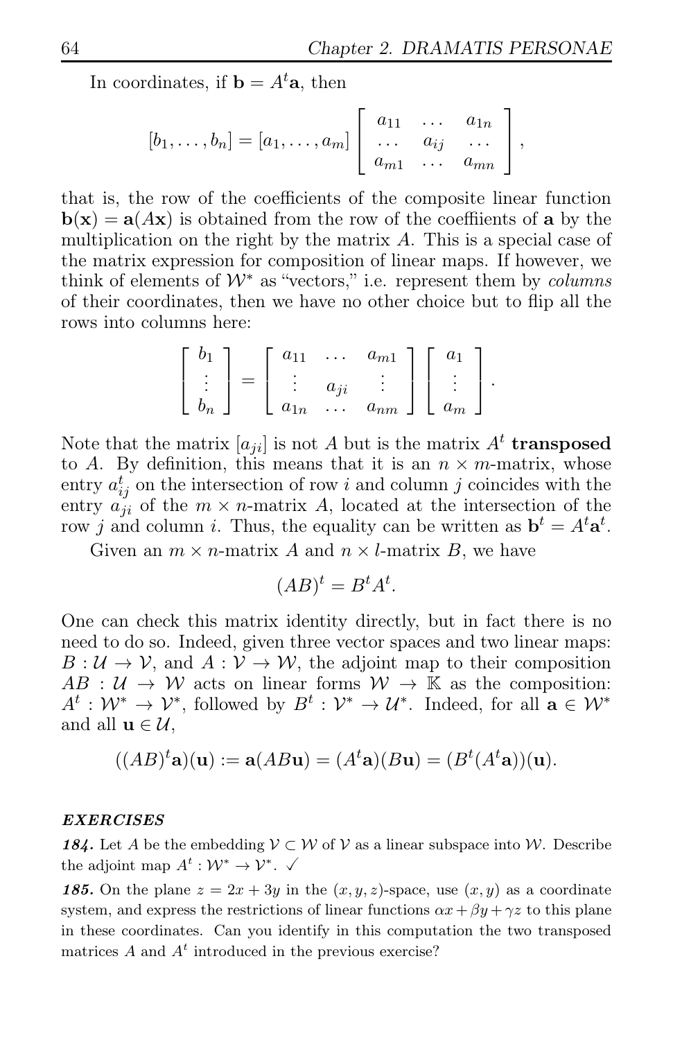In coordinates, if $\mathbf{b} = A^t\mathbf{a}$, then

$$[b_1, \ldots, b_n] = [a_1, \ldots, a_m] \begin{bmatrix} a_{11} & \ldots & a_{1n} \\ \ldots & a_{ij} & \ldots \\ a_{m1} & \ldots & a_{mn} \end{bmatrix},$$

that is, the row of the coefficients of the composite linear function $\mathbf{b}(\mathbf{x}) = \mathbf{a}(A\mathbf{x})$ is obtained from the row of the coeffiients of $\mathbf{a}$ by the multiplication on the right by the matrix $A$. This is a special case of the matrix expression for composition of linear maps. If however, we think of elements of $\mathcal{W}^*$ as "vectors," i.e. represent them by *columns* of their coordinates, then we have no other choice but to flip all the rows into columns here:

$$\begin{bmatrix} b_1 \\ \vdots \\ b_n \end{bmatrix} = \begin{bmatrix} a_{11} & \ldots & a_{m1} \\ \vdots & a_{ji} & \vdots \\ a_{1n} & \ldots & a_{nm} \end{bmatrix} \begin{bmatrix} a_1 \\ \vdots \\ a_m \end{bmatrix}.$$

Note that the matrix $[a_{ji}]$ is not $A$ but is the matrix $A^t$ **transposed** to $A$. By definition, this means that it is an $n \times m$-matrix, whose entry $a^t_{ij}$ on the intersection of row $i$ and column $j$ coincides with the entry $a_{ji}$ of the $m \times n$-matrix $A$, located at the intersection of the row $j$ and column $i$. Thus, the equality can be written as $\mathbf{b}^t = A^t\mathbf{a}^t$.

Given an $m \times n$-matrix $A$ and $n \times l$-matrix $B$, we have

$$(AB)^t = B^tA^t.$$

One can check this matrix identity directly, but in fact there is no need to do so. Indeed, given three vector spaces and two linear maps: $B : \mathcal{U} \to \mathcal{V}$, and $A : \mathcal{V} \to \mathcal{W}$, the adjoint map to their composition $AB : \mathcal{U} \to \mathcal{W}$ acts on linear forms $\mathcal{W} \to \mathbb{K}$ as the composition: $A^t : \mathcal{W}^* \to \mathcal{V}^*$, followed by $B^t : \mathcal{V}^* \to \mathcal{U}^*$. Indeed, for all $\mathbf{a} \in \mathcal{W}^*$ and all $\mathbf{u} \in \mathcal{U}$,

$$((AB)^t\mathbf{a})(\mathbf{u}) := \mathbf{a}(AB\mathbf{u}) = (A^t\mathbf{a})(B\mathbf{u}) = (B^t(A^t\mathbf{a}))(\mathbf{u}).$$

#### *EXERCISES*

***184.*** Let $A$ be the embedding $\mathcal{V} \subset \mathcal{W}$ of $\mathcal{V}$ as a linear subspace into $\mathcal{W}$. Describe the adjoint map $A^t : \mathcal{W}^* \to \mathcal{V}^*$. ✓

***185.*** On the plane $z = 2x + 3y$ in the $(x, y, z)$-space, use $(x, y)$ as a coordinate system, and express the restrictions of linear functions $\alpha x + \beta y + \gamma z$ to this plane in these coordinates. Can you identify in this computation the two transposed matrices $A$ and $A^t$ introduced in the previous exercise?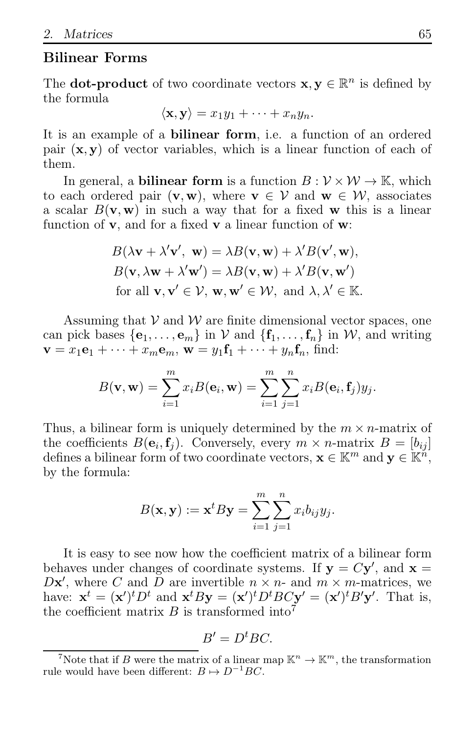### Bilinear Forms

The **dot-product** of two coordinate vectors $\mathbf{x}, \mathbf{y} \in \mathbb{R}^n$ is defined by the formula

$$\langle \mathbf{x}, \mathbf{y} \rangle = x_1 y_1 + \cdots + x_n y_n.$$

It is an example of a **bilinear form**, i.e. a function of an ordered pair $(\mathbf{x}, \mathbf{y})$ of vector variables, which is a linear function of each of them.

In general, a **bilinear form** is a function $B : \mathcal{V} \times \mathcal{W} \to \mathbb{K}$, which to each ordered pair $(\mathbf{v}, \mathbf{w})$, where $\mathbf{v} \in \mathcal{V}$ and $\mathbf{w} \in \mathcal{W}$, associates a scalar $B(\mathbf{v}, \mathbf{w})$ in such a way that for a fixed $\mathbf{w}$ this is a linear function of $\mathbf{v}$, and for a fixed $\mathbf{v}$ a linear function of $\mathbf{w}$:

$$B(\lambda \mathbf{v} + \lambda' \mathbf{v}',\ \mathbf{w}) = \lambda B(\mathbf{v}, \mathbf{w}) + \lambda' B(\mathbf{v}', \mathbf{w}),$$
$$B(\mathbf{v}, \lambda \mathbf{w} + \lambda' \mathbf{w}') = \lambda B(\mathbf{v}, \mathbf{w}) + \lambda' B(\mathbf{v}, \mathbf{w}')$$
$$\text{for all } \mathbf{v}, \mathbf{v}' \in \mathcal{V},\ \mathbf{w}, \mathbf{w}' \in \mathcal{W},\ \text{and } \lambda, \lambda' \in \mathbb{K}.$$

Assuming that $\mathcal{V}$ and $\mathcal{W}$ are finite dimensional vector spaces, one can pick bases $\{\mathbf{e}_1, \ldots, \mathbf{e}_m\}$ in $\mathcal{V}$ and $\{\mathbf{f}_1, \ldots, \mathbf{f}_n\}$ in $\mathcal{W}$, and writing $\mathbf{v} = x_1 \mathbf{e}_1 + \cdots + x_m \mathbf{e}_m$, $\mathbf{w} = y_1 \mathbf{f}_1 + \cdots + y_n \mathbf{f}_n$, find:

$$B(\mathbf{v}, \mathbf{w}) = \sum_{i=1}^{m} x_i B(\mathbf{e}_i, \mathbf{w}) = \sum_{i=1}^{m} \sum_{j=1}^{n} x_i B(\mathbf{e}_i, \mathbf{f}_j) y_j.$$

Thus, a bilinear form is uniquely determined by the $m \times n$-matrix of the coefficients $B(\mathbf{e}_i, \mathbf{f}_j)$. Conversely, every $m \times n$-matrix $B = [b_{ij}]$ defines a bilinear form of two coordinate vectors, $\mathbf{x} \in \mathbb{K}^m$ and $\mathbf{y} \in \mathbb{K}^n$, by the formula:

$$B(\mathbf{x}, \mathbf{y}) := \mathbf{x}^t B \mathbf{y} = \sum_{i=1}^{m} \sum_{j=1}^{n} x_i b_{ij} y_j.$$

It is easy to see now how the coefficient matrix of a bilinear form behaves under changes of coordinate systems. If $\mathbf{y} = C\mathbf{y}'$, and $\mathbf{x} = D\mathbf{x}'$, where $C$ and $D$ are invertible $n \times n$- and $m \times m$-matrices, we have: $\mathbf{x}^t = (\mathbf{x}')^t D^t$ and $\mathbf{x}^t B \mathbf{y} = (\mathbf{x}')^t D^t B C \mathbf{y}' = (\mathbf{x}')^t B' \mathbf{y}'$. That is, the coefficient matrix $B$ is transformed into[7]

$$B' = D^t B C.$$

[7] Note that if $B$ were the matrix of a linear map $\mathbb{K}^n \to \mathbb{K}^m$, the transformation rule would have been different: $B \mapsto D^{-1} B C$.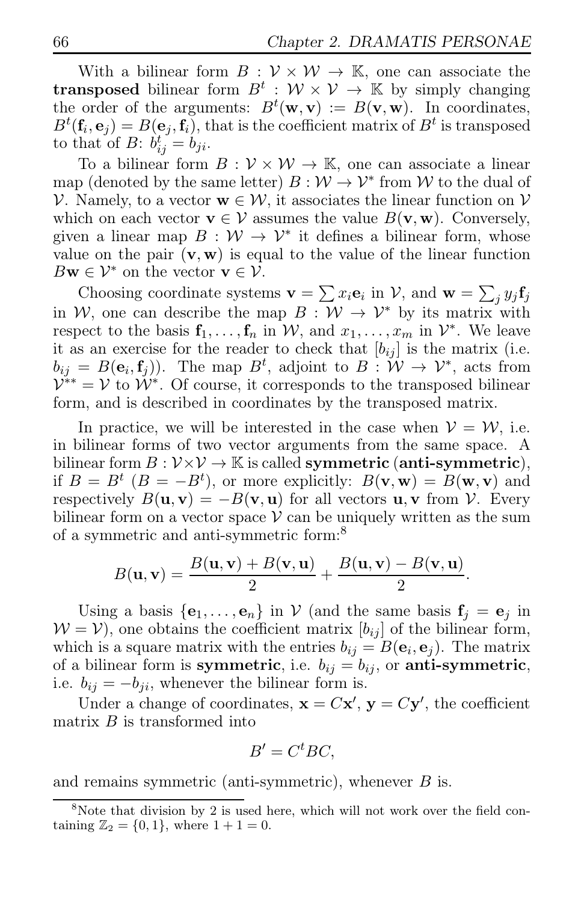With a bilinear form $B : \mathcal{V} \times \mathcal{W} \to \mathbb{K}$, one can associate the **transposed** bilinear form $B^t : \mathcal{W} \times \mathcal{V} \to \mathbb{K}$ by simply changing the order of the arguments: $B^t(\mathbf{w}, \mathbf{v}) := B(\mathbf{v}, \mathbf{w})$. In coordinates, $B^t(\mathbf{f}_i, \mathbf{e}_j) = B(\mathbf{e}_j, \mathbf{f}_i)$, that is the coefficient matrix of $B^t$ is transposed to that of $B$: $b^t_{ij} = b_{ji}$.

To a bilinear form $B : \mathcal{V} \times \mathcal{W} \to \mathbb{K}$, one can associate a linear map (denoted by the same letter) $B : \mathcal{W} \to \mathcal{V}^*$ from $\mathcal{W}$ to the dual of $\mathcal{V}$. Namely, to a vector $\mathbf{w} \in \mathcal{W}$, it associates the linear function on $\mathcal{V}$ which on each vector $\mathbf{v} \in \mathcal{V}$ assumes the value $B(\mathbf{v}, \mathbf{w})$. Conversely, given a linear map $B : \mathcal{W} \to \mathcal{V}^*$ it defines a bilinear form, whose value on the pair $(\mathbf{v}, \mathbf{w})$ is equal to the value of the linear function $B\mathbf{w} \in \mathcal{V}^*$ on the vector $\mathbf{v} \in \mathcal{V}$.

Choosing coordinate systems $\mathbf{v} = \sum x_i \mathbf{e}_i$ in $\mathcal{V}$, and $\mathbf{w} = \sum_j y_j \mathbf{f}_j$ in $\mathcal{W}$, one can describe the map $B : \mathcal{W} \to \mathcal{V}^*$ by its matrix with respect to the basis $\mathbf{f}_1, \dots, \mathbf{f}_n$ in $\mathcal{W}$, and $x_1, \dots, x_m$ in $\mathcal{V}^*$. We leave it as an exercise for the reader to check that $[b_{ij}]$ is the matrix (i.e. $b_{ij} = B(\mathbf{e}_i, \mathbf{f}_j)$). The map $B^t$, adjoint to $B : \mathcal{W} \to \mathcal{V}^*$, acts from $\mathcal{V}^{**} = \mathcal{V}$ to $\mathcal{W}^*$. Of course, it corresponds to the transposed bilinear form, and is described in coordinates by the transposed matrix.

In practice, we will be interested in the case when $\mathcal{V} = \mathcal{W}$, i.e. in bilinear forms of two vector arguments from the same space. A bilinear form $B : \mathcal{V} \times \mathcal{V} \to \mathbb{K}$ is called **symmetric** (**anti-symmetric**), if $B = B^t$ ($B = -B^t$), or more explicitly: $B(\mathbf{v}, \mathbf{w}) = B(\mathbf{w}, \mathbf{v})$ and respectively $B(\mathbf{u}, \mathbf{v}) = -B(\mathbf{v}, \mathbf{u})$ for all vectors $\mathbf{u}, \mathbf{v}$ from $\mathcal{V}$. Every bilinear form on a vector space $\mathcal{V}$ can be uniquely written as the sum of a symmetric and anti-symmetric form:[8]

$$B(\mathbf{u}, \mathbf{v}) = \frac{B(\mathbf{u}, \mathbf{v}) + B(\mathbf{v}, \mathbf{u})}{2} + \frac{B(\mathbf{u}, \mathbf{v}) - B(\mathbf{v}, \mathbf{u})}{2}.$$

Using a basis $\{\mathbf{e}_1, \dots, \mathbf{e}_n\}$ in $\mathcal{V}$ (and the same basis $\mathbf{f}_j = \mathbf{e}_j$ in $\mathcal{W} = \mathcal{V}$), one obtains the coefficient matrix $[b_{ij}]$ of the bilinear form, which is a square matrix with the entries $b_{ij} = B(\mathbf{e}_i, \mathbf{e}_j)$. The matrix of a bilinear form is **symmetric**, i.e. $b_{ij} = b_{ij}$, or **anti-symmetric**, i.e. $b_{ij} = -b_{ji}$, whenever the bilinear form is.

Under a change of coordinates, $\mathbf{x} = C\mathbf{x}'$, $\mathbf{y} = C\mathbf{y}'$, the coefficient matrix $B$ is transformed into

$$B' = C^t B C,$$

and remains symmetric (anti-symmetric), whenever $B$ is.

---

[8]Note that division by 2 is used here, which will not work over the field containing $\mathbb{Z}_2 = \{0, 1\}$, where $1 + 1 = 0$.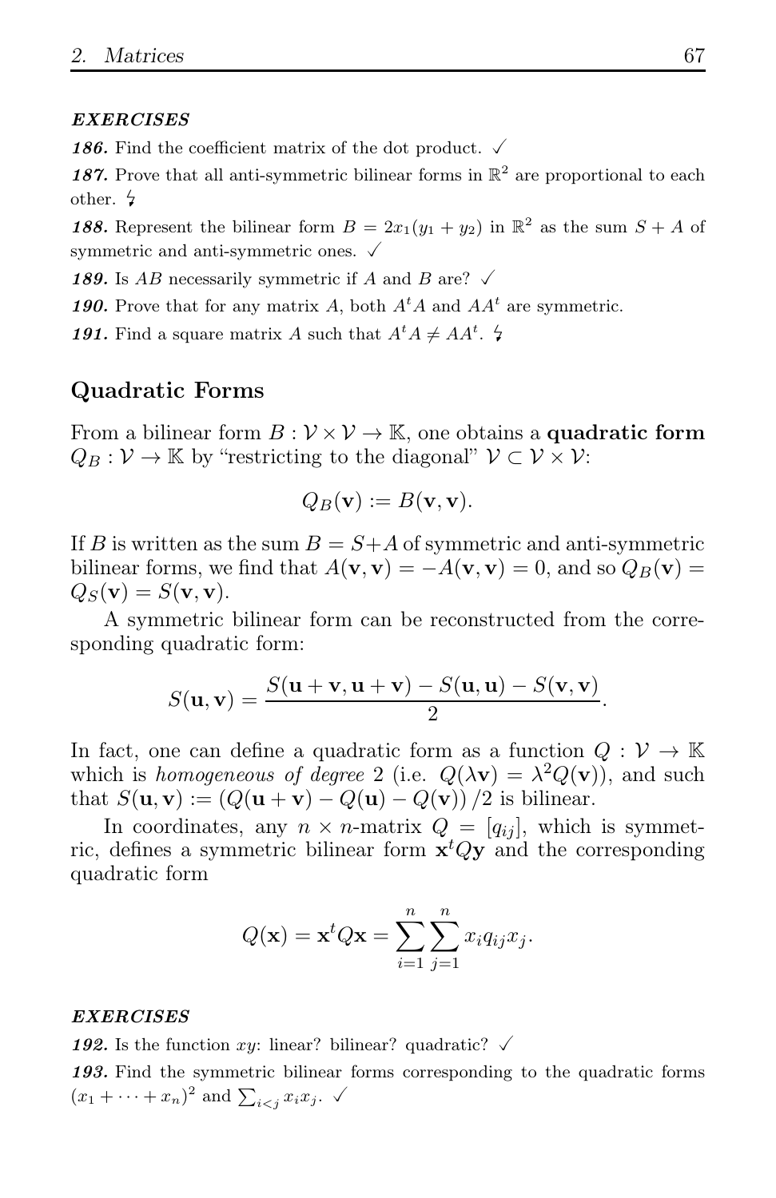***EXERCISES***

***186.*** Find the coefficient matrix of the dot product. ✓

***187.*** Prove that all anti-symmetric bilinear forms in $\mathbb{R}^2$ are proportional to each other. ↯

***188.*** Represent the bilinear form $B = 2x_1(y_1 + y_2)$ in $\mathbb{R}^2$ as the sum $S + A$ of symmetric and anti-symmetric ones. ✓

***189.*** Is $AB$ necessarily symmetric if $A$ and $B$ are? ✓

***190.*** Prove that for any matrix $A$, both $A^tA$ and $AA^t$ are symmetric.

***191.*** Find a square matrix $A$ such that $A^tA \neq AA^t$. ↯

## Quadratic Forms

From a bilinear form $B : \mathcal{V} \times \mathcal{V} \to \mathbb{K}$, one obtains a **quadratic form** $Q_B : \mathcal{V} \to \mathbb{K}$ by "restricting to the diagonal" $\mathcal{V} \subset \mathcal{V} \times \mathcal{V}$:

$$Q_B(\mathbf{v}) := B(\mathbf{v}, \mathbf{v}).$$

If $B$ is written as the sum $B = S + A$ of symmetric and anti-symmetric bilinear forms, we find that $A(\mathbf{v}, \mathbf{v}) = -A(\mathbf{v}, \mathbf{v}) = 0$, and so $Q_B(\mathbf{v}) = Q_S(\mathbf{v}) = S(\mathbf{v}, \mathbf{v})$.

A symmetric bilinear form can be reconstructed from the corresponding quadratic form:

$$S(\mathbf{u}, \mathbf{v}) = \frac{S(\mathbf{u} + \mathbf{v}, \mathbf{u} + \mathbf{v}) - S(\mathbf{u}, \mathbf{u}) - S(\mathbf{v}, \mathbf{v})}{2}.$$

In fact, one can define a quadratic form as a function $Q : \mathcal{V} \to \mathbb{K}$ which is *homogeneous of degree* 2 (i.e. $Q(\lambda \mathbf{v}) = \lambda^2 Q(\mathbf{v})$), and such that $S(\mathbf{u}, \mathbf{v}) := (Q(\mathbf{u} + \mathbf{v}) - Q(\mathbf{u}) - Q(\mathbf{v}))/2$ is bilinear.

In coordinates, any $n \times n$-matrix $Q = [q_{ij}]$, which is symmetric, defines a symmetric bilinear form $\mathbf{x}^t Q \mathbf{y}$ and the corresponding quadratic form

$$Q(\mathbf{x}) = \mathbf{x}^t Q \mathbf{x} = \sum_{i=1}^{n} \sum_{j=1}^{n} x_i q_{ij} x_j.$$

***EXERCISES***

***192.*** Is the function $xy$: linear? bilinear? quadratic? ✓

***193.*** Find the symmetric bilinear forms corresponding to the quadratic forms $(x_1 + \cdots + x_n)^2$ and $\sum_{i<j} x_i x_j$. ✓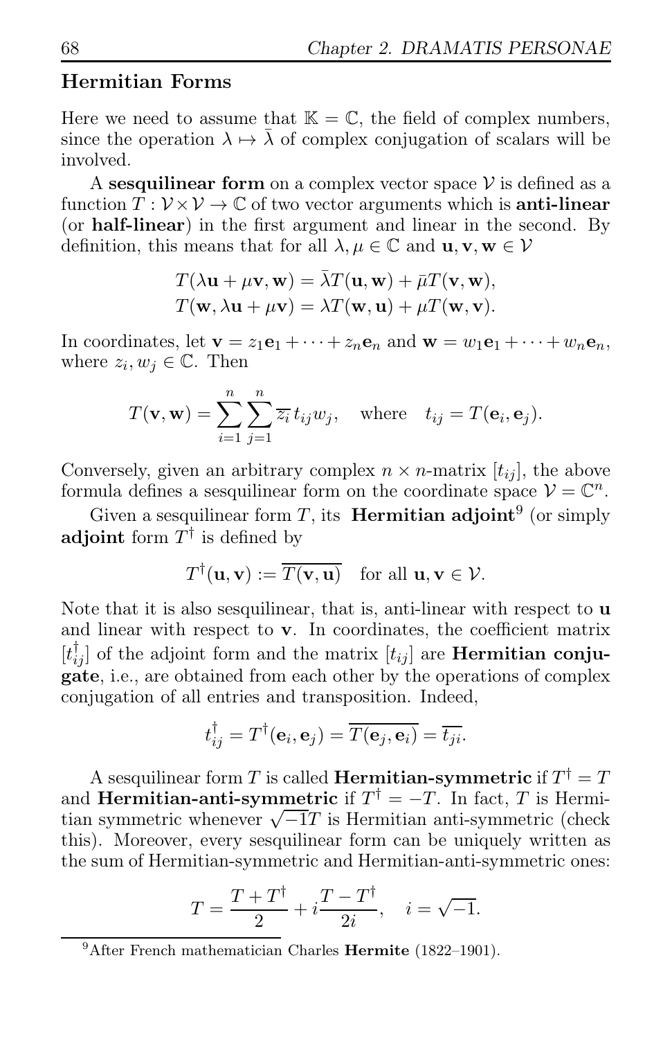### Hermitian Forms

Here we need to assume that $\mathbb{K} = \mathbb{C}$, the field of complex numbers, since the operation $\lambda \mapsto \bar{\lambda}$ of complex conjugation of scalars will be involved.

A **sesquilinear form** on a complex vector space $\mathcal{V}$ is defined as a function $T : \mathcal{V} \times \mathcal{V} \to \mathbb{C}$ of two vector arguments which is **anti-linear** (or **half-linear**) in the first argument and linear in the second. By definition, this means that for all $\lambda, \mu \in \mathbb{C}$ and $\mathbf{u}, \mathbf{v}, \mathbf{w} \in \mathcal{V}$

$$T(\lambda\mathbf{u} + \mu\mathbf{v}, \mathbf{w}) = \bar{\lambda}T(\mathbf{u}, \mathbf{w}) + \bar{\mu}T(\mathbf{v}, \mathbf{w}),$$
$$T(\mathbf{w}, \lambda\mathbf{u} + \mu\mathbf{v}) = \lambda T(\mathbf{w}, \mathbf{u}) + \mu T(\mathbf{w}, \mathbf{v}).$$

In coordinates, let $\mathbf{v} = z_1\mathbf{e}_1 + \cdots + z_n\mathbf{e}_n$ and $\mathbf{w} = w_1\mathbf{e}_1 + \cdots + w_n\mathbf{e}_n$, where $z_i, w_j \in \mathbb{C}$. Then

$$T(\mathbf{v}, \mathbf{w}) = \sum_{i=1}^{n}\sum_{j=1}^{n} \overline{z_i}\, t_{ij} w_j, \quad \text{where} \quad t_{ij} = T(\mathbf{e}_i, \mathbf{e}_j).$$

Conversely, given an arbitrary complex $n \times n$-matrix $[t_{ij}]$, the above formula defines a sesquilinear form on the coordinate space $\mathcal{V} = \mathbb{C}^n$.

Given a sesquilinear form $T$, its **Hermitian adjoint**[9] (or simply **adjoint** form $T^\dagger$ is defined by

$$T^\dagger(\mathbf{u}, \mathbf{v}) := \overline{T(\mathbf{v}, \mathbf{u})} \quad \text{for all } \mathbf{u}, \mathbf{v} \in \mathcal{V}.$$

Note that it is also sesquilinear, that is, anti-linear with respect to $\mathbf{u}$ and linear with respect to $\mathbf{v}$. In coordinates, the coefficient matrix $[t^\dagger_{ij}]$ of the adjoint form and the matrix $[t_{ij}]$ are **Hermitian conjugate**, i.e., are obtained from each other by the operations of complex conjugation of all entries and transposition. Indeed,

$$t^\dagger_{ij} = T^\dagger(\mathbf{e}_i, \mathbf{e}_j) = \overline{T(\mathbf{e}_j, \mathbf{e}_i)} = \overline{t_{ji}}.$$

A sesquilinear form $T$ is called **Hermitian-symmetric** if $T^\dagger = T$ and **Hermitian-anti-symmetric** if $T^\dagger = -T$. In fact, $T$ is Hermitian symmetric whenever $\sqrt{-1}T$ is Hermitian anti-symmetric (check this). Moreover, every sesquilinear form can be uniquely written as the sum of Hermitian-symmetric and Hermitian-anti-symmetric ones:

$$T = \frac{T + T^\dagger}{2} + i\frac{T - T^\dagger}{2i}, \quad i = \sqrt{-1}.$$

[9] After French mathematician Charles **Hermite** (1822–1901).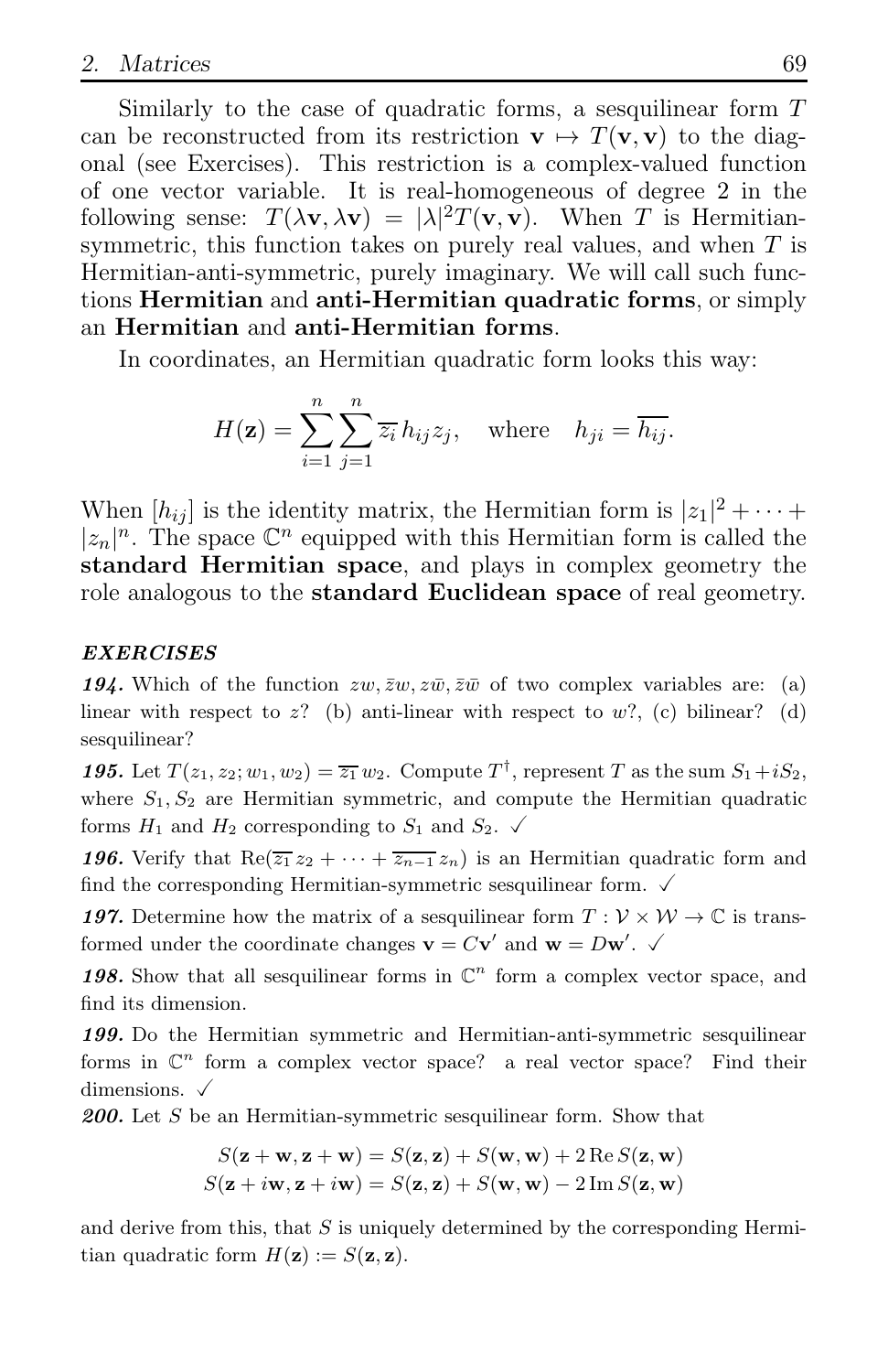Similarly to the case of quadratic forms, a sesquilinear form $T$ can be reconstructed from its restriction $\mathbf{v} \mapsto T(\mathbf{v}, \mathbf{v})$ to the diagonal (see Exercises). This restriction is a complex-valued function of one vector variable. It is real-homogeneous of degree 2 in the following sense: $T(\lambda \mathbf{v}, \lambda \mathbf{v}) = |\lambda|^2 T(\mathbf{v}, \mathbf{v})$. When $T$ is Hermitian-symmetric, this function takes on purely real values, and when $T$ is Hermitian-anti-symmetric, purely imaginary. We will call such functions **Hermitian** and **anti-Hermitian quadratic forms**, or simply an **Hermitian** and **anti-Hermitian forms**.

In coordinates, an Hermitian quadratic form looks this way:

$$H(\mathbf{z}) = \sum_{i=1}^{n} \sum_{j=1}^{n} \overline{z_i}\, h_{ij} z_j, \quad \text{where} \quad h_{ji} = \overline{h_{ij}}.$$

When $[h_{ij}]$ is the identity matrix, the Hermitian form is $|z_1|^2 + \cdots + |z_n|^n$. The space $\mathbb{C}^n$ equipped with this Hermitian form is called the **standard Hermitian space**, and plays in complex geometry the role analogous to the **standard Euclidean space** of real geometry.

### *EXERCISES*

***194.*** Which of the function $zw, \bar{z}w, z\bar{w}, \bar{z}\bar{w}$ of two complex variables are: (a) linear with respect to $z$? (b) anti-linear with respect to $w$?, (c) bilinear? (d) sesquilinear?

***195.*** Let $T(z_1, z_2; w_1, w_2) = \overline{z_1}\, w_2$. Compute $T^\dagger$, represent $T$ as the sum $S_1 + iS_2$, where $S_1, S_2$ are Hermitian symmetric, and compute the Hermitian quadratic forms $H_1$ and $H_2$ corresponding to $S_1$ and $S_2$. ✓

***196.*** Verify that $\operatorname{Re}(\overline{z_1}\, z_2 + \cdots + \overline{z_{n-1}}\, z_n)$ is an Hermitian quadratic form and find the corresponding Hermitian-symmetric sesquilinear form. ✓

***197.*** Determine how the matrix of a sesquilinear form $T : \mathcal{V} \times \mathcal{W} \to \mathbb{C}$ is transformed under the coordinate changes $\mathbf{v} = C\mathbf{v}'$ and $\mathbf{w} = D\mathbf{w}'$. ✓

***198.*** Show that all sesquilinear forms in $\mathbb{C}^n$ form a complex vector space, and find its dimension.

***199.*** Do the Hermitian symmetric and Hermitian-anti-symmetric sesquilinear forms in $\mathbb{C}^n$ form a complex vector space? a real vector space? Find their dimensions. ✓

***200.*** Let $S$ be an Hermitian-symmetric sesquilinear form. Show that

$$S(\mathbf{z} + \mathbf{w}, \mathbf{z} + \mathbf{w}) = S(\mathbf{z}, \mathbf{z}) + S(\mathbf{w}, \mathbf{w}) + 2 \operatorname{Re} S(\mathbf{z}, \mathbf{w})$$
$$S(\mathbf{z} + i\mathbf{w}, \mathbf{z} + i\mathbf{w}) = S(\mathbf{z}, \mathbf{z}) + S(\mathbf{w}, \mathbf{w}) - 2 \operatorname{Im} S(\mathbf{z}, \mathbf{w})$$

and derive from this, that $S$ is uniquely determined by the corresponding Hermitian quadratic form $H(\mathbf{z}) := S(\mathbf{z}, \mathbf{z})$.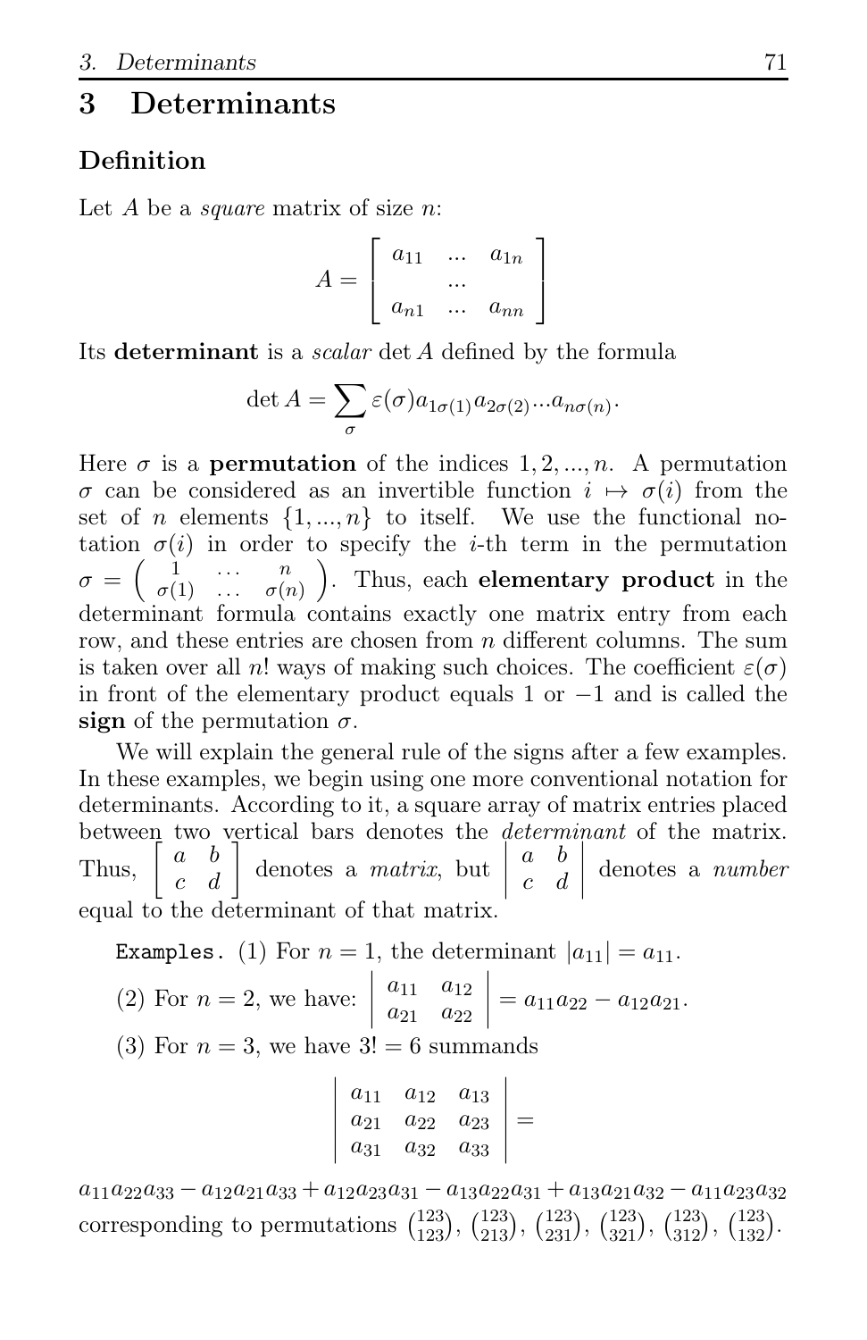# 3 Determinants

## Definition

Let $A$ be a *square* matrix of size $n$:

$$A = \begin{bmatrix} a_{11} & \dots & a_{1n} \\ & \dots & \\ a_{n1} & \dots & a_{nn} \end{bmatrix}$$

Its **determinant** is a *scalar* $\det A$ defined by the formula

$$\det A = \sum_{\sigma} \varepsilon(\sigma) a_{1\sigma(1)} a_{2\sigma(2)} \dots a_{n\sigma(n)}.$$

Here $\sigma$ is a **permutation** of the indices $1, 2, ..., n$. A permutation $\sigma$ can be considered as an invertible function $i \mapsto \sigma(i)$ from the set of $n$ elements $\{1, ..., n\}$ to itself. We use the functional notation $\sigma(i)$ in order to specify the $i$-th term in the permutation $\sigma = \begin{pmatrix} 1 & \dots & n \\ \sigma(1) & \dots & \sigma(n) \end{pmatrix}$. Thus, each **elementary product** in the determinant formula contains exactly one matrix entry from each row, and these entries are chosen from $n$ different columns. The sum is taken over all $n!$ ways of making such choices. The coefficient $\varepsilon(\sigma)$ in front of the elementary product equals $1$ or $-1$ and is called the **sign** of the permutation $\sigma$.

We will explain the general rule of the signs after a few examples. In these examples, we begin using one more conventional notation for determinants. According to it, a square array of matrix entries placed between two vertical bars denotes the *determinant* of the matrix. Thus, $\begin{bmatrix} a & b \\ c & d \end{bmatrix}$ denotes a *matrix*, but $\begin{vmatrix} a & b \\ c & d \end{vmatrix}$ denotes a *number* equal to the determinant of that matrix.

`Examples.` (1) For $n = 1$, the determinant $|a_{11}| = a_{11}$.

(2) For $n = 2$, we have: $\begin{vmatrix} a_{11} & a_{12} \\ a_{21} & a_{22} \end{vmatrix} = a_{11}a_{22} - a_{12}a_{21}$.

(3) For $n = 3$, we have $3! = 6$ summands

$$\begin{vmatrix} a_{11} & a_{12} & a_{13} \\ a_{21} & a_{22} & a_{23} \\ a_{31} & a_{32} & a_{33} \end{vmatrix} =$$

$$a_{11}a_{22}a_{33} - a_{12}a_{21}a_{33} + a_{12}a_{23}a_{31} - a_{13}a_{22}a_{31} + a_{13}a_{21}a_{32} - a_{11}a_{23}a_{32}$$

corresponding to permutations $\binom{123}{123}$, $\binom{123}{213}$, $\binom{123}{231}$, $\binom{123}{321}$, $\binom{123}{312}$, $\binom{123}{132}$.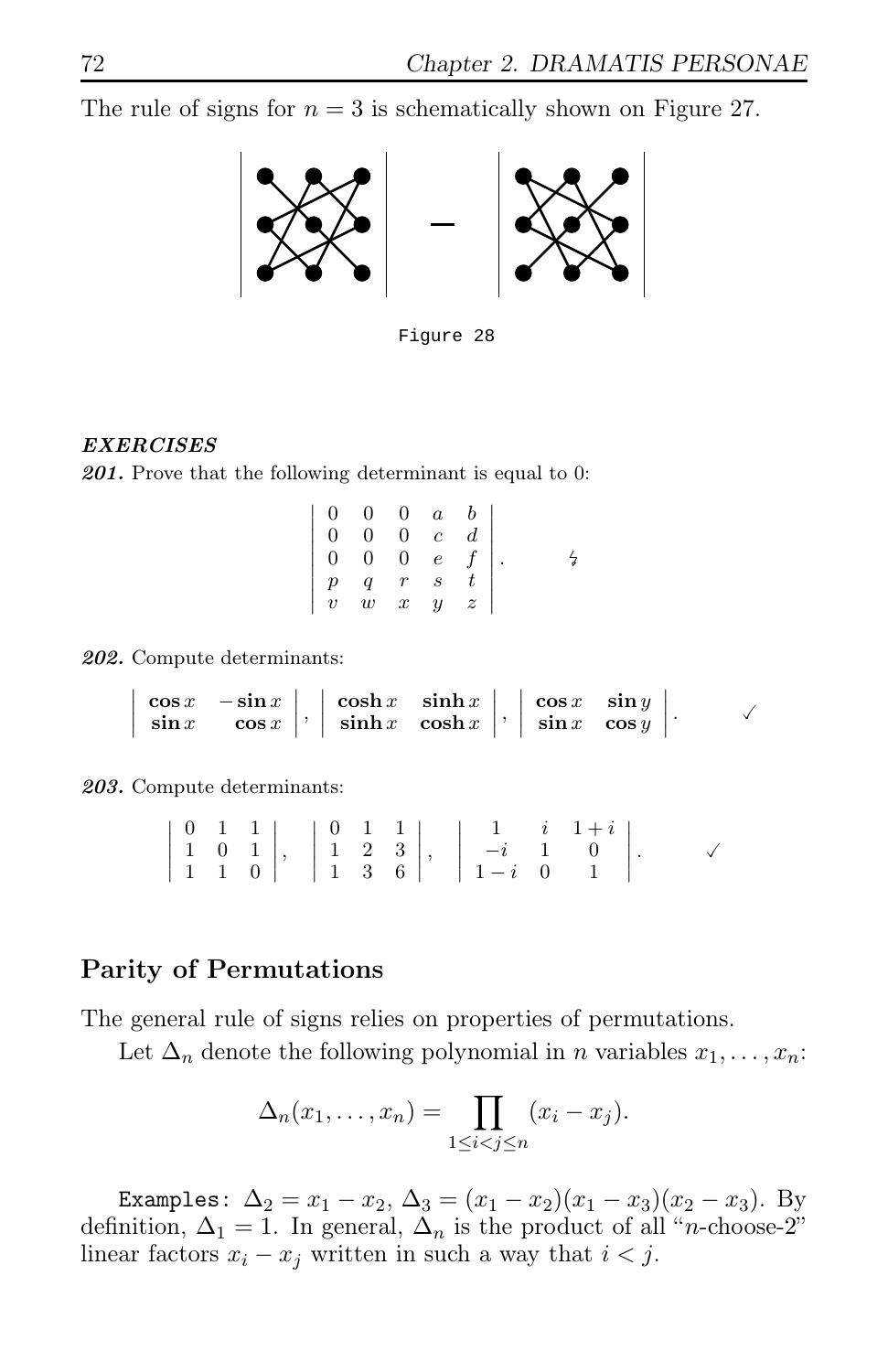The rule of signs for $n = 3$ is schematically shown on Figure 27.

Figure 28

***EXERCISES***

***201.*** Prove that the following determinant is equal to 0:

$$\begin{vmatrix} 0 & 0 & 0 & a & b \\ 0 & 0 & 0 & c & d \\ 0 & 0 & 0 & e & f \\ p & q & r & s & t \\ v & w & x & y & z \end{vmatrix}. \qquad ↯$$

***202.*** Compute determinants:

$$\begin{vmatrix} \cos x & -\sin x \\ \sin x & \cos x \end{vmatrix}, \quad \begin{vmatrix} \cosh x & \sinh x \\ \sinh x & \cosh x \end{vmatrix}, \quad \begin{vmatrix} \cos x & \sin y \\ \sin x & \cos y \end{vmatrix}. \qquad \checkmark$$

***203.*** Compute determinants:

$$\begin{vmatrix} 0 & 1 & 1 \\ 1 & 0 & 1 \\ 1 & 1 & 0 \end{vmatrix}, \quad \begin{vmatrix} 0 & 1 & 1 \\ 1 & 2 & 3 \\ 1 & 3 & 6 \end{vmatrix}, \quad \begin{vmatrix} 1 & i & 1+i \\ -i & 1 & 0 \\ 1-i & 0 & 1 \end{vmatrix}. \qquad \checkmark$$

## Parity of Permutations

The general rule of signs relies on properties of permutations.

Let $\Delta_n$ denote the following polynomial in $n$ variables $x_1, \dots, x_n$:

$$\Delta_n(x_1, \dots, x_n) = \prod_{1 \le i < j \le n} (x_i - x_j).$$

`Examples:` $\Delta_2 = x_1 - x_2$, $\Delta_3 = (x_1 - x_2)(x_1 - x_3)(x_2 - x_3)$. By definition, $\Delta_1 = 1$. In general, $\Delta_n$ is the product of all "$n$-choose-2" linear factors $x_i - x_j$ written in such a way that $i < j$.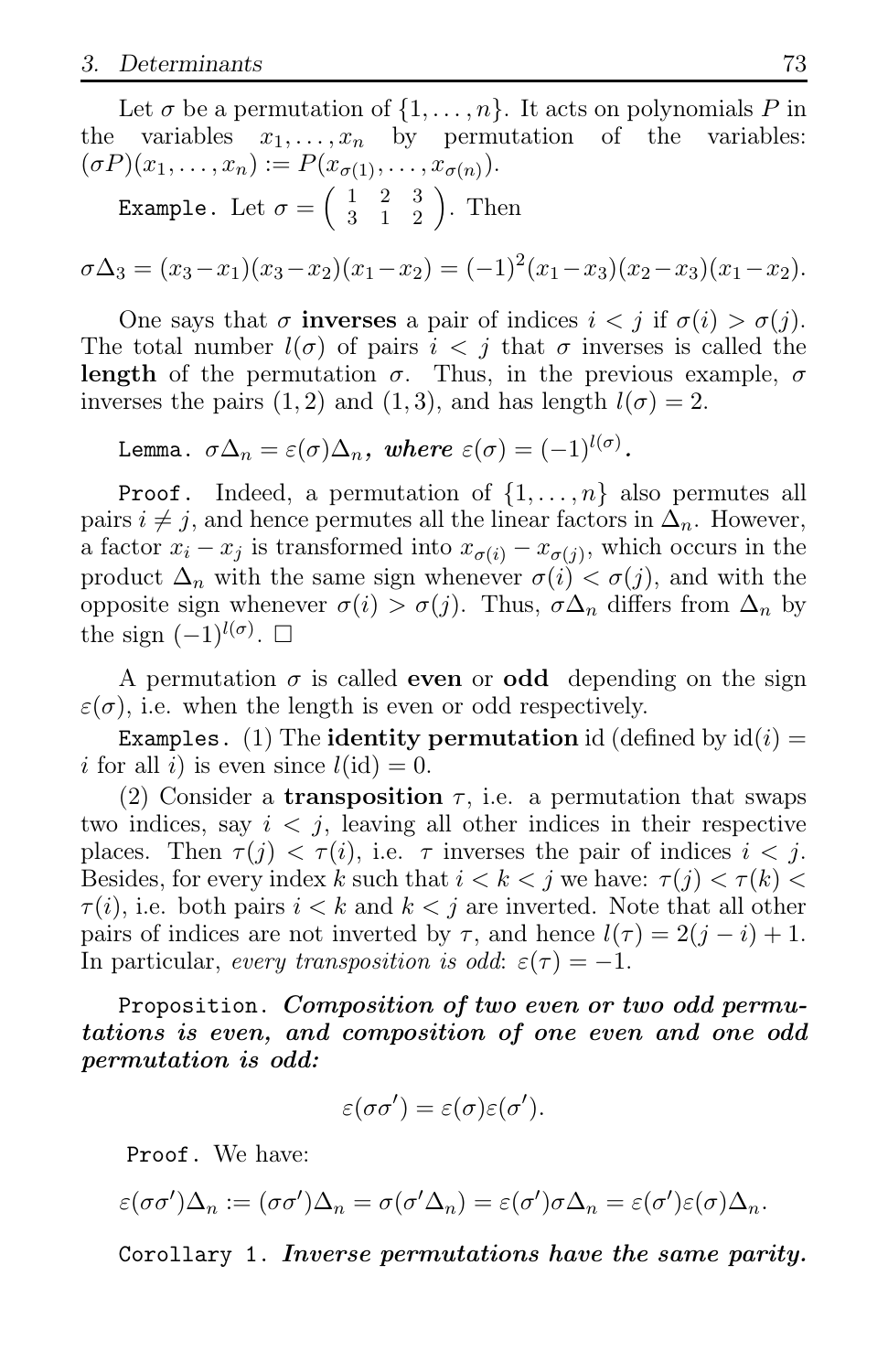Let $\sigma$ be a permutation of $\{1, \dots, n\}$. It acts on polynomials $P$ in the variables $x_1, \dots, x_n$ by permutation of the variables: $(\sigma P)(x_1, \dots, x_n) := P(x_{\sigma(1)}, \dots, x_{\sigma(n)})$.

`Example.` Let $\sigma = \begin{pmatrix} 1 & 2 & 3 \\ 3 & 1 & 2 \end{pmatrix}$. Then

$$\sigma\Delta_3 = (x_3 - x_1)(x_3 - x_2)(x_1 - x_2) = (-1)^2(x_1 - x_3)(x_2 - x_3)(x_1 - x_2).$$

One says that $\sigma$ **inverses** a pair of indices $i < j$ if $\sigma(i) > \sigma(j)$. The total number $l(\sigma)$ of pairs $i < j$ that $\sigma$ inverses is called the **length** of the permutation $\sigma$. Thus, in the previous example, $\sigma$ inverses the pairs $(1, 2)$ and $(1, 3)$, and has length $l(\sigma) = 2$.

`Lemma.` $\sigma\Delta_n = \varepsilon(\sigma)\Delta_n$, *where* $\varepsilon(\sigma) = (-1)^{l(\sigma)}$*.*

`Proof.` Indeed, a permutation of $\{1, \dots, n\}$ also permutes all pairs $i \neq j$, and hence permutes all the linear factors in $\Delta_n$. However, a factor $x_i - x_j$ is transformed into $x_{\sigma(i)} - x_{\sigma(j)}$, which occurs in the product $\Delta_n$ with the same sign whenever $\sigma(i) < \sigma(j)$, and with the opposite sign whenever $\sigma(i) > \sigma(j)$. Thus, $\sigma\Delta_n$ differs from $\Delta_n$ by the sign $(-1)^{l(\sigma)}$. $\square$

A permutation $\sigma$ is called **even** or **odd** depending on the sign $\varepsilon(\sigma)$, i.e. when the length is even or odd respectively.

`Examples.` (1) The **identity permutation** id (defined by $\mathrm{id}(i) = i$ for all $i$) is even since $l(\mathrm{id}) = 0$.

(2) Consider a **transposition** $\tau$, i.e. a permutation that swaps two indices, say $i < j$, leaving all other indices in their respective places. Then $\tau(j) < \tau(i)$, i.e. $\tau$ inverses the pair of indices $i < j$. Besides, for every index $k$ such that $i < k < j$ we have: $\tau(j) < \tau(k) < \tau(i)$, i.e. both pairs $i < k$ and $k < j$ are inverted. Note that all other pairs of indices are not inverted by $\tau$, and hence $l(\tau) = 2(j - i) + 1$. In particular, *every transposition is odd*: $\varepsilon(\tau) = -1$.

`Proposition.` ***Composition of two even or two odd permutations is even, and composition of one even and one odd permutation is odd:***

$$\varepsilon(\sigma\sigma') = \varepsilon(\sigma)\varepsilon(\sigma').$$

`Proof.` We have:

$$\varepsilon(\sigma\sigma')\Delta_n := (\sigma\sigma')\Delta_n = \sigma(\sigma'\Delta_n) = \varepsilon(\sigma')\sigma\Delta_n = \varepsilon(\sigma')\varepsilon(\sigma)\Delta_n.$$

`Corollary 1.` ***Inverse permutations have the same parity.***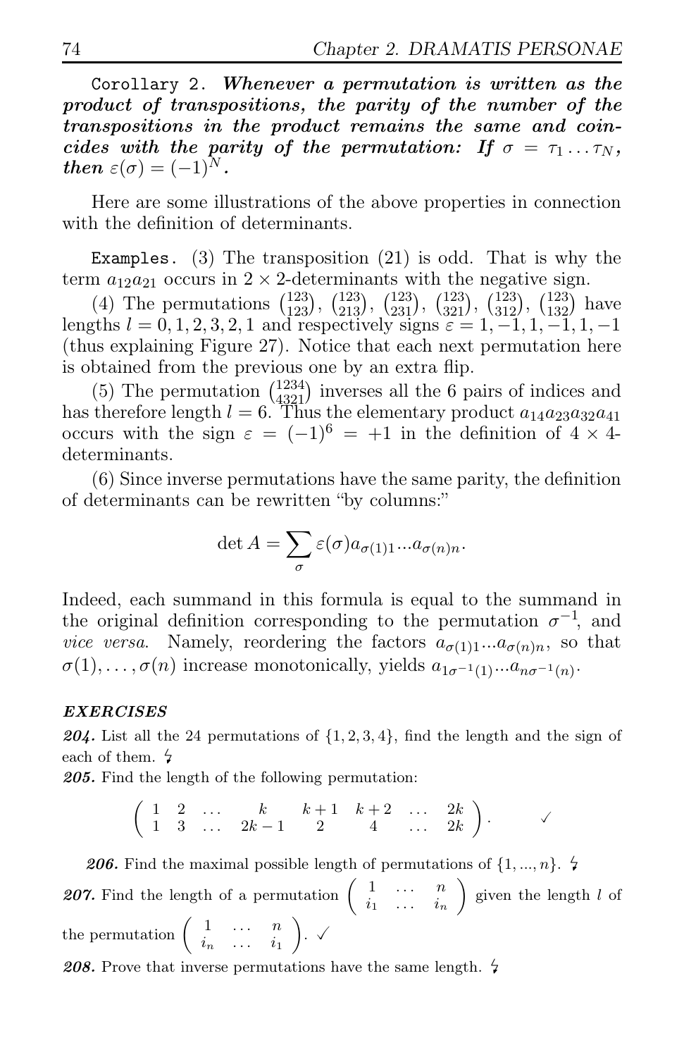`Corollary 2.` ***Whenever a permutation is written as the product of transpositions, the parity of the number of the transpositions in the product remains the same and coincides with the parity of the permutation: If $\sigma = \tau_1 \dots \tau_N$, then $\varepsilon(\sigma) = (-1)^N$.***

Here are some illustrations of the above properties in connection with the definition of determinants.

`Examples.` (3) The transposition (21) is odd. That is why the term $a_{12}a_{21}$ occurs in $2 \times 2$-determinants with the negative sign.

(4) The permutations $\binom{123}{123}$, $\binom{123}{213}$, $\binom{123}{231}$, $\binom{123}{321}$, $\binom{123}{312}$, $\binom{123}{132}$ have lengths $l = 0, 1, 2, 3, 2, 1$ and respectively signs $\varepsilon = 1, -1, 1, -1, 1, -1$ (thus explaining Figure 27). Notice that each next permutation here is obtained from the previous one by an extra flip.

(5) The permutation $\binom{1234}{4321}$ inverses all the 6 pairs of indices and has therefore length $l = 6$. Thus the elementary product $a_{14}a_{23}a_{32}a_{41}$ occurs with the sign $\varepsilon = (-1)^6 = +1$ in the definition of $4 \times 4$-determinants.

(6) Since inverse permutations have the same parity, the definition of determinants can be rewritten "by columns:"

$$\det A = \sum_{\sigma} \varepsilon(\sigma) a_{\sigma(1)1} ... a_{\sigma(n)n}.$$

Indeed, each summand in this formula is equal to the summand in the original definition corresponding to the permutation $\sigma^{-1}$, and *vice versa*. Namely, reordering the factors $a_{\sigma(1)1} ... a_{\sigma(n)n}$, so that $\sigma(1), \dots, \sigma(n)$ increase monotonically, yields $a_{1\sigma^{-1}(1)} ... a_{n\sigma^{-1}(n)}$.

***EXERCISES***

***204.*** List all the 24 permutations of $\{1, 2, 3, 4\}$, find the length and the sign of each of them. ↯

***205.*** Find the length of the following permutation:

$$\left( \begin{array}{cccccccc} 1 & 2 & \dots & k & k+1 & k+2 & \dots & 2k \\ 1 & 3 & \dots & 2k-1 & 2 & 4 & \dots & 2k \end{array} \right). \qquad ✓$$

***206.*** Find the maximal possible length of permutations of $\{1, ..., n\}$. ↯

***207.*** Find the length of a permutation $\left( \begin{array}{ccc} 1 & \dots & n \\ i_1 & \dots & i_n \end{array} \right)$ given the length $l$ of the permutation $\left( \begin{array}{ccc} 1 & \dots & n \\ i_n & \dots & i_1 \end{array} \right)$. ✓

***208.*** Prove that inverse permutations have the same length. ↯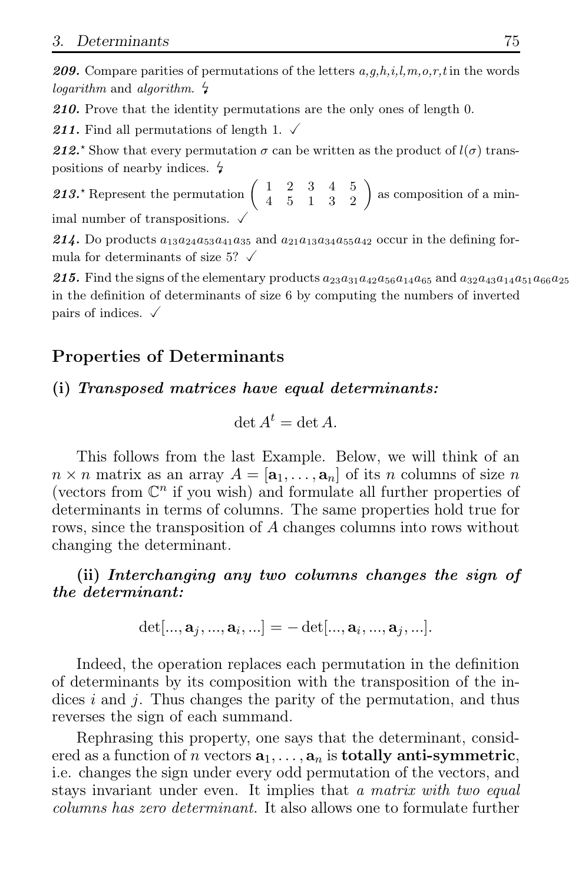***209.*** Compare parities of permutations of the letters *a,g,h,i,l,m,o,r,t* in the words *logarithm* and *algorithm*. ↯

***210.*** Prove that the identity permutations are the only ones of length 0.

***211.*** Find all permutations of length 1. ✓

***212.**** Show that every permutation $\sigma$ can be written as the product of $l(\sigma)$ transpositions of nearby indices. ↯

***213.**** Represent the permutation $\left(\begin{array}{ccccc} 1 & 2 & 3 & 4 & 5 \\ 4 & 5 & 1 & 3 & 2 \end{array}\right)$ as composition of a minimal number of transpositions. ✓

***214.*** Do products $a_{13}a_{24}a_{53}a_{41}a_{35}$ and $a_{21}a_{13}a_{34}a_{55}a_{42}$ occur in the defining formula for determinants of size 5? ✓

***215.*** Find the signs of the elementary products $a_{23}a_{31}a_{42}a_{56}a_{14}a_{65}$ and $a_{32}a_{43}a_{14}a_{51}a_{66}a_{25}$ in the definition of determinants of size 6 by computing the numbers of inverted pairs of indices. ✓

## Properties of Determinants

**(i)** ***Transposed matrices have equal determinants:***

$$\det A^t = \det A.$$

This follows from the last Example. Below, we will think of an $n \times n$ matrix as an array $A = [\mathbf{a}_1, \ldots, \mathbf{a}_n]$ of its $n$ columns of size $n$ (vectors from $\mathbb{C}^n$ if you wish) and formulate all further properties of determinants in terms of columns. The same properties hold true for rows, since the transposition of $A$ changes columns into rows without changing the determinant.

**(ii)** ***Interchanging any two columns changes the sign of the determinant:***

$$\det[..., \mathbf{a}_j, ..., \mathbf{a}_i, ...] = -\det[..., \mathbf{a}_i, ..., \mathbf{a}_j, ...].$$

Indeed, the operation replaces each permutation in the definition of determinants by its composition with the transposition of the indices $i$ and $j$. Thus changes the parity of the permutation, and thus reverses the sign of each summand.

Rephrasing this property, one says that the determinant, considered as a function of $n$ vectors $\mathbf{a}_1, \ldots, \mathbf{a}_n$ is **totally anti-symmetric**, i.e. changes the sign under every odd permutation of the vectors, and stays invariant under even. It implies that *a matrix with two equal columns has zero determinant.* It also allows one to formulate further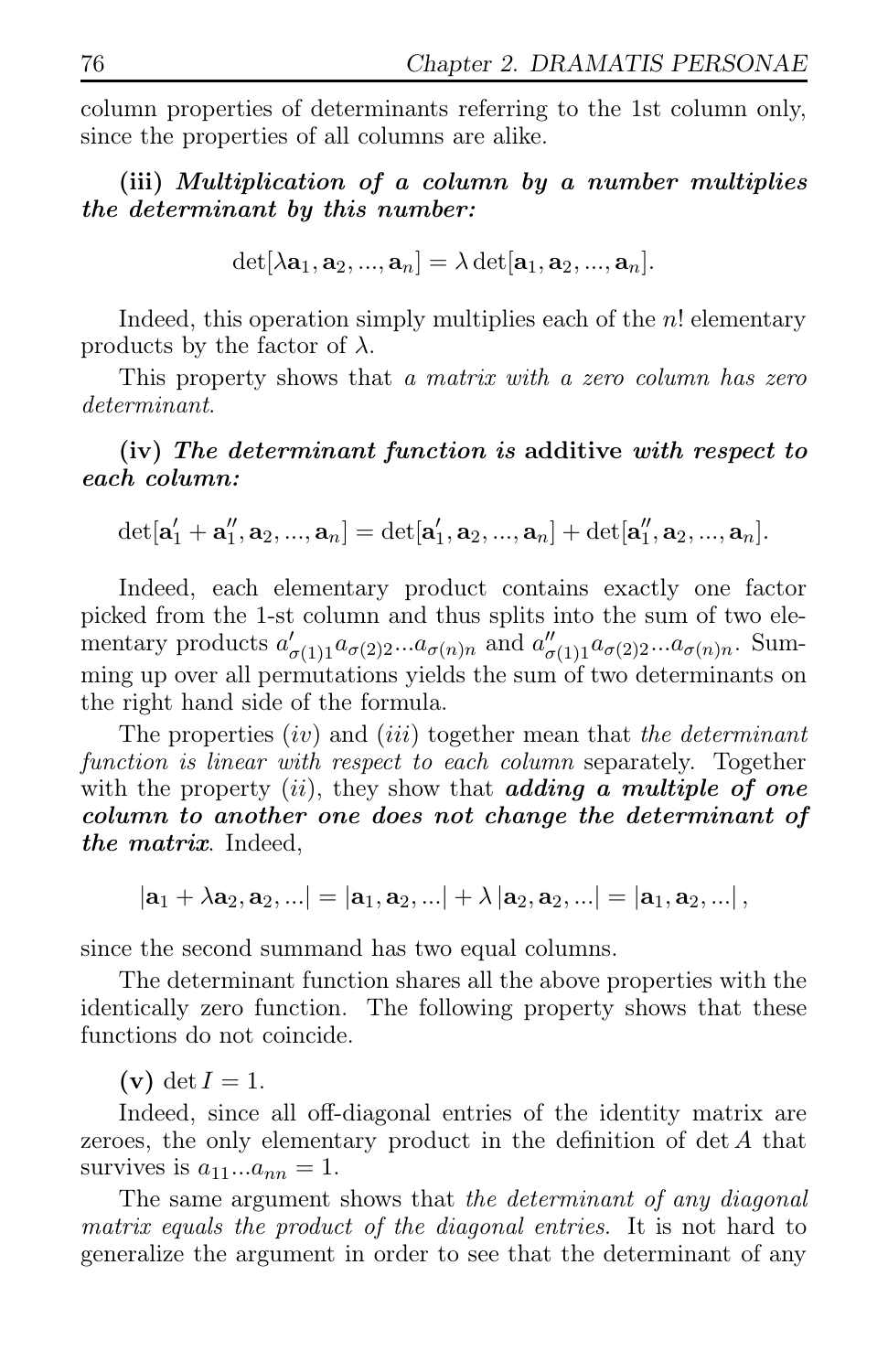column properties of determinants referring to the 1st column only, since the properties of all columns are alike.

**(iii)** ***Multiplication of a column by a number multiplies the determinant by this number:***

$$\det[\lambda \mathbf{a}_1, \mathbf{a}_2, ..., \mathbf{a}_n] = \lambda \det[\mathbf{a}_1, \mathbf{a}_2, ..., \mathbf{a}_n].$$

Indeed, this operation simply multiplies each of the $n!$ elementary products by the factor of $\lambda$.

This property shows that *a matrix with a zero column has zero determinant*.

**(iv)** ***The determinant function is*** **additive** ***with respect to each column:***

$$\det[\mathbf{a}_1' + \mathbf{a}_1'', \mathbf{a}_2, ..., \mathbf{a}_n] = \det[\mathbf{a}_1', \mathbf{a}_2, ..., \mathbf{a}_n] + \det[\mathbf{a}_1'', \mathbf{a}_2, ..., \mathbf{a}_n].$$

Indeed, each elementary product contains exactly one factor picked from the 1-st column and thus splits into the sum of two elementary products $a'_{\sigma(1)1}a_{\sigma(2)2}...a_{\sigma(n)n}$ and $a''_{\sigma(1)1}a_{\sigma(2)2}...a_{\sigma(n)n}$. Summing up over all permutations yields the sum of two determinants on the right hand side of the formula.

The properties $(iv)$ and $(iii)$ together mean that *the determinant function is linear with respect to each column* separately. Together with the property $(ii)$, they show that ***adding a multiple of one column to another one does not change the determinant of the matrix***. Indeed,

$$|\mathbf{a}_1 + \lambda \mathbf{a}_2, \mathbf{a}_2, ...| = |\mathbf{a}_1, \mathbf{a}_2, ...| + \lambda\, |\mathbf{a}_2, \mathbf{a}_2, ...| = |\mathbf{a}_1, \mathbf{a}_2, ...|\,,$$

since the second summand has two equal columns.

The determinant function shares all the above properties with the identically zero function. The following property shows that these functions do not coincide.

**(v)** $\det I = 1$.

Indeed, since all off-diagonal entries of the identity matrix are zeroes, the only elementary product in the definition of $\det A$ that survives is $a_{11}...a_{nn} = 1$.

The same argument shows that *the determinant of any diagonal matrix equals the product of the diagonal entries.* It is not hard to generalize the argument in order to see that the determinant of any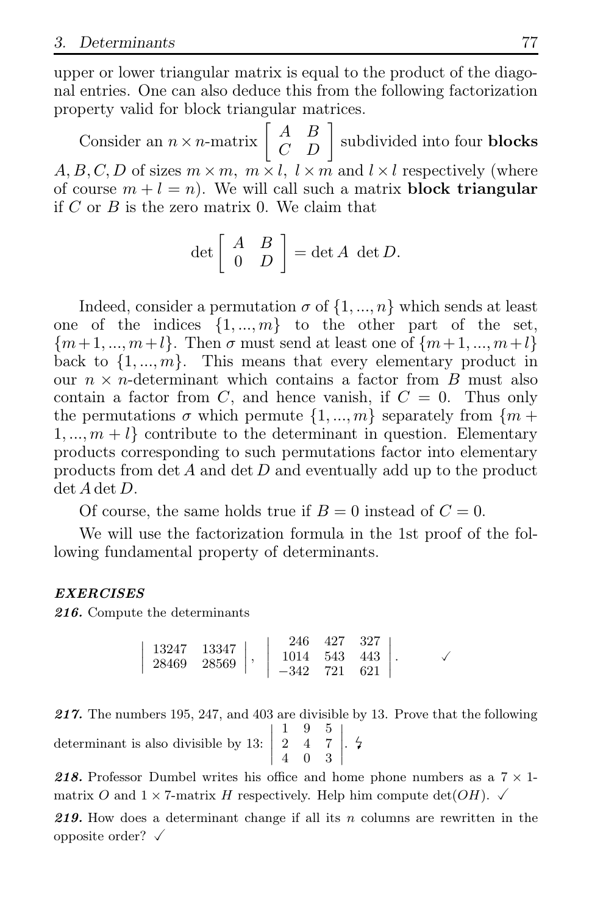upper or lower triangular matrix is equal to the product of the diagonal entries. One can also deduce this from the following factorization property valid for block triangular matrices.

Consider an $n \times n$-matrix $\begin{bmatrix} A & B \\ C & D \end{bmatrix}$ subdivided into four **blocks** $A, B, C, D$ of sizes $m \times m$, $m \times l$, $l \times m$ and $l \times l$ respectively (where of course $m + l = n$). We will call such a matrix **block triangular** if $C$ or $B$ is the zero matrix 0. We claim that

$$\det \begin{bmatrix} A & B \\ 0 & D \end{bmatrix} = \det A \ \det D.$$

Indeed, consider a permutation $\sigma$ of $\{1, ..., n\}$ which sends at least one of the indices $\{1, ..., m\}$ to the other part of the set, $\{m+1, ..., m+l\}$. Then $\sigma$ must send at least one of $\{m+1, ..., m+l\}$ back to $\{1, ..., m\}$. This means that every elementary product in our $n \times n$-determinant which contains a factor from $B$ must also contain a factor from $C$, and hence vanish, if $C = 0$. Thus only the permutations $\sigma$ which permute $\{1, ..., m\}$ separately from $\{m + 1, ..., m + l\}$ contribute to the determinant in question. Elementary products corresponding to such permutations factor into elementary products from $\det A$ and $\det D$ and eventually add up to the product $\det A \det D$.

Of course, the same holds true if $B = 0$ instead of $C = 0$.

We will use the factorization formula in the 1st proof of the following fundamental property of determinants.

***EXERCISES***

***216.*** Compute the determinants

$$\begin{vmatrix} 13247 & 13347 \\ 28469 & 28569 \end{vmatrix}, \quad \begin{vmatrix} 246 & 427 & 327 \\ 1014 & 543 & 443 \\ -342 & 721 & 621 \end{vmatrix}. \qquad \checkmark$$

***217.*** The numbers 195, 247, and 403 are divisible by 13. Prove that the following determinant is also divisible by 13: $\begin{vmatrix} 1 & 9 & 5 \\ 2 & 4 & 7 \\ 4 & 0 & 3 \end{vmatrix}$. ↯

***218.*** Professor Dumbel writes his office and home phone numbers as a $7 \times 1$-matrix $O$ and $1 \times 7$-matrix $H$ respectively. Help him compute $\det(OH)$. ✓

***219.*** How does a determinant change if all its $n$ columns are rewritten in the opposite order? ✓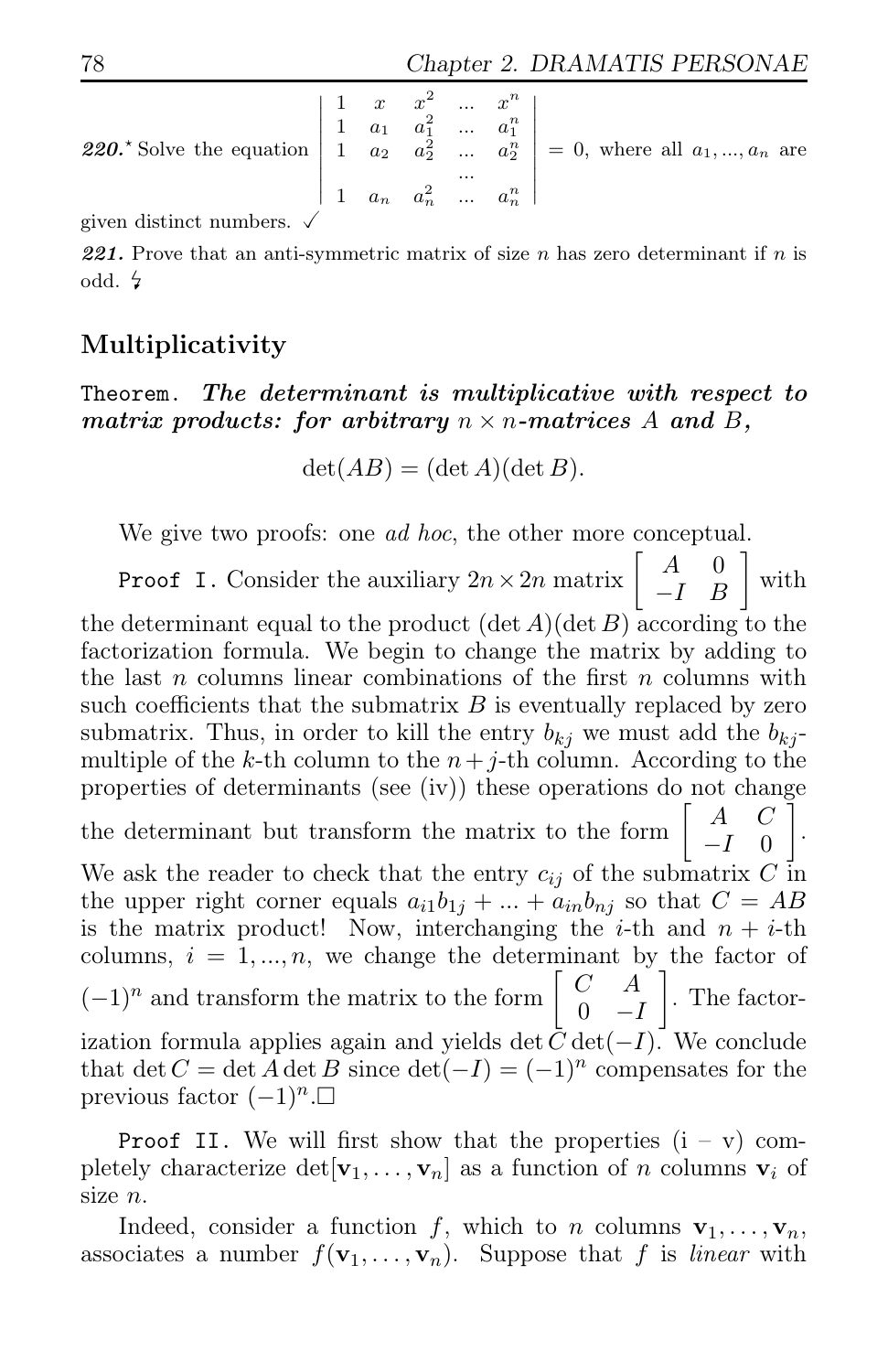**220.*** Solve the equation $\begin{vmatrix} 1 & x & x^2 & \dots & x^n \\ 1 & a_1 & a_1^2 & \dots & a_1^n \\ 1 & a_2 & a_2^2 & \dots & a_2^n \\ & & \dots & & \\ 1 & a_n & a_n^2 & \dots & a_n^n \end{vmatrix} = 0$, where all $a_1, ..., a_n$ are given distinct numbers. ✓

**221.** Prove that an anti-symmetric matrix of size $n$ has zero determinant if $n$ is odd. ϟ

## Multiplicativity

`Theorem.` ***The determinant is multiplicative with respect to matrix products: for arbitrary $n \times n$-matrices $A$ and $B$,***

$$\det(AB) = (\det A)(\det B).$$

We give two proofs: one *ad hoc*, the other more conceptual.

`Proof I.` Consider the auxiliary $2n \times 2n$ matrix $\begin{bmatrix} A & 0 \\ -I & B \end{bmatrix}$ with the determinant equal to the product $(\det A)(\det B)$ according to the factorization formula. We begin to change the matrix by adding to the last $n$ columns linear combinations of the first $n$ columns with such coefficients that the submatrix $B$ is eventually replaced by zero submatrix. Thus, in order to kill the entry $b_{kj}$ we must add the $b_{kj}$-multiple of the $k$-th column to the $n+j$-th column. According to the properties of determinants (see (iv)) these operations do not change the determinant but transform the matrix to the form $\begin{bmatrix} A & C \\ -I & 0 \end{bmatrix}$. We ask the reader to check that the entry $c_{ij}$ of the submatrix $C$ in the upper right corner equals $a_{i1}b_{1j} + ... + a_{in}b_{nj}$ so that $C = AB$ is the matrix product! Now, interchanging the $i$-th and $n+i$-th columns, $i = 1, ..., n$, we change the determinant by the factor of $(-1)^n$ and transform the matrix to the form $\begin{bmatrix} C & A \\ 0 & -I \end{bmatrix}$. The factorization formula applies again and yields $\det C \det(-I)$. We conclude that $\det C = \det A \det B$ since $\det(-I) = (-1)^n$ compensates for the previous factor $(-1)^n$.□

`Proof II.` We will first show that the properties (i – v) completely characterize $\det[\mathbf{v}_1, \dots, \mathbf{v}_n]$ as a function of $n$ columns $\mathbf{v}_i$ of size $n$.

Indeed, consider a function $f$, which to $n$ columns $\mathbf{v}_1, \dots, \mathbf{v}_n$, associates a number $f(\mathbf{v}_1, \dots, \mathbf{v}_n)$. Suppose that $f$ is *linear* with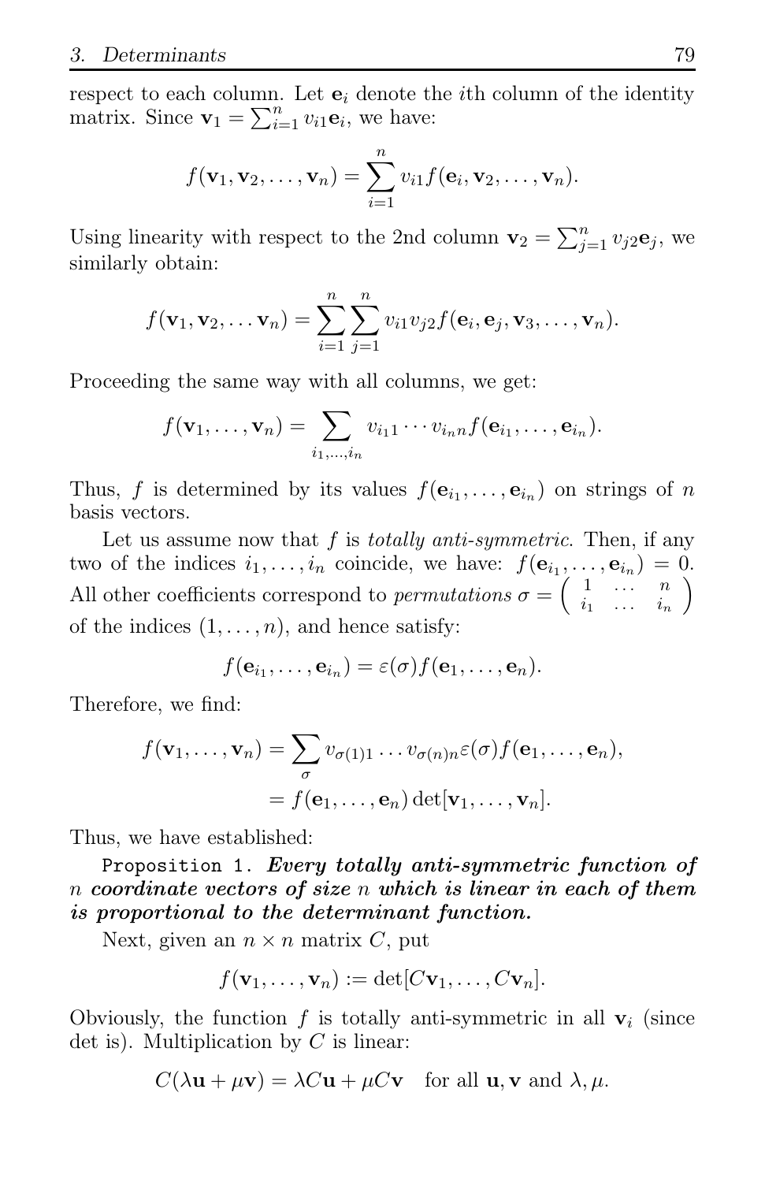respect to each column. Let $\mathbf{e}_i$ denote the $i$th column of the identity matrix. Since $\mathbf{v}_1 = \sum_{i=1}^n v_{i1}\mathbf{e}_i$, we have:

$$f(\mathbf{v}_1, \mathbf{v}_2, \ldots, \mathbf{v}_n) = \sum_{i=1}^n v_{i1} f(\mathbf{e}_i, \mathbf{v}_2, \ldots, \mathbf{v}_n).$$

Using linearity with respect to the 2nd column $\mathbf{v}_2 = \sum_{j=1}^n v_{j2}\mathbf{e}_j$, we similarly obtain:

$$f(\mathbf{v}_1, \mathbf{v}_2, \ldots \mathbf{v}_n) = \sum_{i=1}^n \sum_{j=1}^n v_{i1} v_{j2} f(\mathbf{e}_i, \mathbf{e}_j, \mathbf{v}_3, \ldots, \mathbf{v}_n).$$

Proceeding the same way with all columns, we get:

$$f(\mathbf{v}_1, \ldots, \mathbf{v}_n) = \sum_{i_1, \ldots, i_n} v_{i_1 1} \cdots v_{i_n n} f(\mathbf{e}_{i_1}, \ldots, \mathbf{e}_{i_n}).$$

Thus, $f$ is determined by its values $f(\mathbf{e}_{i_1}, \ldots, \mathbf{e}_{i_n})$ on strings of $n$ basis vectors.

Let us assume now that $f$ is *totally anti-symmetric*. Then, if any two of the indices $i_1, \ldots, i_n$ coincide, we have: $f(\mathbf{e}_{i_1}, \ldots, \mathbf{e}_{i_n}) = 0$. All other coefficients correspond to *permutations* $\sigma = \begin{pmatrix} 1 & \ldots & n \\ i_1 & \ldots & i_n \end{pmatrix}$ of the indices $(1, \ldots, n)$, and hence satisfy:

$$f(\mathbf{e}_{i_1}, \ldots, \mathbf{e}_{i_n}) = \varepsilon(\sigma) f(\mathbf{e}_1, \ldots, \mathbf{e}_n).$$

Therefore, we find:

$$\begin{aligned} f(\mathbf{v}_1, \ldots, \mathbf{v}_n) &= \sum_\sigma v_{\sigma(1)1} \ldots v_{\sigma(n)n} \varepsilon(\sigma) f(\mathbf{e}_1, \ldots, \mathbf{e}_n), \\ &= f(\mathbf{e}_1, \ldots, \mathbf{e}_n) \det[\mathbf{v}_1, \ldots, \mathbf{v}_n]. \end{aligned}$$

Thus, we have established:

Proposition 1. ***Every totally anti-symmetric function of $n$ coordinate vectors of size $n$ which is linear in each of them is proportional to the determinant function.***

Next, given an $n \times n$ matrix $C$, put

$$f(\mathbf{v}_1, \ldots, \mathbf{v}_n) := \det[C\mathbf{v}_1, \ldots, C\mathbf{v}_n].$$

Obviously, the function $f$ is totally anti-symmetric in all $\mathbf{v}_i$ (since det is). Multiplication by $C$ is linear:

$$C(\lambda\mathbf{u} + \mu\mathbf{v}) = \lambda C\mathbf{u} + \mu C\mathbf{v} \quad \text{for all } \mathbf{u}, \mathbf{v} \text{ and } \lambda, \mu.$$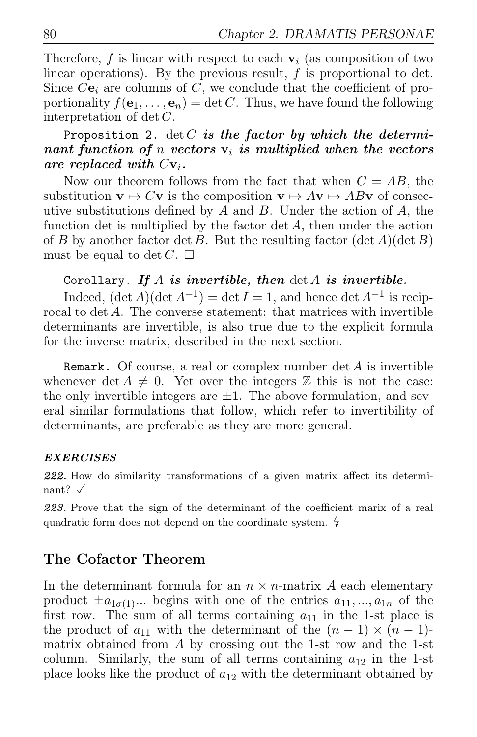Therefore, $f$ is linear with respect to each $\mathbf{v}_i$ (as composition of two linear operations). By the previous result, $f$ is proportional to det. Since $C\mathbf{e}_i$ are columns of $C$, we conclude that the coefficient of proportionality $f(\mathbf{e}_1, \dots, \mathbf{e}_n) = \det C$. Thus, we have found the following interpretation of $\det C$.

`Proposition 2.` ***$\det C$ is the factor by which the determinant function of $n$ vectors $\mathbf{v}_i$ is multiplied when the vectors are replaced with $C\mathbf{v}_i$.***

Now our theorem follows from the fact that when $C = AB$, the substitution $\mathbf{v} \mapsto C\mathbf{v}$ is the composition $\mathbf{v} \mapsto A\mathbf{v} \mapsto AB\mathbf{v}$ of consecutive substitutions defined by $A$ and $B$. Under the action of $A$, the function det is multiplied by the factor $\det A$, then under the action of $B$ by another factor $\det B$. But the resulting factor $(\det A)(\det B)$ must be equal to $\det C$. □

`Corollary.` ***If $A$ is invertible, then $\det A$ is invertible.***

Indeed, $(\det A)(\det A^{-1}) = \det I = 1$, and hence $\det A^{-1}$ is reciprocal to $\det A$. The converse statement: that matrices with invertible determinants are invertible, is also true due to the explicit formula for the inverse matrix, described in the next section.

`Remark.` Of course, a real or complex number $\det A$ is invertible whenever $\det A \neq 0$. Yet over the integers $\mathbb{Z}$ this is not the case: the only invertible integers are $\pm 1$. The above formulation, and several similar formulations that follow, which refer to invertibility of determinants, are preferable as they are more general.

***EXERCISES***

***222.*** How do similarity transformations of a given matrix affect its determinant? ✓

***223.*** Prove that the sign of the determinant of the coefficient marix of a real quadratic form does not depend on the coordinate system. ↯

## The Cofactor Theorem

In the determinant formula for an $n \times n$-matrix $A$ each elementary product $\pm a_{1\sigma(1)} \dots$ begins with one of the entries $a_{11}, \dots, a_{1n}$ of the first row. The sum of all terms containing $a_{11}$ in the 1-st place is the product of $a_{11}$ with the determinant of the $(n-1) \times (n-1)$-matrix obtained from $A$ by crossing out the 1-st row and the 1-st column. Similarly, the sum of all terms containing $a_{12}$ in the 1-st place looks like the product of $a_{12}$ with the determinant obtained by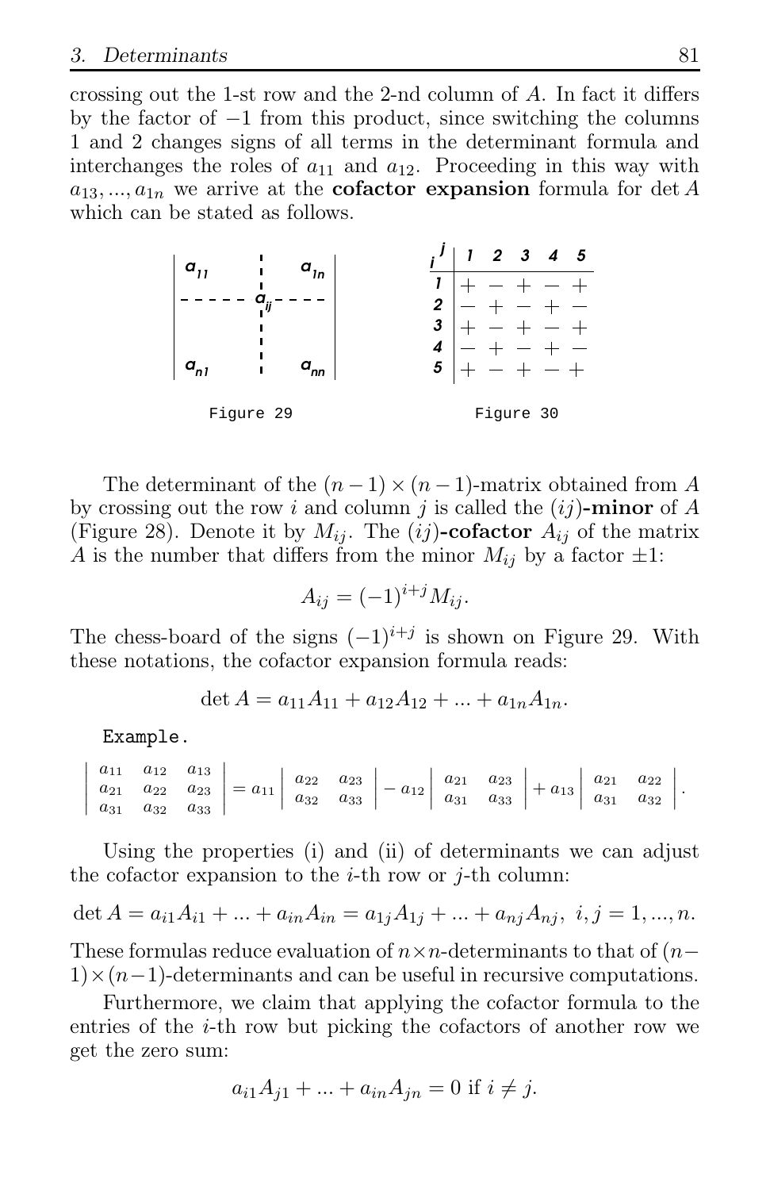crossing out the 1-st row and the 2-nd column of $A$. In fact it differs by the factor of $-1$ from this product, since switching the columns 1 and 2 changes signs of all terms in the determinant formula and interchanges the roles of $a_{11}$ and $a_{12}$. Proceeding in this way with $a_{13}, ..., a_{1n}$ we arrive at the **cofactor expansion** formula for $\det A$ which can be stated as follows.

$$\begin{vmatrix} a_{11} & \vdots & a_{1n} \\ \cdots & a_{ij} & \cdots \\ a_{n1} & \vdots & a_{nn} \end{vmatrix}$$

Figure 29

| $i \backslash j$ | 1 | 2 | 3 | 4 | 5 |
|---|---|---|---|---|---|
| 1 | + | − | + | − | + |
| 2 | − | + | − | + | − |
| 3 | + | − | + | − | + |
| 4 | − | + | − | + | − |
| 5 | + | − | + | − | + |

Figure 30

The determinant of the $(n-1) \times (n-1)$-matrix obtained from $A$ by crossing out the row $i$ and column $j$ is called the $(ij)$**-minor** of $A$ (Figure 28). Denote it by $M_{ij}$. The $(ij)$**-cofactor** $A_{ij}$ of the matrix $A$ is the number that differs from the minor $M_{ij}$ by a factor $\pm 1$:

$$A_{ij} = (-1)^{i+j} M_{ij}.$$

The chess-board of the signs $(-1)^{i+j}$ is shown on Figure 29. With these notations, the cofactor expansion formula reads:

$$\det A = a_{11}A_{11} + a_{12}A_{12} + ... + a_{1n}A_{1n}.$$

Example.

$$\begin{vmatrix} a_{11} & a_{12} & a_{13} \\ a_{21} & a_{22} & a_{23} \\ a_{31} & a_{32} & a_{33} \end{vmatrix} = a_{11} \begin{vmatrix} a_{22} & a_{23} \\ a_{32} & a_{33} \end{vmatrix} - a_{12} \begin{vmatrix} a_{21} & a_{23} \\ a_{31} & a_{33} \end{vmatrix} + a_{13} \begin{vmatrix} a_{21} & a_{22} \\ a_{31} & a_{32} \end{vmatrix}.$$

Using the properties (i) and (ii) of determinants we can adjust the cofactor expansion to the $i$-th row or $j$-th column:

$$\det A = a_{i1}A_{i1} + ... + a_{in}A_{in} = a_{1j}A_{1j} + ... + a_{nj}A_{nj}, \; i, j = 1, ..., n.$$

These formulas reduce evaluation of $n \times n$-determinants to that of $(n-1) \times (n-1)$-determinants and can be useful in recursive computations.

Furthermore, we claim that applying the cofactor formula to the entries of the $i$-th row but picking the cofactors of another row we get the zero sum:

$$a_{i1}A_{j1} + ... + a_{in}A_{jn} = 0 \text{ if } i \neq j.$$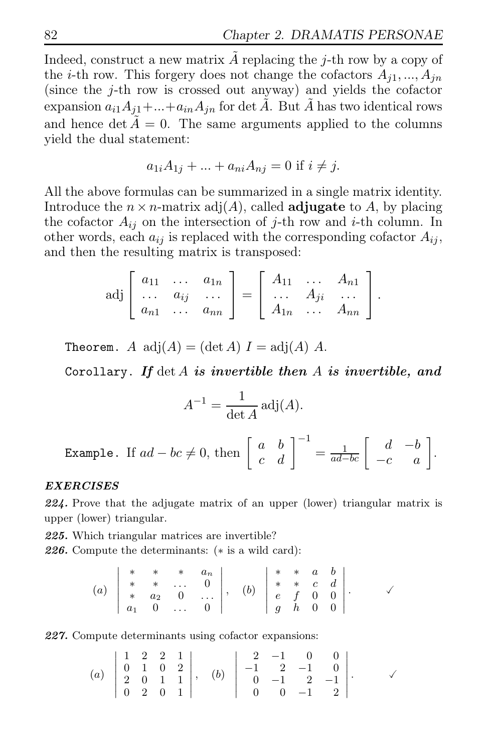Indeed, construct a new matrix $\tilde{A}$ replacing the $j$-th row by a copy of the $i$-th row. This forgery does not change the cofactors $A_{j1}, ..., A_{jn}$ (since the $j$-th row is crossed out anyway) and yields the cofactor expansion $a_{i1}A_{j1} + ... + a_{in}A_{jn}$ for $\det \tilde{A}$. But $\tilde{A}$ has two identical rows and hence $\det \tilde{A} = 0$. The same arguments applied to the columns yield the dual statement:

$$a_{1i}A_{1j} + ... + a_{ni}A_{nj} = 0 \text{ if } i \neq j.$$

All the above formulas can be summarized in a single matrix identity. Introduce the $n \times n$-matrix $\text{adj}(A)$, called **adjugate** to $A$, by placing the cofactor $A_{ij}$ on the intersection of $j$-th row and $i$-th column. In other words, each $a_{ij}$ is replaced with the corresponding cofactor $A_{ij}$, and then the resulting matrix is transposed:

$$\text{adj} \begin{bmatrix} a_{11} & \dots & a_{1n} \\ \dots & a_{ij} & \dots \\ a_{n1} & \dots & a_{nn} \end{bmatrix} = \begin{bmatrix} A_{11} & \dots & A_{n1} \\ \dots & A_{ji} & \dots \\ A_{1n} & \dots & A_{nn} \end{bmatrix}.$$

`Theorem.` $A \ \text{adj}(A) = (\det A) \ I = \text{adj}(A) \ A.$

`Corollary.` ***If*** $\det A$ ***is invertible then*** $A$ ***is invertible, and***

$$A^{-1} = \frac{1}{\det A} \text{adj}(A).$$

`Example.` If $ad - bc \neq 0$, then $\begin{bmatrix} a & b \\ c & d \end{bmatrix}^{-1} = \frac{1}{ad-bc} \begin{bmatrix} d & -b \\ -c & a \end{bmatrix}.$

***EXERCISES***

***224.*** Prove that the adjugate matrix of an upper (lower) triangular matrix is upper (lower) triangular.

***225.*** Which triangular matrices are invertible?

***226.*** Compute the determinants: ($*$ is a wild card):

$$(a) \ \begin{vmatrix} * & * & * & a_n \\ * & * & \dots & 0 \\ * & a_2 & 0 & \dots \\ a_1 & 0 & \dots & 0 \end{vmatrix}, \quad (b) \ \begin{vmatrix} * & * & a & b \\ * & * & c & d \\ e & f & 0 & 0 \\ g & h & 0 & 0 \end{vmatrix}. \qquad \checkmark$$

***227.*** Compute determinants using cofactor expansions:

$$(a) \ \begin{vmatrix} 1 & 2 & 2 & 1 \\ 0 & 1 & 0 & 2 \\ 2 & 0 & 1 & 1 \\ 0 & 2 & 0 & 1 \end{vmatrix}, \quad (b) \ \begin{vmatrix} 2 & -1 & 0 & 0 \\ -1 & 2 & -1 & 0 \\ 0 & -1 & 2 & -1 \\ 0 & 0 & -1 & 2 \end{vmatrix}. \qquad \checkmark$$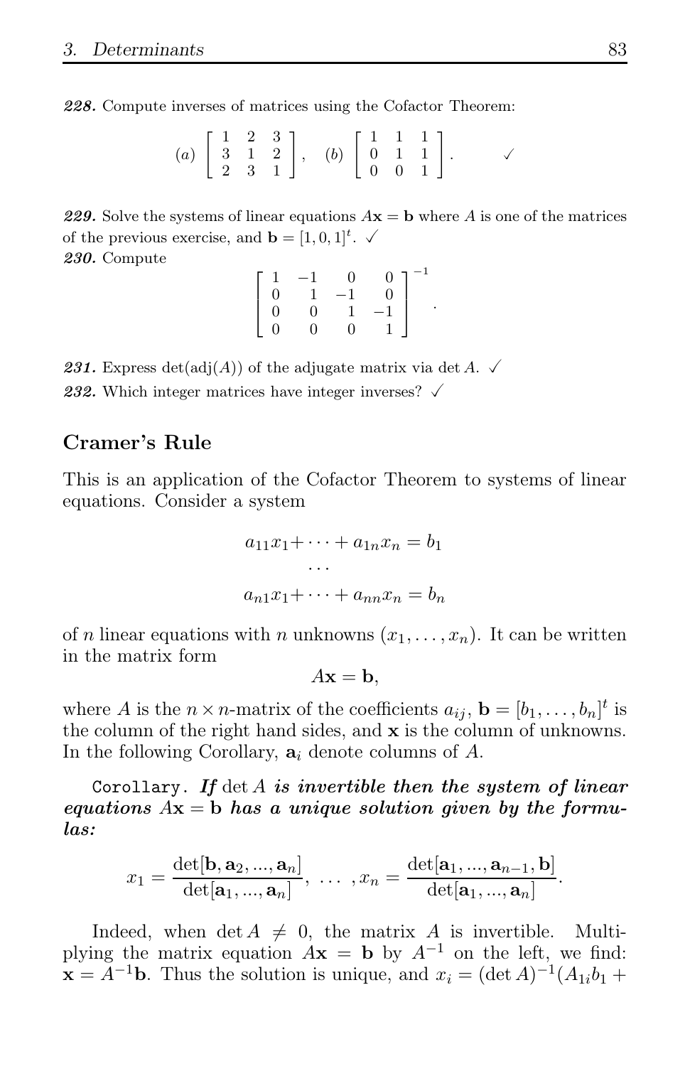***228.*** Compute inverses of matrices using the Cofactor Theorem:

$$(a) \begin{bmatrix} 1 & 2 & 3 \\ 3 & 1 & 2 \\ 2 & 3 & 1 \end{bmatrix}, \quad (b) \begin{bmatrix} 1 & 1 & 1 \\ 0 & 1 & 1 \\ 0 & 0 & 1 \end{bmatrix}. \qquad \checkmark$$

***229.*** Solve the systems of linear equations $A\mathbf{x} = \mathbf{b}$ where $A$ is one of the matrices of the previous exercise, and $\mathbf{b} = [1, 0, 1]^t$. ✓

***230.*** Compute

$$\begin{bmatrix} 1 & -1 & 0 & 0 \\ 0 & 1 & -1 & 0 \\ 0 & 0 & 1 & -1 \\ 0 & 0 & 0 & 1 \end{bmatrix}^{-1}.$$

***231.*** Express $\det(\operatorname{adj}(A))$ of the adjugate matrix via $\det A$. ✓

***232.*** Which integer matrices have integer inverses? ✓

## Cramer's Rule

This is an application of the Cofactor Theorem to systems of linear equations. Consider a system

$$\begin{aligned} a_{11}x_1 + \cdots + a_{1n}x_n &= b_1 \\ &\cdots \\ a_{n1}x_1 + \cdots + a_{nn}x_n &= b_n \end{aligned}$$

of $n$ linear equations with $n$ unknowns $(x_1, \dots, x_n)$. It can be written in the matrix form

$$A\mathbf{x} = \mathbf{b},$$

where $A$ is the $n \times n$-matrix of the coefficients $a_{ij}$, $\mathbf{b} = [b_1, \dots, b_n]^t$ is the column of the right hand sides, and $\mathbf{x}$ is the column of unknowns. In the following Corollary, $\mathbf{a}_i$ denote columns of $A$.

`Corollary`. ***If*** $\det A$ ***is invertible then the system of linear equations*** $A\mathbf{x} = \mathbf{b}$ ***has a unique solution given by the formulas:***

$$x_1 = \frac{\det[\mathbf{b}, \mathbf{a}_2, ..., \mathbf{a}_n]}{\det[\mathbf{a}_1, ..., \mathbf{a}_n]}, \ \dots \ , x_n = \frac{\det[\mathbf{a}_1, ..., \mathbf{a}_{n-1}, \mathbf{b}]}{\det[\mathbf{a}_1, ..., \mathbf{a}_n]}.$$

Indeed, when $\det A \neq 0$, the matrix $A$ is invertible. Multiplying the matrix equation $A\mathbf{x} = \mathbf{b}$ by $A^{-1}$ on the left, we find: $\mathbf{x} = A^{-1}\mathbf{b}$. Thus the solution is unique, and $x_i = (\det A)^{-1}(A_{1i}b_1 +$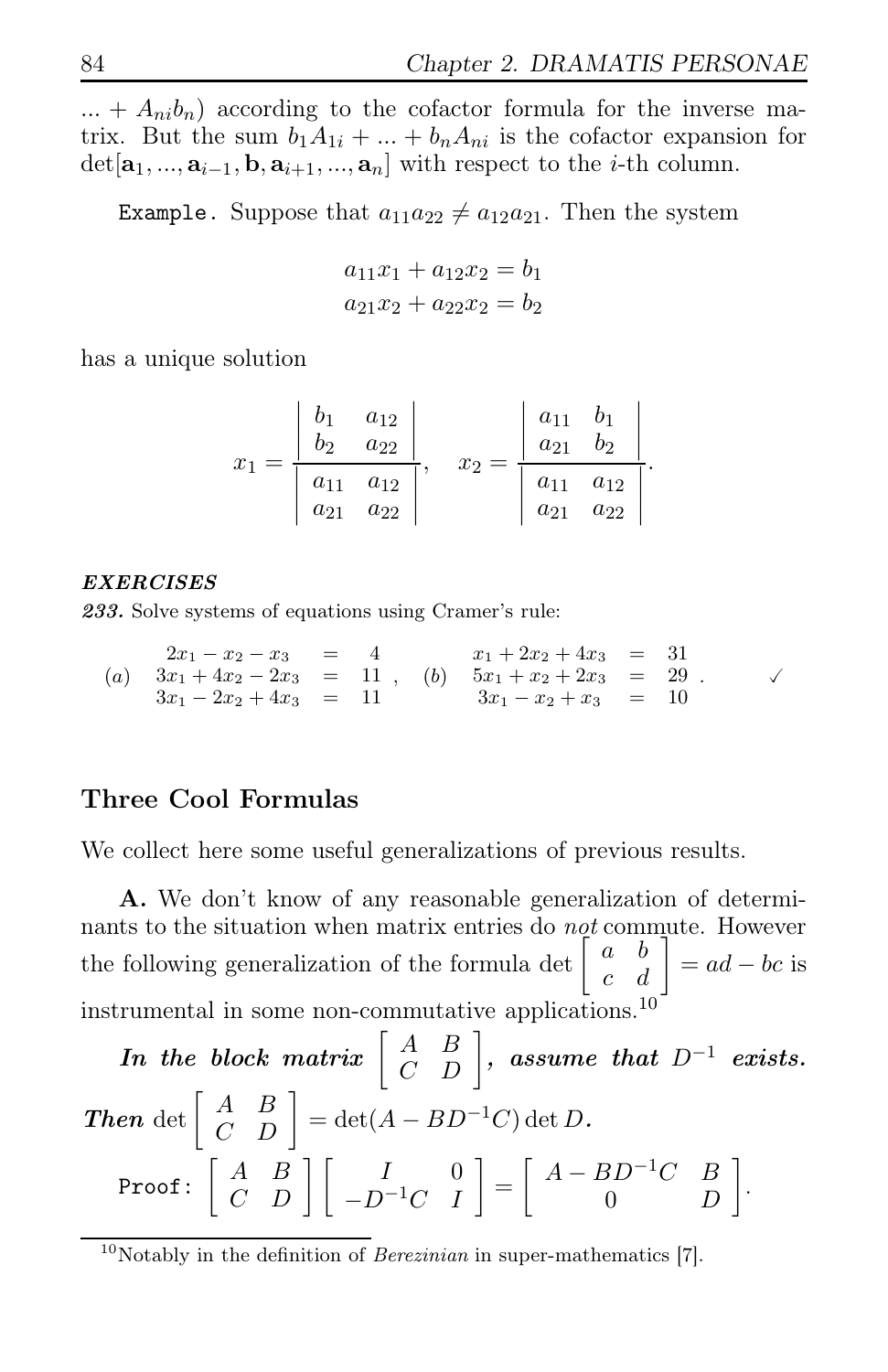... $+ A_{ni}b_n)$ according to the cofactor formula for the inverse matrix. But the sum $b_1A_{1i} + ... + b_nA_{ni}$ is the cofactor expansion for $\det[\mathbf{a}_1, ..., \mathbf{a}_{i-1}, \mathbf{b}, \mathbf{a}_{i+1}, ..., \mathbf{a}_n]$ with respect to the $i$-th column.

`Example.` Suppose that $a_{11}a_{22} \neq a_{12}a_{21}$. Then the system

$$a_{11}x_1 + a_{12}x_2 = b_1$$
$$a_{21}x_2 + a_{22}x_2 = b_2$$

has a unique solution

$$x_1 = \frac{\begin{vmatrix} b_1 & a_{12} \\ b_2 & a_{22} \end{vmatrix}}{\begin{vmatrix} a_{11} & a_{12} \\ a_{21} & a_{22} \end{vmatrix}}, \quad x_2 = \frac{\begin{vmatrix} a_{11} & b_1 \\ a_{21} & b_2 \end{vmatrix}}{\begin{vmatrix} a_{11} & a_{12} \\ a_{21} & a_{22} \end{vmatrix}}.$$

***EXERCISES***

***233.*** Solve systems of equations using Cramer's rule:

$$(a) \quad \begin{array}{rcl} 2x_1 - x_2 - x_3 & = & 4 \\ 3x_1 + 4x_2 - 2x_3 & = & 11 \\ 3x_1 - 2x_2 + 4x_3 & = & 11 \end{array}, \quad (b) \quad \begin{array}{rcl} x_1 + 2x_2 + 4x_3 & = & 31 \\ 5x_1 + x_2 + 2x_3 & = & 29 \\ 3x_1 - x_2 + x_3 & = & 10 \end{array}. \qquad \checkmark$$

## Three Cool Formulas

We collect here some useful generalizations of previous results.

**A.** We don't know of any reasonable generalization of determinants to the situation when matrix entries do *not* commute. However the following generalization of the formula $\det \begin{bmatrix} a & b \\ c & d \end{bmatrix} = ad - bc$ is instrumental in some non-commutative applications.[10]

***In the block matrix*** $\begin{bmatrix} A & B \\ C & D \end{bmatrix}$***, assume that*** $D^{-1}$ ***exists. Then*** $\det \begin{bmatrix} A & B \\ C & D \end{bmatrix} = \det(A - BD^{-1}C) \det D$***.***

`Proof:` $\begin{bmatrix} A & B \\ C & D \end{bmatrix} \begin{bmatrix} I & 0 \\ -D^{-1}C & I \end{bmatrix} = \begin{bmatrix} A - BD^{-1}C & B \\ 0 & D \end{bmatrix}.$

[10] Notably in the definition of *Berezinian* in super-mathematics [7].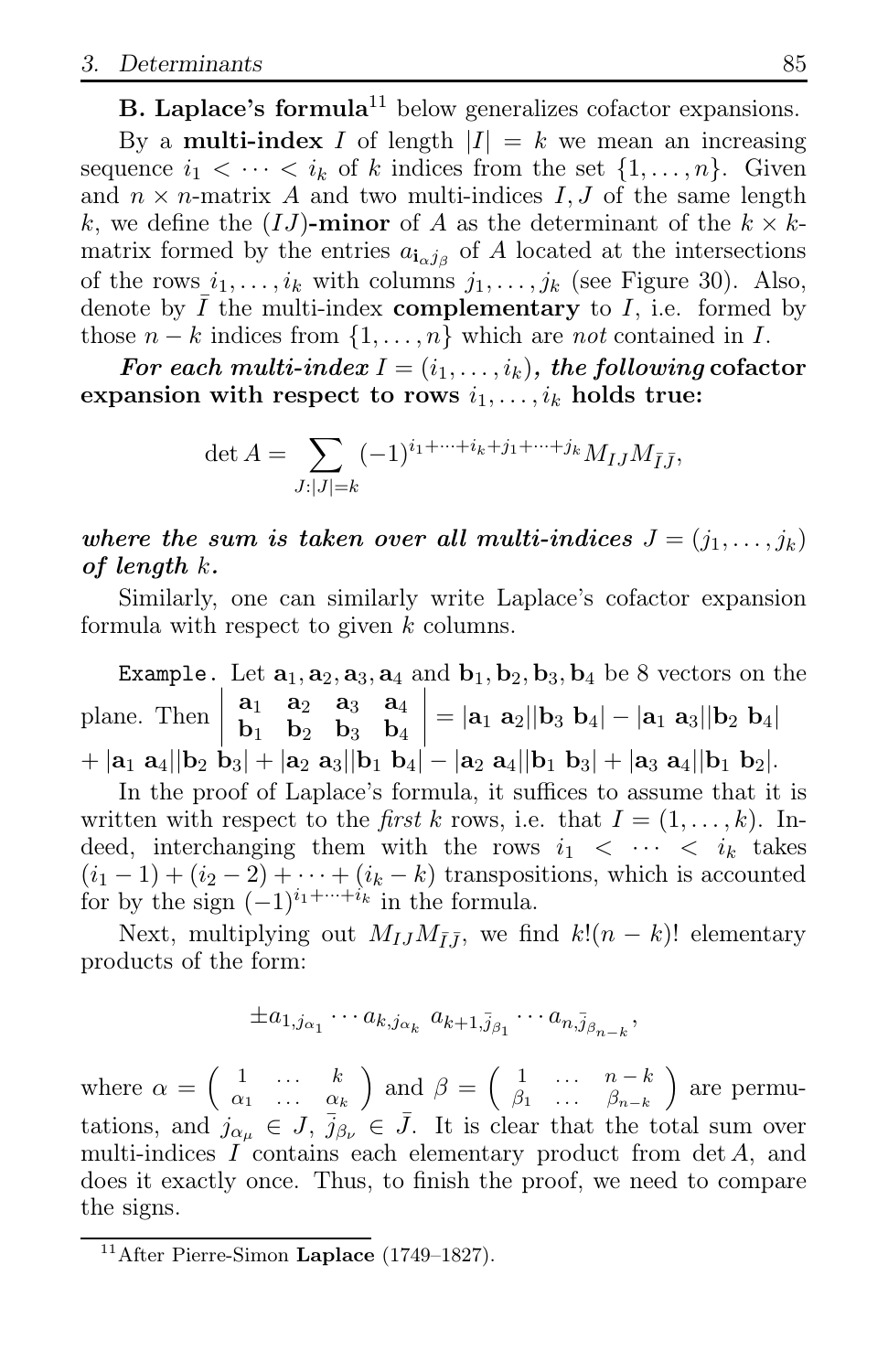**B. Laplace's formula**[11] below generalizes cofactor expansions.

By a **multi-index** $I$ of length $|I| = k$ we mean an increasing sequence $i_1 < \cdots < i_k$ of $k$ indices from the set $\{1, \ldots, n\}$. Given and $n \times n$-matrix $A$ and two multi-indices $I, J$ of the same length $k$, we define the $(IJ)$**-minor** of $A$ as the determinant of the $k \times k$-matrix formed by the entries $a_{\mathbf{i}_\alpha j_\beta}$ of $A$ located at the intersections of the rows $i_1, \ldots, i_k$ with columns $j_1, \ldots, j_k$ (see Figure 30). Also, denote by $\bar{I}$ the multi-index **complementary** to $I$, i.e. formed by those $n - k$ indices from $\{1, \ldots, n\}$ which are *not* contained in $I$.

***For each multi-index*** $I = (i_1, \ldots, i_k)$***, the following* cofactor expansion with respect to rows** $i_1, \ldots, i_k$ **holds true:**

$$\det A = \sum_{J : |J| = k} (-1)^{i_1 + \cdots + i_k + j_1 + \cdots + j_k} M_{IJ} M_{\bar{I}\bar{J}},$$

***where the sum is taken over all multi-indices*** $J = (j_1, \ldots, j_k)$ ***of length*** $k$***.***

Similarly, one can similarly write Laplace's cofactor expansion formula with respect to given $k$ columns.

`Example.` Let $\mathbf{a}_1, \mathbf{a}_2, \mathbf{a}_3, \mathbf{a}_4$ and $\mathbf{b}_1, \mathbf{b}_2, \mathbf{b}_3, \mathbf{b}_4$ be 8 vectors on the plane. Then $\begin{vmatrix} \mathbf{a}_1 & \mathbf{a}_2 & \mathbf{a}_3 & \mathbf{a}_4 \\ \mathbf{b}_1 & \mathbf{b}_2 & \mathbf{b}_3 & \mathbf{b}_4 \end{vmatrix} = |\mathbf{a}_1\ \mathbf{a}_2||\mathbf{b}_3\ \mathbf{b}_4| - |\mathbf{a}_1\ \mathbf{a}_3||\mathbf{b}_2\ \mathbf{b}_4|$ $+ |\mathbf{a}_1\ \mathbf{a}_4||\mathbf{b}_2\ \mathbf{b}_3| + |\mathbf{a}_2\ \mathbf{a}_3||\mathbf{b}_1\ \mathbf{b}_4| - |\mathbf{a}_2\ \mathbf{a}_4||\mathbf{b}_1\ \mathbf{b}_3| + |\mathbf{a}_3\ \mathbf{a}_4||\mathbf{b}_1\ \mathbf{b}_2|$.

In the proof of Laplace's formula, it suffices to assume that it is written with respect to the *first* $k$ rows, i.e. that $I = (1, \ldots, k)$. Indeed, interchanging them with the rows $i_1 < \cdots < i_k$ takes $(i_1 - 1) + (i_2 - 2) + \cdots + (i_k - k)$ transpositions, which is accounted for by the sign $(-1)^{i_1 + \cdots + i_k}$ in the formula.

Next, multiplying out $M_{IJ} M_{\bar{I}\bar{J}}$, we find $k!(n-k)!$ elementary products of the form:

$$\pm a_{1, j_{\alpha_1}} \cdots a_{k, j_{\alpha_k}}\ a_{k+1, \bar{j}_{\beta_1}} \cdots a_{n, \bar{j}_{\beta_{n-k}}},$$

where $\alpha = \begin{pmatrix} 1 & \ldots & k \\ \alpha_1 & \ldots & \alpha_k \end{pmatrix}$ and $\beta = \begin{pmatrix} 1 & \ldots & n-k \\ \beta_1 & \ldots & \beta_{n-k} \end{pmatrix}$ are permutations, and $j_{\alpha_\mu} \in J$, $\bar{j}_{\beta_\nu} \in \bar{J}$. It is clear that the total sum over multi-indices $I$ contains each elementary product from $\det A$, and does it exactly once. Thus, to finish the proof, we need to compare the signs.

[11] After Pierre-Simon **Laplace** (1749–1827).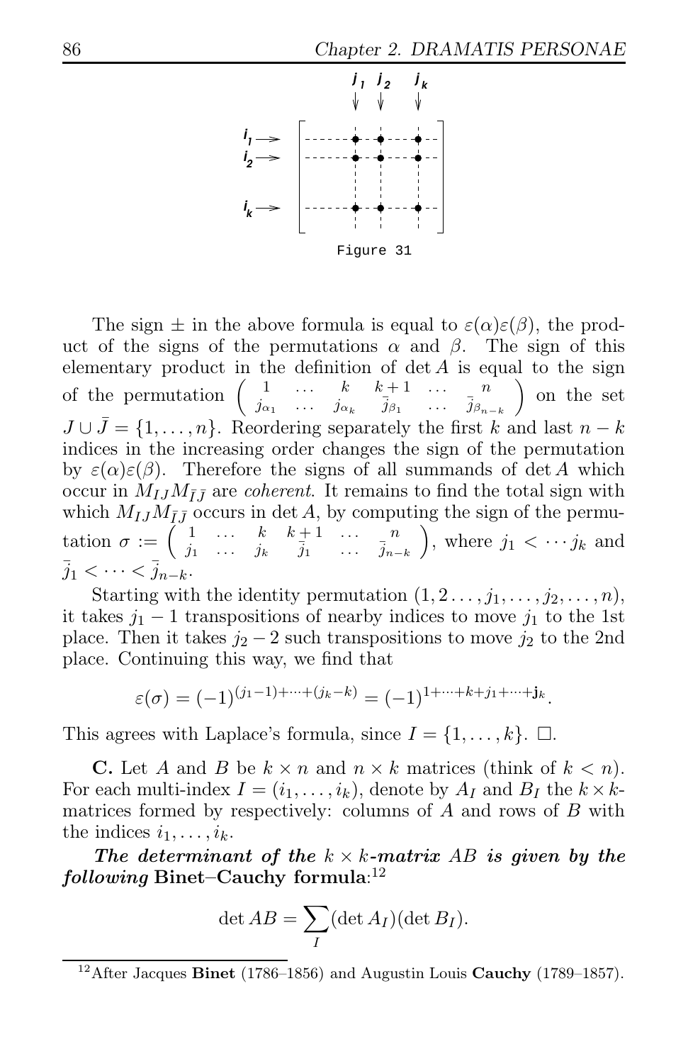Figure 31

The sign $\pm$ in the above formula is equal to $\varepsilon(\alpha)\varepsilon(\beta)$, the product of the signs of the permutations $\alpha$ and $\beta$. The sign of this elementary product in the definition of $\det A$ is equal to the sign of the permutation $\begin{pmatrix} 1 & \dots & k & k+1 & \dots & n \\ j_{\alpha_1} & \dots & j_{\alpha_k} & \bar{j}_{\beta_1} & \dots & \bar{j}_{\beta_{n-k}} \end{pmatrix}$ on the set $J \cup \bar{J} = \{1, \dots, n\}$. Reordering separately the first $k$ and last $n-k$ indices in the increasing order changes the sign of the permutation by $\varepsilon(\alpha)\varepsilon(\beta)$. Therefore the signs of all summands of $\det A$ which occur in $M_{IJ}M_{\bar{I}\bar{J}}$ are *coherent*. It remains to find the total sign with which $M_{IJ}M_{\bar{I}\bar{J}}$ occurs in $\det A$, by computing the sign of the permutation $\sigma := \begin{pmatrix} 1 & \dots & k & k+1 & \dots & n \\ j_1 & \dots & j_k & \bar{j}_1 & \dots & \bar{j}_{n-k} \end{pmatrix}$, where $j_1 < \cdots j_k$ and $\bar{j}_1 < \cdots < \bar{j}_{n-k}$.

Starting with the identity permutation $(1, 2 \dots, j_1, \dots, j_2, \dots, n)$, it takes $j_1 - 1$ transpositions of nearby indices to move $j_1$ to the 1st place. Then it takes $j_2 - 2$ such transpositions to move $j_2$ to the 2nd place. Continuing this way, we find that

$$\varepsilon(\sigma) = (-1)^{(j_1-1)+\cdots+(j_k-k)} = (-1)^{1+\cdots+k+j_1+\cdots+\mathbf{j}_k}.$$

This agrees with Laplace's formula, since $I = \{1, \dots, k\}$. $\square$.

**C.** Let $A$ and $B$ be $k \times n$ and $n \times k$ matrices (think of $k < n$). For each multi-index $I = (i_1, \dots, i_k)$, denote by $A_I$ and $B_I$ the $k \times k$-matrices formed by respectively: columns of $A$ and rows of $B$ with the indices $i_1, \dots, i_k$.

***The determinant of the*** $k \times k$***-matrix*** $AB$ ***is given by the following* Binet–Cauchy formula**:[12]

$$\det AB = \sum_I (\det A_I)(\det B_I).$$

[12] After Jacques **Binet** (1786–1856) and Augustin Louis **Cauchy** (1789–1857).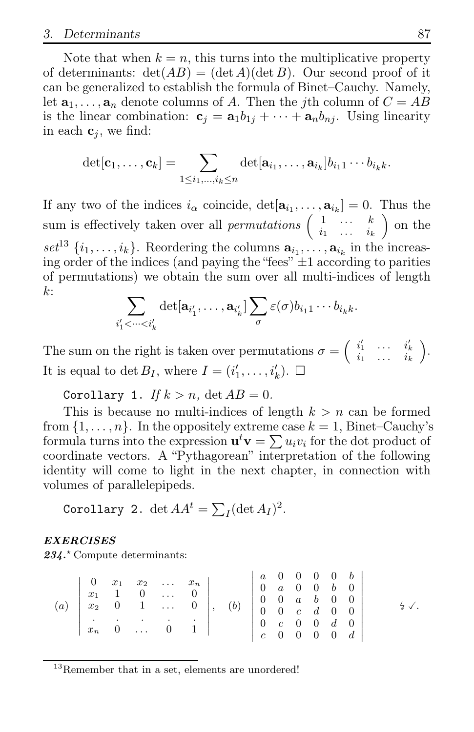Note that when $k = n$, this turns into the multiplicative property of determinants: $\det(AB) = (\det A)(\det B)$. Our second proof of it can be generalized to establish the formula of Binet–Cauchy. Namely, let $\mathbf{a}_1, \dots, \mathbf{a}_n$ denote columns of $A$. Then the $j$th column of $C = AB$ is the linear combination: $\mathbf{c}_j = \mathbf{a}_1 b_{1j} + \cdots + \mathbf{a}_n b_{nj}$. Using linearity in each $\mathbf{c}_j$, we find:

$$\det[\mathbf{c}_1, \dots, \mathbf{c}_k] = \sum_{1 \le i_1, \dots, i_k \le n} \det[\mathbf{a}_{i_1}, \dots, \mathbf{a}_{i_k}] b_{i_1 1} \cdots b_{i_k k}.$$

If any two of the indices $i_\alpha$ coincide, $\det[\mathbf{a}_{i_1}, \dots, \mathbf{a}_{i_k}] = 0$. Thus the sum is effectively taken over all *permutations* $\left(\begin{smallmatrix} 1 & \dots & k \\ i_1 & \dots & i_k \end{smallmatrix}\right)$ on the *set*[13] $\{i_1, \dots, i_k\}$. Reordering the columns $\mathbf{a}_{i_1}, \dots, \mathbf{a}_{i_k}$ in the increasing order of the indices (and paying the "fees" $\pm 1$ according to parities of permutations) we obtain the sum over all multi-indices of length $k$:

$$\sum_{i'_1 < \cdots < i'_k} \det[\mathbf{a}_{i'_1}, \dots, \mathbf{a}_{i'_k}] \sum_{\sigma} \varepsilon(\sigma) b_{i_1 1} \cdots b_{i_k k}.$$

The sum on the right is taken over permutations $\sigma = \left(\begin{smallmatrix} i'_1 & \dots & i'_k \\ i_1 & \dots & i_k \end{smallmatrix}\right)$. It is equal to $\det B_I$, where $I = (i'_1, \dots, i'_k)$. $\square$

`Corollary 1.` *If* $k > n$, $\det AB = 0$.

This is because no multi-indices of length $k > n$ can be formed from $\{1, \dots, n\}$. In the oppositely extreme case $k = 1$, Binet–Cauchy's formula turns into the expression $\mathbf{u}^t \mathbf{v} = \sum u_i v_i$ for the dot product of coordinate vectors. A "Pythagorean" interpretation of the following identity will come to light in the next chapter, in connection with volumes of parallelepipeds.

`Corollary 2.` $\det AA^t = \sum_I (\det A_I)^2$.

***EXERCISES***

***234.**** Compute determinants:

$$(a) \begin{vmatrix} 0 & x_1 & x_2 & \dots & x_n \\ x_1 & 1 & 0 & \dots & 0 \\ x_2 & 0 & 1 & \dots & 0 \\ . & . & . & . & . \\ x_n & 0 & \dots & 0 & 1 \end{vmatrix}, \quad (b) \begin{vmatrix} a & 0 & 0 & 0 & 0 & b \\ 0 & a & 0 & 0 & b & 0 \\ 0 & 0 & a & b & 0 & 0 \\ 0 & 0 & c & d & 0 & 0 \\ 0 & c & 0 & 0 & d & 0 \\ c & 0 & 0 & 0 & 0 & d \end{vmatrix} \qquad ↯ \checkmark.$$

[13] Remember that in a set, elements are unordered!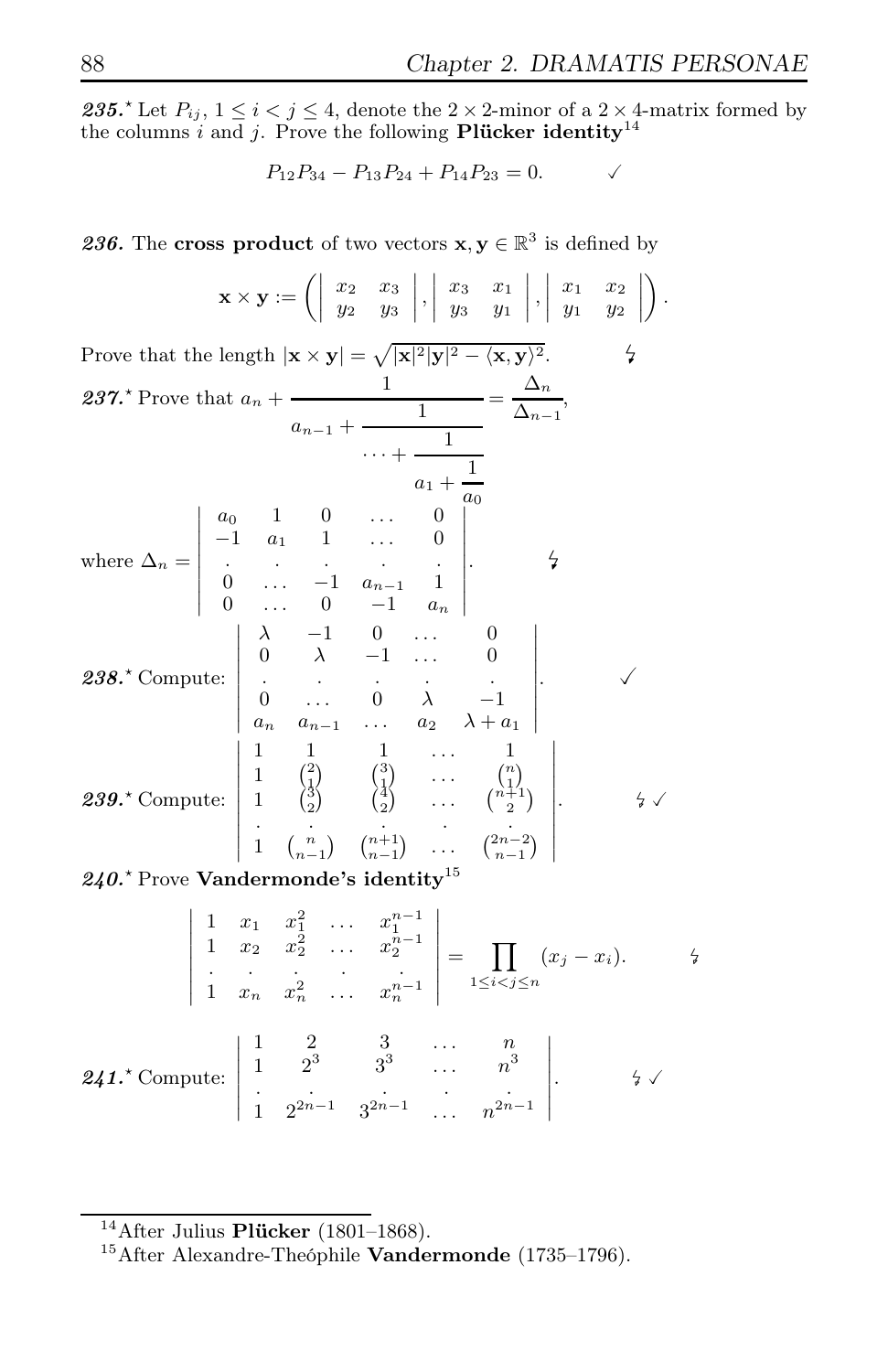***235.***$^{\star}$ Let $P_{ij}$, $1 \leq i < j \leq 4$, denote the $2\times 2$-minor of a $2 \times 4$-matrix formed by the columns $i$ and $j$. Prove the following **Plücker identity**[14]

$$P_{12}P_{34} - P_{13}P_{24} + P_{14}P_{23} = 0. \qquad \checkmark$$

***236.*** The **cross product** of two vectors $\mathbf{x}, \mathbf{y} \in \mathbb{R}^3$ is defined by

$$\mathbf{x} \times \mathbf{y} := \left( \begin{vmatrix} x_2 & x_3 \\ y_2 & y_3 \end{vmatrix}, \begin{vmatrix} x_3 & x_1 \\ y_3 & y_1 \end{vmatrix}, \begin{vmatrix} x_1 & x_2 \\ y_1 & y_2 \end{vmatrix} \right).$$

Prove that the length $|\mathbf{x} \times \mathbf{y}| = \sqrt{|\mathbf{x}|^2|\mathbf{y}|^2 - \langle \mathbf{x}, \mathbf{y}\rangle^2}$. ↯

***237.***$^{\star}$ Prove that $a_n + \cfrac{1}{a_{n-1} + \cfrac{1}{\cdots + \cfrac{1}{a_1 + \cfrac{1}{a_0}}}} = \dfrac{\Delta_n}{\Delta_{n-1}}$,

where $\Delta_n = \begin{vmatrix} a_0 & 1 & 0 & \dots & 0 \\ -1 & a_1 & 1 & \dots & 0 \\ . & . & . & . & . \\ 0 & \dots & -1 & a_{n-1} & 1 \\ 0 & \dots & 0 & -1 & a_n \end{vmatrix}$. ↯

***238.***$^{\star}$ Compute: $\begin{vmatrix} \lambda & -1 & 0 & \dots & 0 \\ 0 & \lambda & -1 & \dots & 0 \\ . & . & . & . & . \\ 0 & \dots & 0 & \lambda & -1 \\ a_n & a_{n-1} & \dots & a_2 & \lambda + a_1 \end{vmatrix}$. ✓

***239.***$^{\star}$ Compute: $\begin{vmatrix} 1 & 1 & 1 & \dots & 1 \\ 1 & \binom{2}{1} & \binom{3}{1} & \dots & \binom{n}{1} \\ 1 & \binom{3}{2} & \binom{4}{2} & \dots & \binom{n+1}{2} \\ . & . & . & . & . \\ 1 & \binom{n}{n-1} & \binom{n+1}{n-1} & \dots & \binom{2n-2}{n-1} \end{vmatrix}$. ↯ ✓

***240.***$^{\star}$ Prove **Vandermonde's identity**[15]

$$\begin{vmatrix} 1 & x_1 & x_1^2 & \dots & x_1^{n-1} \\ 1 & x_2 & x_2^2 & \dots & x_2^{n-1} \\ . & . & . & . & . \\ 1 & x_n & x_n^2 & \dots & x_n^{n-1} \end{vmatrix} = \prod_{1 \leq i < j \leq n} (x_j - x_i). \qquad ↯$$

***241.***$^{\star}$ Compute: $\begin{vmatrix} 1 & 2 & 3 & \dots & n \\ 1 & 2^3 & 3^3 & \dots & n^3 \\ . & . & . & . & . \\ 1 & 2^{2n-1} & 3^{2n-1} & \dots & n^{2n-1} \end{vmatrix}$. ↯ ✓

---

[14] After Julius **Plücker** (1801–1868).

[15] After Alexandre-Theóphile **Vandermonde** (1735–1796).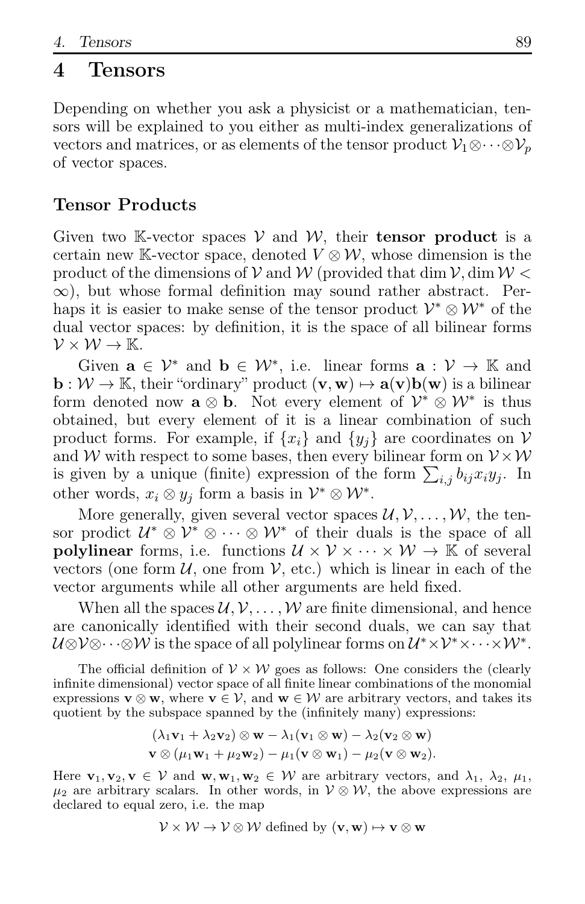# 4 Tensors

Depending on whether you ask a physicist or a mathematician, tensors will be explained to you either as multi-index generalizations of vectors and matrices, or as elements of the tensor product $\mathcal{V}_1 \otimes \cdots \otimes \mathcal{V}_p$ of vector spaces.

## Tensor Products

Given two $\mathbb{K}$-vector spaces $\mathcal{V}$ and $\mathcal{W}$, their **tensor product** is a certain new $\mathbb{K}$-vector space, denoted $V \otimes \mathcal{W}$, whose dimension is the product of the dimensions of $\mathcal{V}$ and $\mathcal{W}$ (provided that $\dim \mathcal{V}, \dim \mathcal{W} < \infty$), but whose formal definition may sound rather abstract. Perhaps it is easier to make sense of the tensor product $\mathcal{V}^* \otimes \mathcal{W}^*$ of the dual vector spaces: by definition, it is the space of all bilinear forms $\mathcal{V} \times \mathcal{W} \to \mathbb{K}$.

Given $\mathbf{a} \in \mathcal{V}^*$ and $\mathbf{b} \in \mathcal{W}^*$, i.e. linear forms $\mathbf{a} : \mathcal{V} \to \mathbb{K}$ and $\mathbf{b} : \mathcal{W} \to \mathbb{K}$, their "ordinary" product $(\mathbf{v}, \mathbf{w}) \mapsto \mathbf{a}(\mathbf{v})\mathbf{b}(\mathbf{w})$ is a bilinear form denoted now $\mathbf{a} \otimes \mathbf{b}$. Not every element of $\mathcal{V}^* \otimes \mathcal{W}^*$ is thus obtained, but every element of it is a linear combination of such product forms. For example, if $\{x_i\}$ and $\{y_j\}$ are coordinates on $\mathcal{V}$ and $\mathcal{W}$ with respect to some bases, then every bilinear form on $\mathcal{V} \times \mathcal{W}$ is given by a unique (finite) expression of the form $\sum_{i,j} b_{ij} x_i y_j$. In other words, $x_i \otimes y_j$ form a basis in $\mathcal{V}^* \otimes \mathcal{W}^*$.

More generally, given several vector spaces $\mathcal{U}, \mathcal{V}, \ldots, \mathcal{W}$, the tensor prodict $\mathcal{U}^* \otimes \mathcal{V}^* \otimes \cdots \otimes \mathcal{W}^*$ of their duals is the space of all **polylinear** forms, i.e. functions $\mathcal{U} \times \mathcal{V} \times \cdots \times \mathcal{W} \to \mathbb{K}$ of several vectors (one form $\mathcal{U}$, one from $\mathcal{V}$, etc.) which is linear in each of the vector arguments while all other arguments are held fixed.

When all the spaces $\mathcal{U}, \mathcal{V}, \ldots, \mathcal{W}$ are finite dimensional, and hence are canonically identified with their second duals, we can say that $\mathcal{U} \otimes \mathcal{V} \otimes \cdots \otimes \mathcal{W}$ is the space of all polylinear forms on $\mathcal{U}^* \times \mathcal{V}^* \times \cdots \times \mathcal{W}^*$.

The official definition of $\mathcal{V} \times \mathcal{W}$ goes as follows: One considers the (clearly infinite dimensional) vector space of all finite linear combinations of the monomial expressions $\mathbf{v} \otimes \mathbf{w}$, where $\mathbf{v} \in \mathcal{V}$, and $\mathbf{w} \in \mathcal{W}$ are arbitrary vectors, and takes its quotient by the subspace spanned by the (infinitely many) expressions:

$$(\lambda_1 \mathbf{v}_1 + \lambda_2 \mathbf{v}_2) \otimes \mathbf{w} - \lambda_1 (\mathbf{v}_1 \otimes \mathbf{w}) - \lambda_2 (\mathbf{v}_2 \otimes \mathbf{w})$$
$$\mathbf{v} \otimes (\mu_1 \mathbf{w}_1 + \mu_2 \mathbf{w}_2) - \mu_1 (\mathbf{v} \otimes \mathbf{w}_1) - \mu_2 (\mathbf{v} \otimes \mathbf{w}_2).$$

Here $\mathbf{v}_1, \mathbf{v}_2, \mathbf{v} \in \mathcal{V}$ and $\mathbf{w}, \mathbf{w}_1, \mathbf{w}_2 \in \mathcal{W}$ are arbitrary vectors, and $\lambda_1$, $\lambda_2$, $\mu_1$, $\mu_2$ are arbitrary scalars. In other words, in $\mathcal{V} \otimes \mathcal{W}$, the above expressions are declared to equal zero, i.e. the map

$$\mathcal{V} \times \mathcal{W} \to \mathcal{V} \otimes \mathcal{W} \text{ defined by } (\mathbf{v}, \mathbf{w}) \mapsto \mathbf{v} \otimes \mathbf{w}$$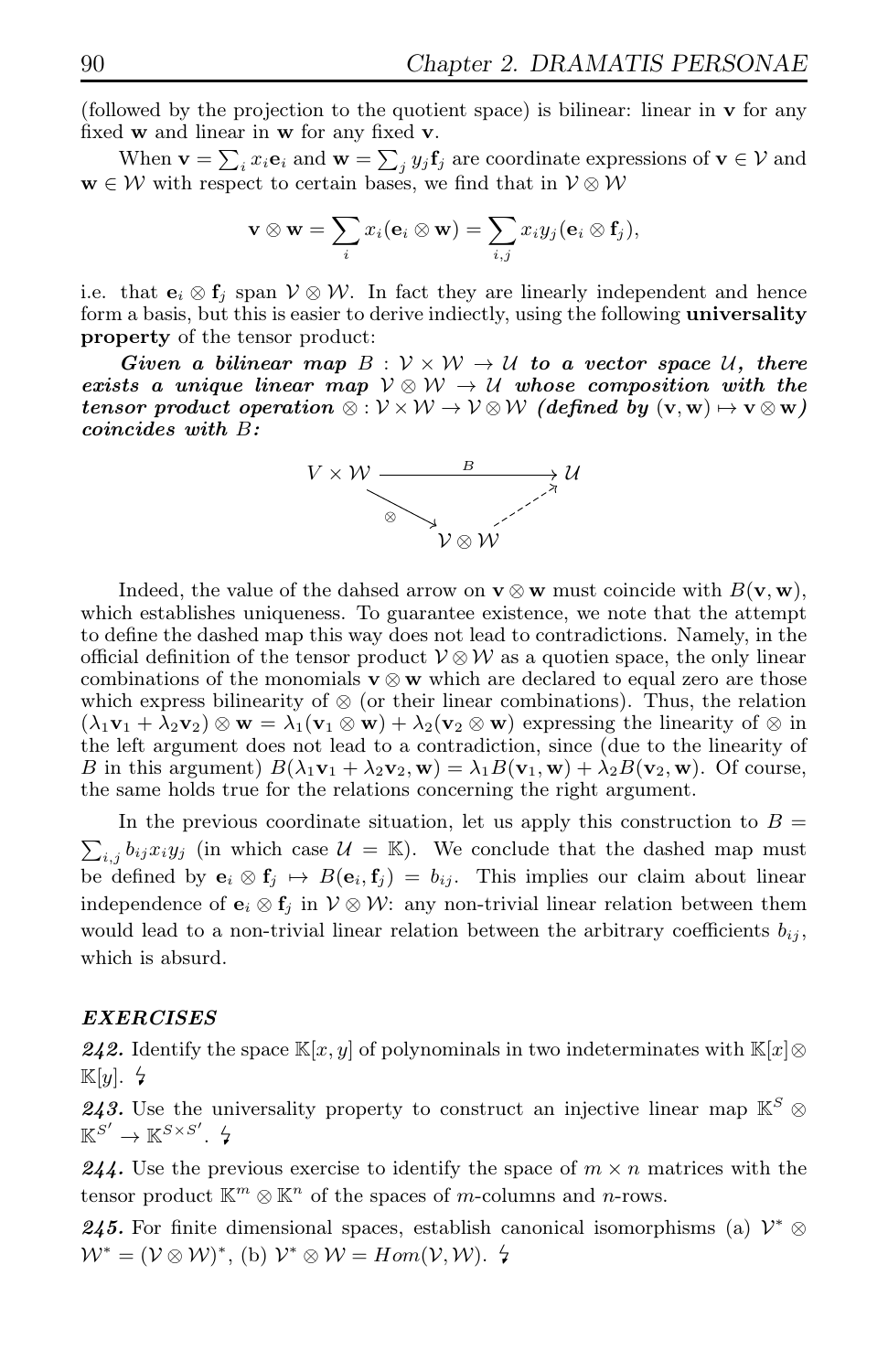(followed by the projection to the quotient space) is bilinear: linear in $\mathbf{v}$ for any fixed $\mathbf{w}$ and linear in $\mathbf{w}$ for any fixed $\mathbf{v}$.

When $\mathbf{v} = \sum_i x_i \mathbf{e}_i$ and $\mathbf{w} = \sum_j y_j \mathbf{f}_j$ are coordinate expressions of $\mathbf{v} \in \mathcal{V}$ and $\mathbf{w} \in \mathcal{W}$ with respect to certain bases, we find that in $\mathcal{V} \otimes \mathcal{W}$

$$\mathbf{v} \otimes \mathbf{w} = \sum_i x_i (\mathbf{e}_i \otimes \mathbf{w}) = \sum_{i,j} x_i y_j (\mathbf{e}_i \otimes \mathbf{f}_j),$$

i.e. that $\mathbf{e}_i \otimes \mathbf{f}_j$ span $\mathcal{V} \otimes \mathcal{W}$. In fact they are linearly independent and hence form a basis, but this is easier to derive indiectly, using the following **universality property** of the tensor product:

***Given a bilinear map $B : \mathcal{V} \times \mathcal{W} \to \mathcal{U}$ to a vector space $\mathcal{U}$, there exists a unique linear map $\mathcal{V} \otimes \mathcal{W} \to \mathcal{U}$ whose composition with the tensor product operation $\otimes : \mathcal{V} \times \mathcal{W} \to \mathcal{V} \otimes \mathcal{W}$ (defined by $(\mathbf{v}, \mathbf{w}) \mapsto \mathbf{v} \otimes \mathbf{w}$) coincides with $B$:***

$$\begin{array}{ccc} V \times \mathcal{W} & \xrightarrow{\quad B \quad} & \mathcal{U} \\ & \searrow^{\otimes} \quad \nearrow_{\text{(dashed)}} & \\ & \mathcal{V} \otimes \mathcal{W} & \end{array}$$

Indeed, the value of the dahsed arrow on $\mathbf{v} \otimes \mathbf{w}$ must coincide with $B(\mathbf{v}, \mathbf{w})$, which establishes uniqueness. To guarantee existence, we note that the attempt to define the dashed map this way does not lead to contradictions. Namely, in the official definition of the tensor product $\mathcal{V} \otimes \mathcal{W}$ as a quotien space, the only linear combinations of the monomials $\mathbf{v} \otimes \mathbf{w}$ which are declared to equal zero are those which express bilinearity of $\otimes$ (or their linear combinations). Thus, the relation $(\lambda_1 \mathbf{v}_1 + \lambda_2 \mathbf{v}_2) \otimes \mathbf{w} = \lambda_1 (\mathbf{v}_1 \otimes \mathbf{w}) + \lambda_2 (\mathbf{v}_2 \otimes \mathbf{w})$ expressing the linearity of $\otimes$ in the left argument does not lead to a contradiction, since (due to the linearity of $B$ in this argument) $B(\lambda_1 \mathbf{v}_1 + \lambda_2 \mathbf{v}_2, \mathbf{w}) = \lambda_1 B(\mathbf{v}_1, \mathbf{w}) + \lambda_2 B(\mathbf{v}_2, \mathbf{w})$. Of course, the same holds true for the relations concerning the right argument.

In the previous coordinate situation, let us apply this construction to $B = \sum_{i,j} b_{ij} x_i y_j$ (in which case $\mathcal{U} = \mathbb{K}$). We conclude that the dashed map must be defined by $\mathbf{e}_i \otimes \mathbf{f}_j \mapsto B(\mathbf{e}_i, \mathbf{f}_j) = b_{ij}$. This implies our claim about linear independence of $\mathbf{e}_i \otimes \mathbf{f}_j$ in $\mathcal{V} \otimes \mathcal{W}$: any non-trivial linear relation between them would lead to a non-trivial linear relation between the arbitrary coefficients $b_{ij}$, which is absurd.

***EXERCISES***

***242.*** Identify the space $\mathbb{K}[x, y]$ of polynominals in two indeterminates with $\mathbb{K}[x] \otimes \mathbb{K}[y]$. ↯

***243.*** Use the universality property to construct an injective linear map $\mathbb{K}^S \otimes \mathbb{K}^{S'} \to \mathbb{K}^{S \times S'}$. ↯

***244.*** Use the previous exercise to identify the space of $m \times n$ matrices with the tensor product $\mathbb{K}^m \otimes \mathbb{K}^n$ of the spaces of $m$-columns and $n$-rows.

***245.*** For finite dimensional spaces, establish canonical isomorphisms (a) $\mathcal{V}^* \otimes \mathcal{W}^* = (\mathcal{V} \otimes \mathcal{W})^*$, (b) $\mathcal{V}^* \otimes \mathcal{W} = Hom(\mathcal{V}, \mathcal{W})$. ↯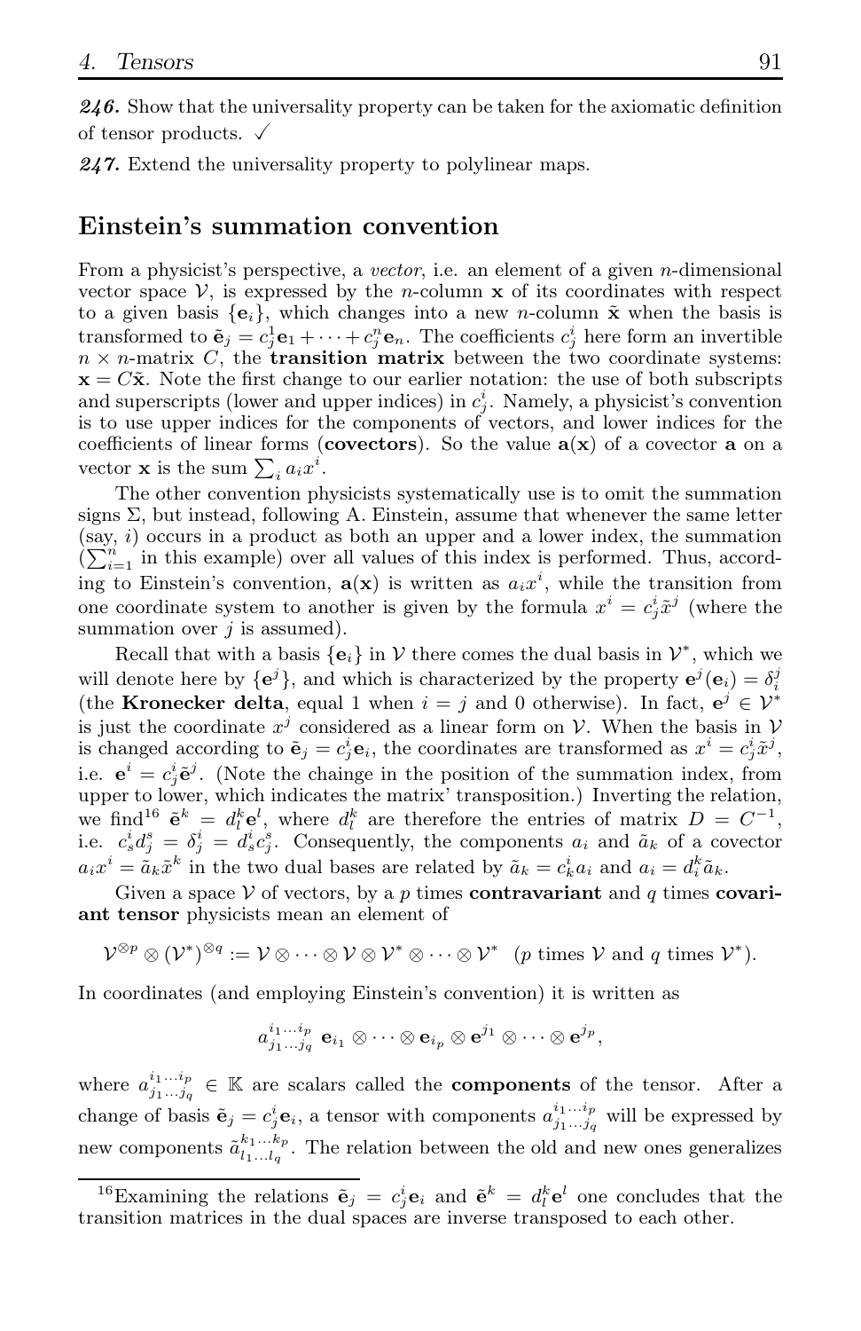***246.*** Show that the universality property can be taken for the axiomatic definition of tensor products. ✓

***247.*** Extend the universality property to polylinear maps.

## Einstein's summation convention

From a physicist's perspective, a *vector*, i.e. an element of a given $n$-dimensional vector space $\mathcal{V}$, is expressed by the $n$-column $\mathbf{x}$ of its coordinates with respect to a given basis $\{\mathbf{e}_i\}$, which changes into a new $n$-column $\tilde{\mathbf{x}}$ when the basis is transformed to $\tilde{\mathbf{e}}_j = c_j^1 \mathbf{e}_1 + \cdots + c_j^n \mathbf{e}_n$. The coefficients $c_j^i$ here form an invertible $n \times n$-matrix $C$, the **transition matrix** between the two coordinate systems: $\mathbf{x} = C\tilde{\mathbf{x}}$. Note the first change to our earlier notation: the use of both subscripts and superscripts (lower and upper indices) in $c_j^i$. Namely, a physicist's convention is to use upper indices for the components of vectors, and lower indices for the coefficients of linear forms (**covectors**). So the value $\mathbf{a}(\mathbf{x})$ of a covector $\mathbf{a}$ on a vector $\mathbf{x}$ is the sum $\sum_i a_i x^i$.

The other convention physicists systematically use is to omit the summation signs $\Sigma$, but instead, following A. Einstein, assume that whenever the same letter (say, $i$) occurs in a product as both an upper and a lower index, the summation ($\sum_{i=1}^n$ in this example) over all values of this index is performed. Thus, according to Einstein's convention, $\mathbf{a}(\mathbf{x})$ is written as $a_i x^i$, while the transition from one coordinate system to another is given by the formula $x^i = c_j^i \tilde{x}^j$ (where the summation over $j$ is assumed).

Recall that with a basis $\{\mathbf{e}_i\}$ in $\mathcal{V}$ there comes the dual basis in $\mathcal{V}^*$, which we will denote here by $\{\mathbf{e}^j\}$, and which is characterized by the property $\mathbf{e}^j(\mathbf{e}_i) = \delta_i^j$ (the **Kronecker delta**, equal 1 when $i = j$ and 0 otherwise). In fact, $\mathbf{e}^j \in \mathcal{V}^*$ is just the coordinate $x^j$ considered as a linear form on $\mathcal{V}$. When the basis in $\mathcal{V}$ is changed according to $\tilde{\mathbf{e}}_j = c_j^i \mathbf{e}_i$, the coordinates are transformed as $x^i = c_j^i \tilde{x}^j$, i.e. $\mathbf{e}^i = c_j^i \tilde{\mathbf{e}}^j$. (Note the chainge in the position of the summation index, from upper to lower, which indicates the matrix' transposition.) Inverting the relation, we find[16] $\tilde{\mathbf{e}}^k = d_l^k \mathbf{e}^l$, where $d_l^k$ are therefore the entries of matrix $D = C^{-1}$, i.e. $c_s^i d_j^s = \delta_j^i = d_s^i c_j^s$. Consequently, the components $a_i$ and $\tilde{a}_k$ of a covector $a_i x^i = \tilde{a}_k \tilde{x}^k$ in the two dual bases are related by $\tilde{a}_k = c_k^i a_i$ and $a_i = d_i^k \tilde{a}_k$.

Given a space $\mathcal{V}$ of vectors, by a $p$ times **contravariant** and $q$ times **covariant tensor** physicists mean an element of

$$\mathcal{V}^{\otimes p} \otimes (\mathcal{V}^*)^{\otimes q} := \mathcal{V} \otimes \cdots \otimes \mathcal{V} \otimes \mathcal{V}^* \otimes \cdots \otimes \mathcal{V}^* \quad (p \text{ times } \mathcal{V} \text{ and } q \text{ times } \mathcal{V}^*).$$

In coordinates (and employing Einstein's convention) it is written as

$$a_{j_1 \ldots j_q}^{i_1 \ldots i_p} \; \mathbf{e}_{i_1} \otimes \cdots \otimes \mathbf{e}_{i_p} \otimes \mathbf{e}^{j_1} \otimes \cdots \otimes \mathbf{e}^{j_p},$$

where $a_{j_1 \ldots j_q}^{i_1 \ldots i_p} \in \mathbb{K}$ are scalars called the **components** of the tensor. After a change of basis $\tilde{\mathbf{e}}_j = c_j^i \mathbf{e}_i$, a tensor with components $a_{j_1 \ldots j_q}^{i_1 \ldots i_p}$ will be expressed by new components $\tilde{a}_{l_1 \ldots l_q}^{k_1 \ldots k_p}$. The relation between the old and new ones generalizes

[16] Examining the relations $\tilde{\mathbf{e}}_j = c_j^i \mathbf{e}_i$ and $\tilde{\mathbf{e}}^k = d_l^k \mathbf{e}^l$ one concludes that the transition matrices in the dual spaces are inverse transposed to each other.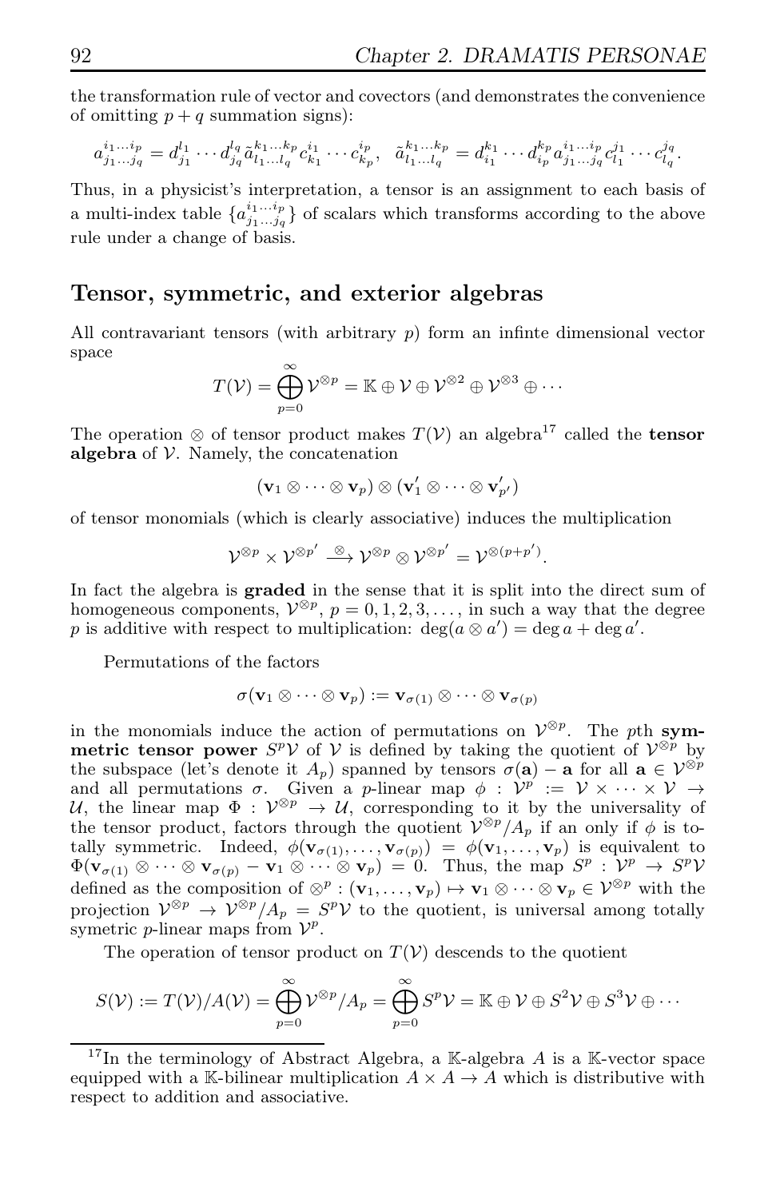the transformation rule of vector and covectors (and demonstrates the convenience of omitting $p+q$ summation signs):

$$a^{i_1\ldots i_p}_{j_1\ldots j_q} = d^{l_1}_{j_1}\cdots d^{l_q}_{j_q}\tilde{a}^{k_1\ldots k_p}_{l_1\ldots l_q}c^{i_1}_{k_1}\cdots c^{i_p}_{k_p}, \quad \tilde{a}^{k_1\ldots k_p}_{l_1\ldots l_q} = d^{k_1}_{i_1}\cdots d^{k_p}_{i_p}a^{i_1\ldots i_p}_{j_1\ldots j_q}c^{j_1}_{l_1}\cdots c^{j_q}_{l_q}.$$

Thus, in a physicist's interpretation, a tensor is an assignment to each basis of a multi-index table $\{a^{i_1\ldots i_p}_{j_1\ldots j_q}\}$ of scalars which transforms according to the above rule under a change of basis.

## Tensor, symmetric, and exterior algebras

All contravariant tensors (with arbitrary $p$) form an infinte dimensional vector space

$$T(\mathcal{V}) = \bigoplus_{p=0}^{\infty} \mathcal{V}^{\otimes p} = \mathbb{K} \oplus \mathcal{V} \oplus \mathcal{V}^{\otimes 2} \oplus \mathcal{V}^{\otimes 3} \oplus \cdots$$

The operation $\otimes$ of tensor product makes $T(\mathcal{V})$ an algebra[17] called the **tensor algebra** of $\mathcal{V}$. Namely, the concatenation

$$(\mathbf{v}_1 \otimes \cdots \otimes \mathbf{v}_p) \otimes (\mathbf{v}'_1 \otimes \cdots \otimes \mathbf{v}'_{p'})$$

of tensor monomials (which is clearly associative) induces the multiplication

$$\mathcal{V}^{\otimes p} \times \mathcal{V}^{\otimes p'} \xrightarrow{\otimes} \mathcal{V}^{\otimes p} \otimes \mathcal{V}^{\otimes p'} = \mathcal{V}^{\otimes (p+p')}.$$

In fact the algebra is **graded** in the sense that it is split into the direct sum of homogeneous components, $\mathcal{V}^{\otimes p}$, $p = 0, 1, 2, 3, \ldots$, in such a way that the degree $p$ is additive with respect to multiplication: $\deg(a \otimes a') = \deg a + \deg a'$.

Permutations of the factors

$$\sigma(\mathbf{v}_1 \otimes \cdots \otimes \mathbf{v}_p) := \mathbf{v}_{\sigma(1)} \otimes \cdots \otimes \mathbf{v}_{\sigma(p)}$$

in the monomials induce the action of permutations on $\mathcal{V}^{\otimes p}$. The $p$th **symmetric tensor power** $S^p\mathcal{V}$ of $\mathcal{V}$ is defined by taking the quotient of $\mathcal{V}^{\otimes p}$ by the subspace (let's denote it $A_p$) spanned by tensors $\sigma(\mathbf{a}) - \mathbf{a}$ for all $\mathbf{a} \in \mathcal{V}^{\otimes p}$ and all permutations $\sigma$. Given a $p$-linear map $\phi : \mathcal{V}^p := \mathcal{V} \times \cdots \times \mathcal{V} \to \mathcal{U}$, the linear map $\Phi : \mathcal{V}^{\otimes p} \to \mathcal{U}$, corresponding to it by the universality of the tensor product, factors through the quotient $\mathcal{V}^{\otimes p}/A_p$ if an only if $\phi$ is totally symmetric. Indeed, $\phi(\mathbf{v}_{\sigma(1)}, \ldots, \mathbf{v}_{\sigma(p)}) = \phi(\mathbf{v}_1, \ldots, \mathbf{v}_p)$ is equivalent to $\Phi(\mathbf{v}_{\sigma(1)} \otimes \cdots \otimes \mathbf{v}_{\sigma(p)} - \mathbf{v}_1 \otimes \cdots \otimes \mathbf{v}_p) = 0$. Thus, the map $S^p : \mathcal{V}^p \to S^p\mathcal{V}$ defined as the composition of $\otimes^p : (\mathbf{v}_1, \ldots, \mathbf{v}_p) \mapsto \mathbf{v}_1 \otimes \cdots \otimes \mathbf{v}_p \in \mathcal{V}^{\otimes p}$ with the projection $\mathcal{V}^{\otimes p} \to \mathcal{V}^{\otimes p}/A_p = S^p\mathcal{V}$ to the quotient, is universal among totally symetric $p$-linear maps from $\mathcal{V}^p$.

The operation of tensor product on $T(\mathcal{V})$ descends to the quotient

$$S(\mathcal{V}) := T(\mathcal{V})/A(\mathcal{V}) = \bigoplus_{p=0}^{\infty} \mathcal{V}^{\otimes p}/A_p = \bigoplus_{p=0}^{\infty} S^p\mathcal{V} = \mathbb{K} \oplus \mathcal{V} \oplus S^2\mathcal{V} \oplus S^3\mathcal{V} \oplus \cdots$$

[17] In the terminology of Abstract Algebra, a $\mathbb{K}$-algebra $A$ is a $\mathbb{K}$-vector space equipped with a $\mathbb{K}$-bilinear multiplication $A \times A \to A$ which is distributive with respect to addition and associative.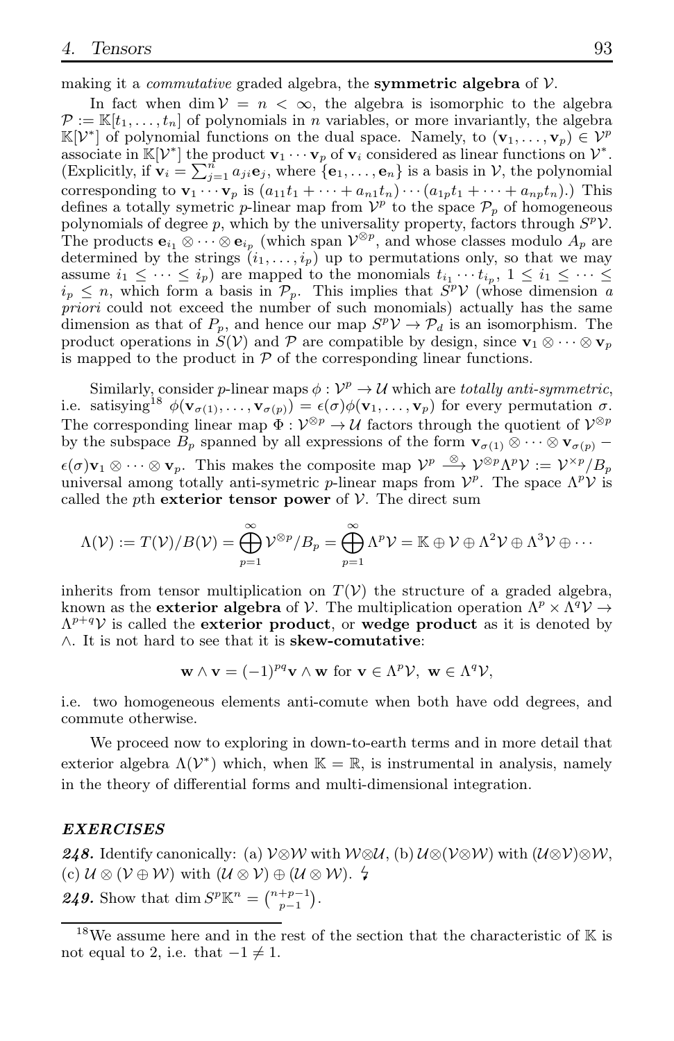making it a *commutative* graded algebra, the **symmetric algebra** of $\mathcal{V}$.

In fact when $\dim \mathcal{V} = n < \infty$, the algebra is isomorphic to the algebra $\mathcal{P} := \mathbb{K}[t_1, \dots, t_n]$ of polynomials in $n$ variables, or more invariantly, the algebra $\mathbb{K}[\mathcal{V}^*]$ of polynomial functions on the dual space. Namely, to $(\mathbf{v}_1, \dots, \mathbf{v}_p) \in \mathcal{V}^p$ associate in $\mathbb{K}[\mathcal{V}^*]$ the product $\mathbf{v}_1 \cdots \mathbf{v}_p$ of $\mathbf{v}_i$ considered as linear functions on $\mathcal{V}^*$. (Explicitly, if $\mathbf{v}_i = \sum_{j=1}^n a_{ji}\mathbf{e}_j$, where $\{\mathbf{e}_1, \dots, \mathbf{e}_n\}$ is a basis in $\mathcal{V}$, the polynomial corresponding to $\mathbf{v}_1 \cdots \mathbf{v}_p$ is $(a_{11}t_1 + \cdots + a_{n1}t_n) \cdots (a_{1p}t_1 + \cdots + a_{np}t_n)$.) This defines a totally symetric $p$-linear map from $\mathcal{V}^p$ to the space $\mathcal{P}_p$ of homogeneous polynomials of degree $p$, which by the universality property, factors through $S^p\mathcal{V}$. The products $\mathbf{e}_{i_1} \otimes \cdots \otimes \mathbf{e}_{i_p}$ (which span $\mathcal{V}^{\otimes p}$, and whose classes modulo $A_p$ are determined by the strings $(i_1, \dots, i_p)$ up to permutations only, so that we may assume $i_1 \leq \cdots \leq i_p$) are mapped to the monomials $t_{i_1} \cdots t_{i_p}$, $1 \leq i_1 \leq \cdots \leq i_p \leq n$, which form a basis in $\mathcal{P}_p$. This implies that $S^p\mathcal{V}$ (whose dimension *a priori* could not exceed the number of such monomials) actually has the same dimension as that of $P_p$, and hence our map $S^p\mathcal{V} \to \mathcal{P}_d$ is an isomorphism. The product operations in $S(\mathcal{V})$ and $\mathcal{P}$ are compatible by design, since $\mathbf{v}_1 \otimes \cdots \otimes \mathbf{v}_p$ is mapped to the product in $\mathcal{P}$ of the corresponding linear functions.

Similarly, consider $p$-linear maps $\phi : \mathcal{V}^p \to \mathcal{U}$ which are *totally anti-symmetric*, i.e. satisying[18] $\phi(\mathbf{v}_{\sigma(1)}, \dots, \mathbf{v}_{\sigma(p)}) = \epsilon(\sigma)\phi(\mathbf{v}_1, \dots, \mathbf{v}_p)$ for every permutation $\sigma$. The corresponding linear map $\Phi : \mathcal{V}^{\otimes p} \to \mathcal{U}$ factors through the quotient of $\mathcal{V}^{\otimes p}$ by the subspace $B_p$ spanned by all expressions of the form $\mathbf{v}_{\sigma(1)} \otimes \cdots \otimes \mathbf{v}_{\sigma(p)} - \epsilon(\sigma)\mathbf{v}_1 \otimes \cdots \otimes \mathbf{v}_p$. This makes the composite map $\mathcal{V}^p \xrightarrow{\otimes} \mathcal{V}^{\otimes p}\Lambda^p\mathcal{V} := \mathcal{V}^{\times p}/B_p$ universal among totally anti-symetric $p$-linear maps from $\mathcal{V}^p$. The space $\Lambda^p\mathcal{V}$ is called the $p$th **exterior tensor power** of $\mathcal{V}$. The direct sum

$$\Lambda(\mathcal{V}) := T(\mathcal{V})/B(\mathcal{V}) = \bigoplus_{p=1}^{\infty} \mathcal{V}^{\otimes p}/B_p = \bigoplus_{p=1}^{\infty} \Lambda^p\mathcal{V} = \mathbb{K} \oplus \mathcal{V} \oplus \Lambda^2\mathcal{V} \oplus \Lambda^3\mathcal{V} \oplus \cdots$$

inherits from tensor multiplication on $T(\mathcal{V})$ the structure of a graded algebra, known as the **exterior algebra** of $\mathcal{V}$. The multiplication operation $\Lambda^p \times \Lambda^q\mathcal{V} \to \Lambda^{p+q}\mathcal{V}$ is called the **exterior product**, or **wedge product** as it is denoted by $\wedge$. It is not hard to see that it is **skew-comutative**:

$$\mathbf{w} \wedge \mathbf{v} = (-1)^{pq}\mathbf{v} \wedge \mathbf{w} \text{ for } \mathbf{v} \in \Lambda^p\mathcal{V},\ \mathbf{w} \in \Lambda^q\mathcal{V},$$

i.e. two homogeneous elements anti-comute when both have odd degrees, and commute otherwise.

We proceed now to exploring in down-to-earth terms and in more detail that exterior algebra $\Lambda(\mathcal{V}^*)$ which, when $\mathbb{K} = \mathbb{R}$, is instrumental in analysis, namely in the theory of differential forms and multi-dimensional integration.

### *EXERCISES*

***248.*** Identify canonically: (a) $\mathcal{V}\otimes\mathcal{W}$ with $\mathcal{W}\otimes\mathcal{U}$, (b) $\mathcal{U}\otimes(\mathcal{V}\otimes\mathcal{W})$ with $(\mathcal{U}\otimes\mathcal{V})\otimes\mathcal{W}$, (c) $\mathcal{U} \otimes (\mathcal{V} \oplus \mathcal{W})$ with $(\mathcal{U} \otimes \mathcal{V}) \oplus (\mathcal{U} \otimes \mathcal{W})$. ↯

***249.*** Show that $\dim S^p\mathbb{K}^n = \binom{n+p-1}{p-1}$.

---

[18] We assume here and in the rest of the section that the characteristic of $\mathbb{K}$ is not equal to 2, i.e. that $-1 \neq 1$.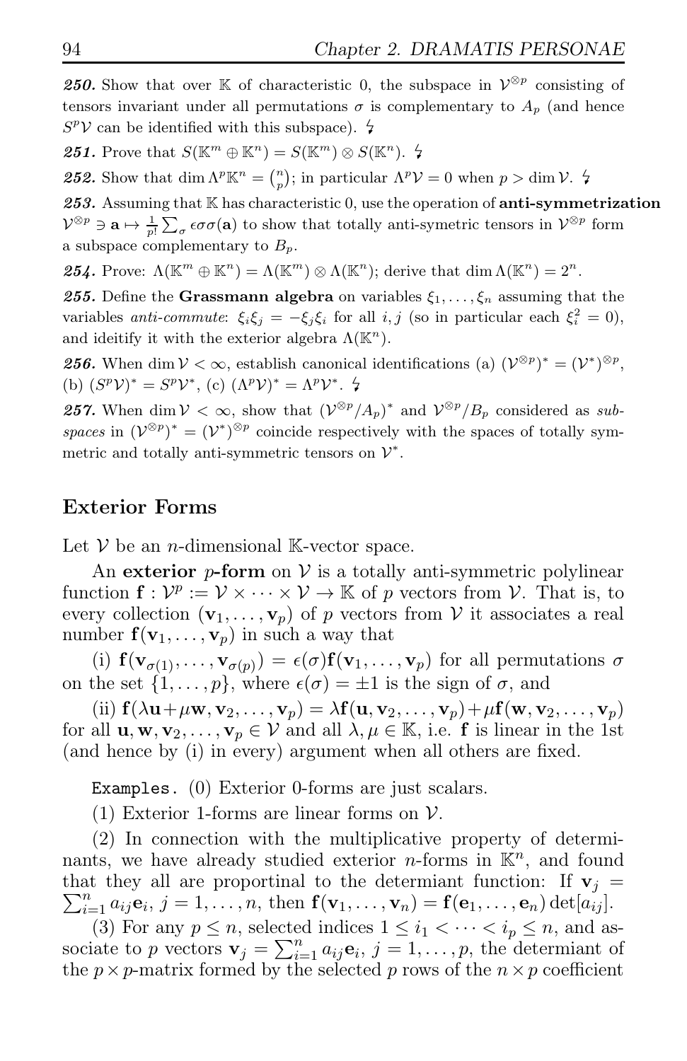***250.*** Show that over $\mathbb{K}$ of characteristic 0, the subspace in $\mathcal{V}^{\otimes p}$ consisting of tensors invariant under all permutations $\sigma$ is complementary to $A_p$ (and hence $S^p\mathcal{V}$ can be identified with this subspace). ϟ

***251.*** Prove that $S(\mathbb{K}^m \oplus \mathbb{K}^n) = S(\mathbb{K}^m) \otimes S(\mathbb{K}^n)$. ϟ

***252.*** Show that $\dim \Lambda^p \mathbb{K}^n = \binom{n}{p}$; in particular $\Lambda^p \mathcal{V} = 0$ when $p > \dim \mathcal{V}$. ϟ

***253.*** Assuming that $\mathbb{K}$ has characteristic 0, use the operation of **anti-symmetrization** $\mathcal{V}^{\otimes p} \ni \mathbf{a} \mapsto \frac{1}{p!}\sum_\sigma \epsilon\sigma\sigma(\mathbf{a})$ to show that totally anti-symetric tensors in $\mathcal{V}^{\otimes p}$ form a subspace complementary to $B_p$.

***254.*** Prove: $\Lambda(\mathbb{K}^m \oplus \mathbb{K}^n) = \Lambda(\mathbb{K}^m) \otimes \Lambda(\mathbb{K}^n)$; derive that $\dim \Lambda(\mathbb{K}^n) = 2^n$.

***255.*** Define the **Grassmann algebra** on variables $\xi_1, \dots, \xi_n$ assuming that the variables *anti-commute*: $\xi_i\xi_j = -\xi_j\xi_i$ for all $i, j$ (so in particular each $\xi_i^2 = 0$), and ideitify it with the exterior algebra $\Lambda(\mathbb{K}^n)$.

***256.*** When $\dim \mathcal{V} < \infty$, establish canonical identifications (a) $(\mathcal{V}^{\otimes p})^* = (\mathcal{V}^*)^{\otimes p}$, (b) $(S^p\mathcal{V})^* = S^p\mathcal{V}^*$, (c) $(\Lambda^p\mathcal{V})^* = \Lambda^p\mathcal{V}^*$. ϟ

***257.*** When $\dim \mathcal{V} < \infty$, show that $(\mathcal{V}^{\otimes p}/A_p)^*$ and $\mathcal{V}^{\otimes p}/B_p$ considered as *subspaces* in $(\mathcal{V}^{\otimes p})^* = (\mathcal{V}^*)^{\otimes p}$ coincide respectively with the spaces of totally symmetric and totally anti-symmetric tensors on $\mathcal{V}^*$.

## Exterior Forms

Let $\mathcal{V}$ be an $n$-dimensional $\mathbb{K}$-vector space.

An **exterior $p$-form** on $\mathcal{V}$ is a totally anti-symmetric polylinear function $\mathbf{f} : \mathcal{V}^p := \mathcal{V} \times \cdots \times \mathcal{V} \to \mathbb{K}$ of $p$ vectors from $\mathcal{V}$. That is, to every collection $(\mathbf{v}_1, \dots, \mathbf{v}_p)$ of $p$ vectors from $\mathcal{V}$ it associates a real number $\mathbf{f}(\mathbf{v}_1, \dots, \mathbf{v}_p)$ in such a way that

(i) $\mathbf{f}(\mathbf{v}_{\sigma(1)}, \dots, \mathbf{v}_{\sigma(p)}) = \epsilon(\sigma)\mathbf{f}(\mathbf{v}_1, \dots, \mathbf{v}_p)$ for all permutations $\sigma$ on the set $\{1, \dots, p\}$, where $\epsilon(\sigma) = \pm 1$ is the sign of $\sigma$, and

(ii) $\mathbf{f}(\lambda\mathbf{u} + \mu\mathbf{w}, \mathbf{v}_2, \dots, \mathbf{v}_p) = \lambda\mathbf{f}(\mathbf{u}, \mathbf{v}_2, \dots, \mathbf{v}_p) + \mu\mathbf{f}(\mathbf{w}, \mathbf{v}_2, \dots, \mathbf{v}_p)$ for all $\mathbf{u}, \mathbf{w}, \mathbf{v}_2, \dots, \mathbf{v}_p \in \mathcal{V}$ and all $\lambda, \mu \in \mathbb{K}$, i.e. $\mathbf{f}$ is linear in the 1st (and hence by (i) in every) argument when all others are fixed.

`Examples.` (0) Exterior 0-forms are just scalars.

(1) Exterior 1-forms are linear forms on $\mathcal{V}$.

(2) In connection with the multiplicative property of determinants, we have already studied exterior $n$-forms in $\mathbb{K}^n$, and found that they all are proportinal to the determiant function: If $\mathbf{v}_j = \sum_{i=1}^n a_{ij}\mathbf{e}_i$, $j = 1, \dots, n$, then $\mathbf{f}(\mathbf{v}_1, \dots, \mathbf{v}_n) = \mathbf{f}(\mathbf{e}_1, \dots, \mathbf{e}_n)\det[a_{ij}]$.

(3) For any $p \leq n$, selected indices $1 \leq i_1 < \cdots < i_p \leq n$, and associate to $p$ vectors $\mathbf{v}_j = \sum_{i=1}^n a_{ij}\mathbf{e}_i$, $j = 1, \dots, p$, the determiant of the $p \times p$-matrix formed by the selected $p$ rows of the $n \times p$ coefficient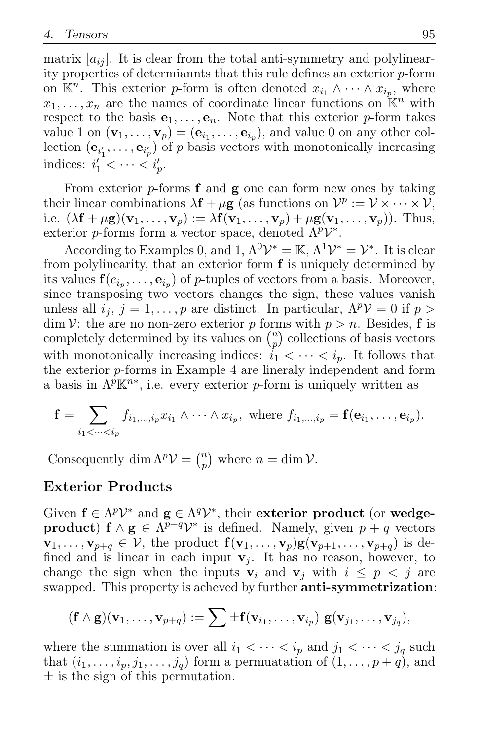matrix $[a_{ij}]$. It is clear from the total anti-symmetry and polylinearity properties of determiannts that this rule defines an exterior $p$-form on $\mathbb{K}^n$. This exterior $p$-form is often denoted $x_{i_1} \wedge \cdots \wedge x_{i_p}$, where $x_1, \ldots, x_n$ are the names of coordinate linear functions on $\mathbb{K}^n$ with respect to the basis $\mathbf{e}_1, \ldots, \mathbf{e}_n$. Note that this exterior $p$-form takes value 1 on $(\mathbf{v}_1, \ldots, \mathbf{v}_p) = (\mathbf{e}_{i_1}, \ldots, \mathbf{e}_{i_p})$, and value 0 on any other collection $(\mathbf{e}_{i'_1}, \ldots, \mathbf{e}_{i'_p})$ of $p$ basis vectors with monotonically increasing indices: $i'_1 < \cdots < i'_p$.

From exterior $p$-forms $\mathbf{f}$ and $\mathbf{g}$ one can form new ones by taking their linear combinations $\lambda\mathbf{f} + \mu\mathbf{g}$ (as functions on $\mathcal{V}^p := \mathcal{V} \times \cdots \times \mathcal{V}$, i.e. $(\lambda\mathbf{f} + \mu\mathbf{g})(\mathbf{v}_1, \ldots, \mathbf{v}_p) := \lambda\mathbf{f}(\mathbf{v}_1, \ldots, \mathbf{v}_p) + \mu\mathbf{g}(\mathbf{v}_1, \ldots, \mathbf{v}_p)$). Thus, exterior $p$-forms form a vector space, denoted $\Lambda^p\mathcal{V}^*$.

According to Examples 0, and 1, $\Lambda^0\mathcal{V}^* = \mathbb{K}$, $\Lambda^1\mathcal{V}^* = \mathcal{V}^*$. It is clear from polylinearity, that an exterior form $\mathbf{f}$ is uniquely determined by its values $\mathbf{f}(e_{i_p}, \ldots, \mathbf{e}_{i_p})$ of $p$-tuples of vectors from a basis. Moreover, since transposing two vectors changes the sign, these values vanish unless all $i_j$, $j = 1, \ldots, p$ are distinct. In particular, $\Lambda^p\mathcal{V} = 0$ if $p > \dim \mathcal{V}$: the are no non-zero exterior $p$ forms with $p > n$. Besides, $\mathbf{f}$ is completely determined by its values on $\binom{n}{p}$ collections of basis vectors with monotonically increasing indices: $i_1 < \cdots < i_p$. It follows that the exterior $p$-forms in Example 4 are lineraly independent and form a basis in $\Lambda^p\mathbb{K}^{n*}$, i.e. every exterior $p$-form is uniquely written as

$$\mathbf{f} = \sum_{i_1 < \cdots < i_p} f_{i_1, \ldots, i_p} x_{i_1} \wedge \cdots \wedge x_{i_p}, \text{ where } f_{i_1, \ldots, i_p} = \mathbf{f}(\mathbf{e}_{i_1}, \ldots, \mathbf{e}_{i_p}).$$

Consequently $\dim \Lambda^p\mathcal{V} = \binom{n}{p}$ where $n = \dim \mathcal{V}$.

## Exterior Products

Given $\mathbf{f} \in \Lambda^p\mathcal{V}^*$ and $\mathbf{g} \in \Lambda^q\mathcal{V}^*$, their **exterior product** (or **wedge-product**) $\mathbf{f} \wedge \mathbf{g} \in \Lambda^{p+q}\mathcal{V}^*$ is defined. Namely, given $p + q$ vectors $\mathbf{v}_1, \ldots, \mathbf{v}_{p+q} \in \mathcal{V}$, the product $\mathbf{f}(\mathbf{v}_1, \ldots, \mathbf{v}_p)\mathbf{g}(\mathbf{v}_{p+1}, \ldots, \mathbf{v}_{p+q})$ is defined and is linear in each input $\mathbf{v}_j$. It has no reason, however, to change the sign when the inputs $\mathbf{v}_i$ and $\mathbf{v}_j$ with $i \leq p < j$ are swapped. This property is acheved by further **anti-symmetrization**:

$$(\mathbf{f} \wedge \mathbf{g})(\mathbf{v}_1, \ldots, \mathbf{v}_{p+q}) := \sum \pm \mathbf{f}(\mathbf{v}_{i_1}, \ldots, \mathbf{v}_{i_p})\ \mathbf{g}(\mathbf{v}_{j_1}, \ldots, \mathbf{v}_{j_q}),$$

where the summation is over all $i_1 < \cdots < i_p$ and $j_1 < \cdots < j_q$ such that $(i_1, \ldots, i_p, j_1, \ldots, j_q)$ form a permuatation of $(1, \ldots, p + q)$, and $\pm$ is the sign of this permutation.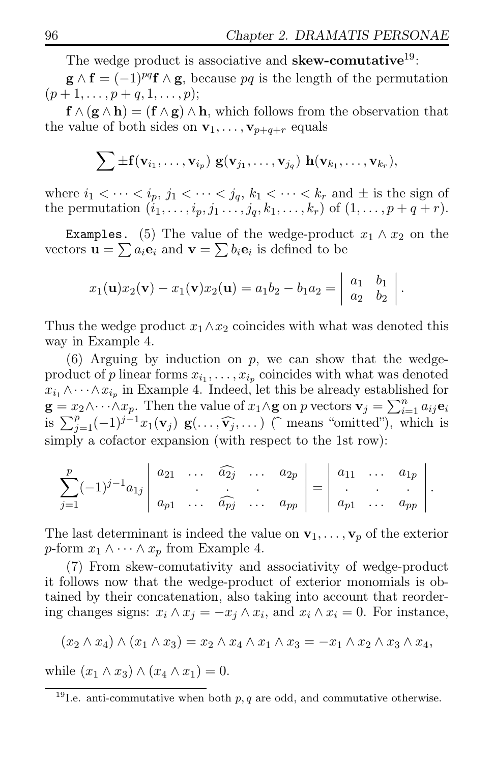The wedge product is associative and **skew-comutative**[19]:

$\mathbf{g} \wedge \mathbf{f} = (-1)^{pq} \mathbf{f} \wedge \mathbf{g}$, because $pq$ is the length of the permutation $(p+1, \ldots, p+q, 1, \ldots, p)$;

$\mathbf{f} \wedge (\mathbf{g} \wedge \mathbf{h}) = (\mathbf{f} \wedge \mathbf{g}) \wedge \mathbf{h}$, which follows from the observation that the value of both sides on $\mathbf{v}_1, \ldots, \mathbf{v}_{p+q+r}$ equals

$$\sum \pm \mathbf{f}(\mathbf{v}_{i_1}, \ldots, \mathbf{v}_{i_p})\ \mathbf{g}(\mathbf{v}_{j_1}, \ldots, \mathbf{v}_{j_q})\ \mathbf{h}(\mathbf{v}_{k_1}, \ldots, \mathbf{v}_{k_r}),$$

where $i_1 < \cdots < i_p$, $j_1 < \cdots < j_q$, $k_1 < \cdots < k_r$ and $\pm$ is the sign of the permutation $(i_1, \ldots, i_p, j_1 \ldots, j_q, k_1, \ldots, k_r)$ of $(1, \ldots, p+q+r)$.

`Examples.` (5) The value of the wedge-product $x_1 \wedge x_2$ on the vectors $\mathbf{u} = \sum a_i \mathbf{e}_i$ and $\mathbf{v} = \sum b_i \mathbf{e}_i$ is defined to be

$$x_1(\mathbf{u})x_2(\mathbf{v}) - x_1(\mathbf{v})x_2(\mathbf{u}) = a_1 b_2 - b_1 a_2 = \begin{vmatrix} a_1 & b_1 \\ a_2 & b_2 \end{vmatrix}.$$

Thus the wedge product $x_1 \wedge x_2$ coincides with what was denoted this way in Example 4.

(6) Arguing by induction on $p$, we can show that the wedge-product of $p$ linear forms $x_{i_1}, \ldots, x_{i_p}$ coincides with what was denoted $x_{i_1} \wedge \cdots \wedge x_{i_p}$ in Example 4. Indeed, let this be already established for $\mathbf{g} = x_2 \wedge \cdots \wedge x_p$. Then the value of $x_1 \wedge \mathbf{g}$ on $p$ vectors $\mathbf{v}_j = \sum_{i=1}^n a_{ij} \mathbf{e}_i$ is $\sum_{j=1}^p (-1)^{j-1} x_1(\mathbf{v}_j)\ \mathbf{g}(\ldots, \widehat{\mathbf{v}_j}, \ldots)$ ($\widehat{\ }$ means "omitted"), which is simply a cofactor expansion (with respect to the 1st row):

$$\sum_{j=1}^p (-1)^{j-1} a_{1j} \begin{vmatrix} a_{21} & \ldots & \widehat{a_{2j}} & \ldots & a_{2p} \\ & \cdot & \cdot & \cdot & \\ a_{p1} & \ldots & \widehat{a_{pj}} & \ldots & a_{pp} \end{vmatrix} = \begin{vmatrix} a_{11} & \ldots & a_{1p} \\ \cdot & \cdot & \cdot \\ a_{p1} & \ldots & a_{pp} \end{vmatrix}.$$

The last determinant is indeed the value on $\mathbf{v}_1, \ldots, \mathbf{v}_p$ of the exterior $p$-form $x_1 \wedge \cdots \wedge x_p$ from Example 4.

(7) From skew-comutativity and associativity of wedge-product it follows now that the wedge-product of exterior monomials is obtained by their concatenation, also taking into account that reordering changes signs: $x_i \wedge x_j = -x_j \wedge x_i$, and $x_i \wedge x_i = 0$. For instance,

$$(x_2 \wedge x_4) \wedge (x_1 \wedge x_3) = x_2 \wedge x_4 \wedge x_1 \wedge x_3 = -x_1 \wedge x_2 \wedge x_3 \wedge x_4,$$

while $(x_1 \wedge x_3) \wedge (x_4 \wedge x_1) = 0$.

---

[19] I.e. anti-commutative when both $p, q$ are odd, and commutative otherwise.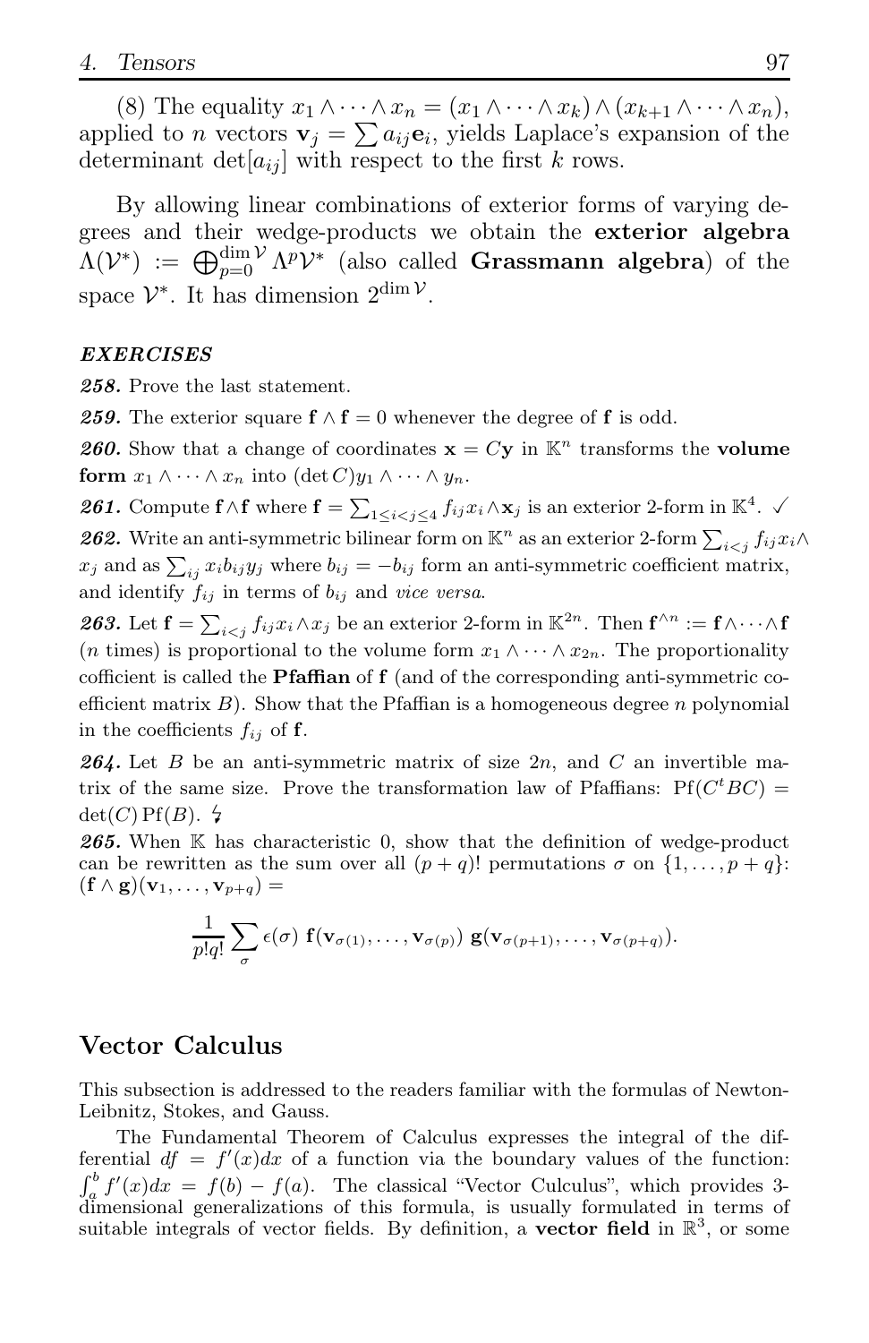(8) The equality $x_1 \wedge \cdots \wedge x_n = (x_1 \wedge \cdots \wedge x_k) \wedge (x_{k+1} \wedge \cdots \wedge x_n)$, applied to $n$ vectors $\mathbf{v}_j = \sum a_{ij}\mathbf{e}_i$, yields Laplace's expansion of the determinant $\det[a_{ij}]$ with respect to the first $k$ rows.

By allowing linear combinations of exterior forms of varying degrees and their wedge-products we obtain the **exterior algebra** $\Lambda(\mathcal{V}^*) := \bigoplus_{p=0}^{\dim \mathcal{V}} \Lambda^p \mathcal{V}^*$ (also called **Grassmann algebra**) of the space $\mathcal{V}^*$. It has dimension $2^{\dim \mathcal{V}}$.

### *EXERCISES*

***258.*** Prove the last statement.

***259.*** The exterior square $\mathbf{f} \wedge \mathbf{f} = 0$ whenever the degree of $\mathbf{f}$ is odd.

***260.*** Show that a change of coordinates $\mathbf{x} = C\mathbf{y}$ in $\mathbb{K}^n$ transforms the **volume form** $x_1 \wedge \cdots \wedge x_n$ into $(\det C) y_1 \wedge \cdots \wedge y_n$.

***261.*** Compute $\mathbf{f} \wedge \mathbf{f}$ where $\mathbf{f} = \sum_{1 \le i < j \le 4} f_{ij} x_i \wedge \mathbf{x}_j$ is an exterior 2-form in $\mathbb{K}^4$. ✓

***262.*** Write an anti-symmetric bilinear form on $\mathbb{K}^n$ as an exterior 2-form $\sum_{i<j} f_{ij} x_i \wedge x_j$ and as $\sum_{ij} x_i b_{ij} y_j$ where $b_{ij} = -b_{ij}$ form an anti-symmetric coefficient matrix, and identify $f_{ij}$ in terms of $b_{ij}$ and *vice versa*.

***263.*** Let $\mathbf{f} = \sum_{i<j} f_{ij} x_i \wedge x_j$ be an exterior 2-form in $\mathbb{K}^{2n}$. Then $\mathbf{f}^{\wedge n} := \mathbf{f} \wedge \cdots \wedge \mathbf{f}$ ($n$ times) is proportional to the volume form $x_1 \wedge \cdots \wedge x_{2n}$. The proportionality cofficient is called the **Pfaffian** of $\mathbf{f}$ (and of the corresponding anti-symmetric coefficient matrix $B$). Show that the Pfaffian is a homogeneous degree $n$ polynomial in the coefficients $f_{ij}$ of $\mathbf{f}$.

***264.*** Let $B$ be an anti-symmetric matrix of size $2n$, and $C$ an invertible matrix of the same size. Prove the transformation law of Pfaffians: $\mathrm{Pf}(C^t B C) = \det(C)\,\mathrm{Pf}(B)$. ↯

***265.*** When $\mathbb{K}$ has characteristic 0, show that the definition of wedge-product can be rewritten as the sum over all $(p+q)!$ permutations $\sigma$ on $\{1, \ldots, p+q\}$: $(\mathbf{f} \wedge \mathbf{g})(\mathbf{v}_1, \ldots, \mathbf{v}_{p+q}) =$

$$\frac{1}{p!q!} \sum_{\sigma} \epsilon(\sigma)\ \mathbf{f}(\mathbf{v}_{\sigma(1)}, \ldots, \mathbf{v}_{\sigma(p)})\ \mathbf{g}(\mathbf{v}_{\sigma(p+1)}, \ldots, \mathbf{v}_{\sigma(p+q)}).$$

## Vector Calculus

This subsection is addressed to the readers familiar with the formulas of Newton-Leibnitz, Stokes, and Gauss.

The Fundamental Theorem of Calculus expresses the integral of the differential $df = f'(x)dx$ of a function via the boundary values of the function: $\int_a^b f'(x)dx = f(b) - f(a)$. The classical "Vector Calculus", which provides 3-dimensional generalizations of this formula, is usually formulated in terms of suitable integrals of vector fields. By definition, a **vector field** in $\mathbb{R}^3$, or some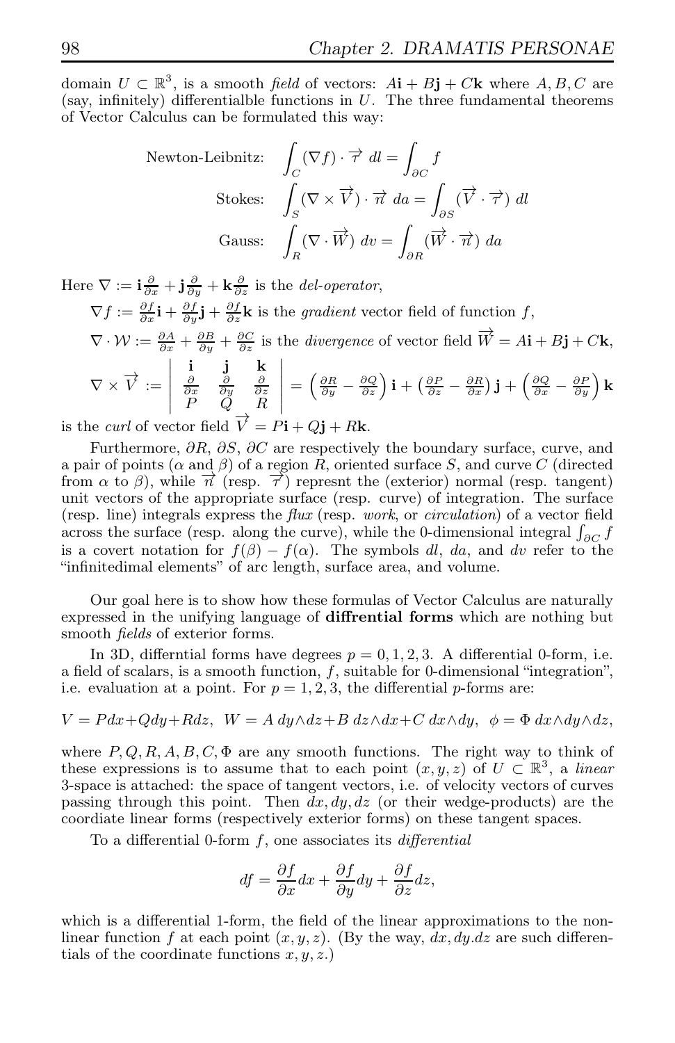domain $U \subset \mathbb{R}^3$, is a smooth *field* of vectors: $A\mathbf{i} + B\mathbf{j} + C\mathbf{k}$ where $A, B, C$ are (say, infinitely) differentialble functions in $U$. The three fundamental theorems of Vector Calculus can be formulated this way:

$$\text{Newton-Leibnitz:} \quad \int_C (\nabla f) \cdot \overrightarrow{\tau}\ dl = \int_{\partial C} f$$

$$\text{Stokes:} \quad \int_S (\nabla \times \overrightarrow{V}) \cdot \overrightarrow{n}\ da = \int_{\partial S} (\overrightarrow{V} \cdot \overrightarrow{\tau})\ dl$$

$$\text{Gauss:} \quad \int_R (\nabla \cdot \overrightarrow{W})\ dv = \int_{\partial R} (\overrightarrow{W} \cdot \overrightarrow{n})\ da$$

Here $\nabla := \mathbf{i}\frac{\partial}{\partial x} + \mathbf{j}\frac{\partial}{\partial y} + \mathbf{k}\frac{\partial}{\partial z}$ is the *del-operator*,

$\nabla f := \frac{\partial f}{\partial x}\mathbf{i} + \frac{\partial f}{\partial y}\mathbf{j} + \frac{\partial f}{\partial z}\mathbf{k}$ is the *gradient* vector field of function $f$,

$\nabla \cdot \mathcal{W} := \frac{\partial A}{\partial x} + \frac{\partial B}{\partial y} + \frac{\partial C}{\partial z}$ is the *divergence* of vector field $\overrightarrow{W} = A\mathbf{i} + B\mathbf{j} + C\mathbf{k}$,

$$\nabla \times \overrightarrow{V} := \begin{vmatrix} \mathbf{i} & \mathbf{j} & \mathbf{k} \\ \frac{\partial}{\partial x} & \frac{\partial}{\partial y} & \frac{\partial}{\partial z} \\ P & Q & R \end{vmatrix} = \left(\frac{\partial R}{\partial y} - \frac{\partial Q}{\partial z}\right)\mathbf{i} + \left(\frac{\partial P}{\partial z} - \frac{\partial R}{\partial x}\right)\mathbf{j} + \left(\frac{\partial Q}{\partial x} - \frac{\partial P}{\partial y}\right)\mathbf{k}$$

is the *curl* of vector field $\overrightarrow{V} = P\mathbf{i} + Q\mathbf{j} + R\mathbf{k}$.

Furthermore, $\partial R$, $\partial S$, $\partial C$ are respectively the boundary surface, curve, and a pair of points ($\alpha$ and $\beta$) of a region $R$, oriented surface $S$, and curve $C$ (directed from $\alpha$ to $\beta$), while $\overrightarrow{n}$ (resp. $\overrightarrow{\tau}$) represnt the (exterior) normal (resp. tangent) unit vectors of the appropriate surface (resp. curve) of integration. The surface (resp. line) integrals express the *flux* (resp. *work*, or *circulation*) of a vector field across the surface (resp. along the curve), while the 0-dimensional integral $\int_{\partial C} f$ is a covert notation for $f(\beta) - f(\alpha)$. The symbols $dl$, $da$, and $dv$ refer to the "infinitedimal elements" of arc length, surface area, and volume.

Our goal here is to show how these formulas of Vector Calculus are naturally expressed in the unifying language of **diffrential forms** which are nothing but smooth *fields* of exterior forms.

In 3D, differntial forms have degrees $p = 0, 1, 2, 3$. A differential 0-form, i.e. a field of scalars, is a smooth function, $f$, suitable for 0-dimensional "integration", i.e. evaluation at a point. For $p = 1, 2, 3$, the differential $p$-forms are:

$$V = P dx + Q dy + R dz,\ \ W = A\, dy \wedge dz + B\, dz \wedge dx + C\, dx \wedge dy,\ \ \phi = \Phi\, dx \wedge dy \wedge dz,$$

where $P, Q, R, A, B, C, \Phi$ are any smooth functions. The right way to think of these expressions is to assume that to each point $(x, y, z)$ of $U \subset \mathbb{R}^3$, a *linear* 3-space is attached: the space of tangent vectors, i.e. of velocity vectors of curves passing through this point. Then $dx, dy, dz$ (or their wedge-products) are the coordiate linear forms (respectively exterior forms) on these tangent spaces.

To a differential 0-form $f$, one associates its *differential*

$$df = \frac{\partial f}{\partial x} dx + \frac{\partial f}{\partial y} dy + \frac{\partial f}{\partial z} dz,$$

which is a differential 1-form, the field of the linear approximations to the nonlinear function $f$ at each point $(x, y, z)$. (By the way, $dx, dy.dz$ are such differentials of the coordinate functions $x, y, z$.)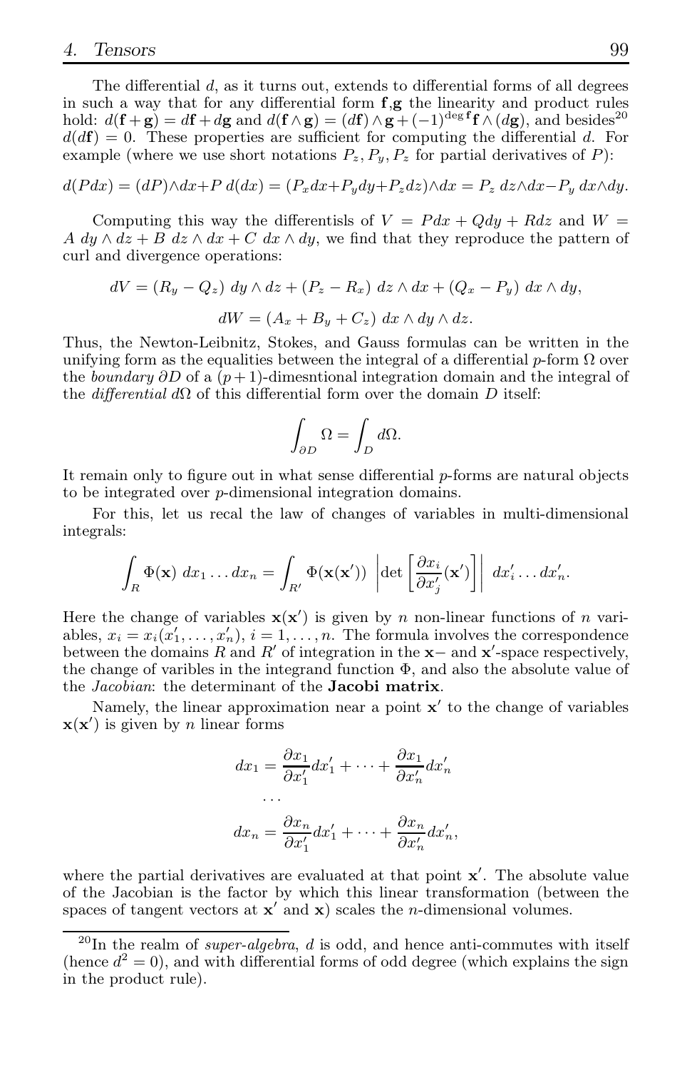The differential $d$, as it turns out, extends to differential forms of all degrees in such a way that for any differential form $\mathbf{f}$,$\mathbf{g}$ the linearity and product rules hold: $d(\mathbf{f}+\mathbf{g}) = d\mathbf{f} + d\mathbf{g}$ and $d(\mathbf{f}\wedge\mathbf{g}) = (d\mathbf{f})\wedge\mathbf{g} + (-1)^{\deg \mathbf{f}}\mathbf{f}\wedge(d\mathbf{g})$, and besides[20] $d(d\mathbf{f}) = 0$. These properties are sufficient for computing the differential $d$. For example (where we use short notations $P_z, P_y, P_z$ for partial derivatives of $P$):

$$d(Pdx) = (dP)\wedge dx + P\,d(dx) = (P_x dx + P_y dy + P_z dz)\wedge dx = P_z\,dz\wedge dx - P_y\,dx\wedge dy.$$

Computing this way the differentisls of $V = Pdx + Qdy + Rdz$ and $W = A\ dy\wedge dz + B\ dz\wedge dx + C\ dx\wedge dy$, we find that they reproduce the pattern of curl and divergence operations:

$$dV = (R_y - Q_z)\ dy\wedge dz + (P_z - R_x)\ dz\wedge dx + (Q_x - P_y)\ dx\wedge dy,$$

$$dW = (A_x + B_y + C_z)\ dx\wedge dy\wedge dz.$$

Thus, the Newton-Leibnitz, Stokes, and Gauss formulas can be written in the unifying form as the equalities between the integral of a differential $p$-form $\Omega$ over the *boundary* $\partial D$ of a $(p+1)$-dimesntional integration domain and the integral of the *differential* $d\Omega$ of this differential form over the domain $D$ itself:

$$\int_{\partial D}\Omega = \int_D d\Omega.$$

It remain only to figure out in what sense differential $p$-forms are natural objects to be integrated over $p$-dimensional integration domains.

For this, let us recal the law of changes of variables in multi-dimensional integrals:

$$\int_R \Phi(\mathbf{x})\ dx_1\dots dx_n = \int_{R'} \Phi(\mathbf{x}(\mathbf{x}'))\ \left|\det\left[\frac{\partial x_i}{\partial x'_j}(\mathbf{x}')\right]\right|\ dx'_i\dots dx'_n.$$

Here the change of variables $\mathbf{x}(\mathbf{x}')$ is given by $n$ non-linear functions of $n$ variables, $x_i = x_i(x'_1,\dots,x'_n)$, $i = 1,\dots,n$. The formula involves the correspondence between the domains $R$ and $R'$ of integration in the $\mathbf{x}-$ and $\mathbf{x}'$-space respectively, the change of varibles in the integrand function $\Phi$, and also the absolute value of the *Jacobian*: the determinant of the **Jacobi matrix**.

Namely, the linear approximation near a point $\mathbf{x}'$ to the change of variables $\mathbf{x}(\mathbf{x}')$ is given by $n$ linear forms

$$dx_1 = \frac{\partial x_1}{\partial x'_1}dx'_1 + \cdots + \frac{\partial x_1}{\partial x'_n}dx'_n$$
$$\cdots$$
$$dx_n = \frac{\partial x_n}{\partial x'_1}dx'_1 + \cdots + \frac{\partial x_n}{\partial x'_n}dx'_n,$$

where the partial derivatives are evaluated at that point $\mathbf{x}'$. The absolute value of the Jacobian is the factor by which this linear transformation (between the spaces of tangent vectors at $\mathbf{x}'$ and $\mathbf{x}$) scales the $n$-dimensional volumes.

---

[20] In the realm of *super-algebra*, $d$ is odd, and hence anti-commutes with itself (hence $d^2 = 0$), and with differential forms of odd degree (which explains the sign in the product rule).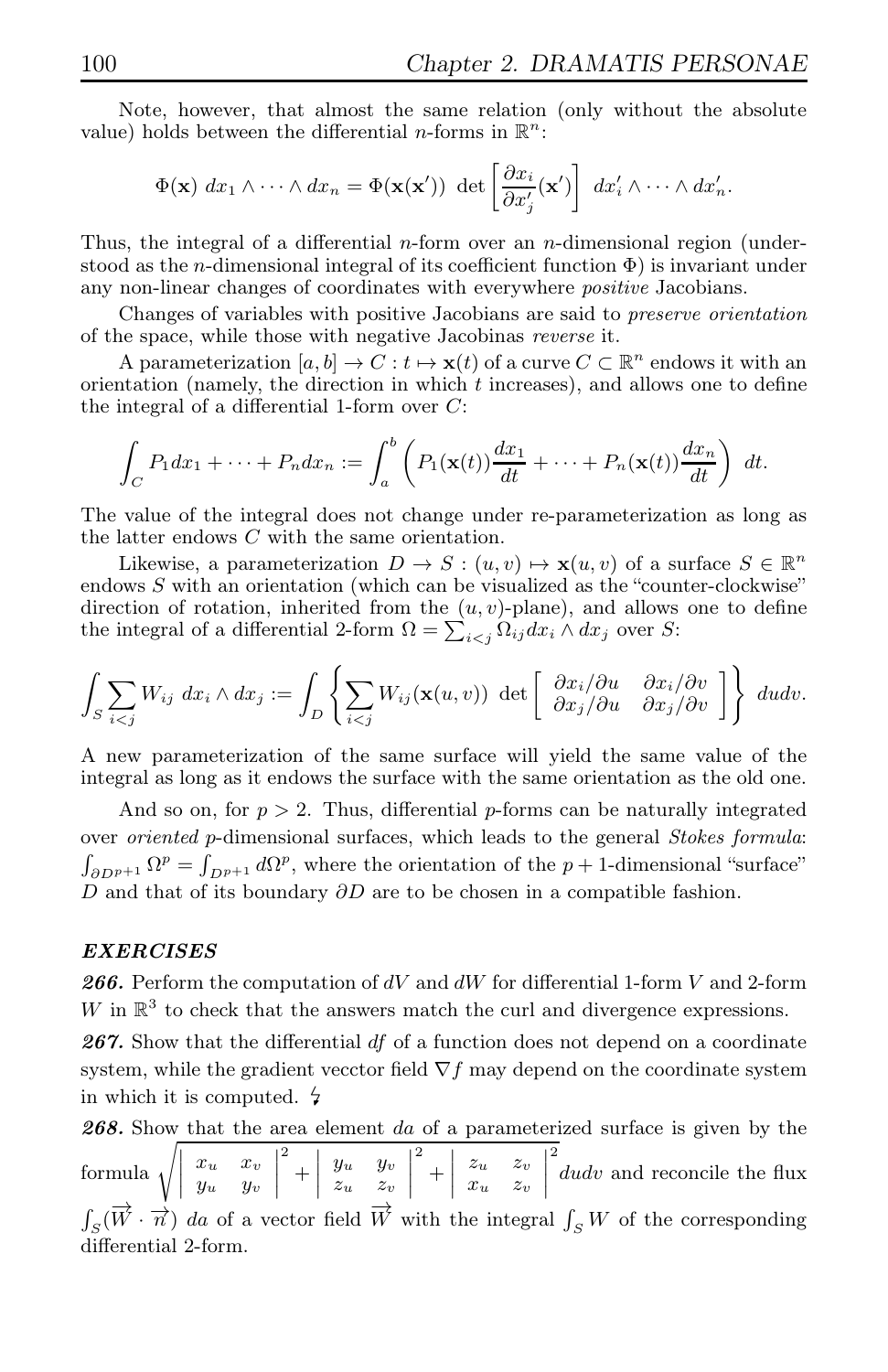Note, however, that almost the same relation (only without the absolute value) holds between the differential $n$-forms in $\mathbb{R}^n$:

$$\Phi(\mathbf{x})\ dx_1 \wedge \cdots \wedge dx_n = \Phi(\mathbf{x}(\mathbf{x}'))\ \det\left[\frac{\partial x_i}{\partial x_j'}(\mathbf{x}')\right]\ dx_i' \wedge \cdots \wedge dx_n'.$$

Thus, the integral of a differential $n$-form over an $n$-dimensional region (understood as the $n$-dimensional integral of its coefficient function $\Phi$) is invariant under any non-linear changes of coordinates with everywhere *positive* Jacobians.

Changes of variables with positive Jacobians are said to *preserve orientation* of the space, while those with negative Jacobinas *reverse* it.

A parameterization $[a, b] \to C : t \mapsto \mathbf{x}(t)$ of a curve $C \subset \mathbb{R}^n$ endows it with an orientation (namely, the direction in which $t$ increases), and allows one to define the integral of a differential 1-form over $C$:

$$\int_C P_1 dx_1 + \cdots + P_n dx_n := \int_a^b \left( P_1(\mathbf{x}(t)) \frac{dx_1}{dt} + \cdots + P_n(\mathbf{x}(t)) \frac{dx_n}{dt} \right)\ dt.$$

The value of the integral does not change under re-parameterization as long as the latter endows $C$ with the same orientation.

Likewise, a parameterization $D \to S : (u, v) \mapsto \mathbf{x}(u, v)$ of a surface $S \in \mathbb{R}^n$ endows $S$ with an orientation (which can be visualized as the "counter-clockwise" direction of rotation, inherited from the $(u, v)$-plane), and allows one to define the integral of a differential 2-form $\Omega = \sum_{i<j} \Omega_{ij} dx_i \wedge dx_j$ over $S$:

$$\int_S \sum_{i<j} W_{ij}\ dx_i \wedge dx_j := \int_D \left\{ \sum_{i<j} W_{ij}(\mathbf{x}(u, v))\ \det \begin{bmatrix} \partial x_i/\partial u & \partial x_i/\partial v \\ \partial x_j/\partial u & \partial x_j/\partial v \end{bmatrix} \right\}\ dudv.$$

A new parameterization of the same surface will yield the same value of the integral as long as it endows the surface with the same orientation as the old one.

And so on, for $p > 2$. Thus, differential $p$-forms can be naturally integrated over *oriented* $p$-dimensional surfaces, which leads to the general *Stokes formula*: $\int_{\partial D^{p+1}} \Omega^p = \int_{D^{p+1}} d\Omega^p$, where the orientation of the $p+1$-dimensional "surface" $D$ and that of its boundary $\partial D$ are to be chosen in a compatible fashion.

### *EXERCISES*

***266.*** Perform the computation of $dV$ and $dW$ for differential 1-form $V$ and 2-form $W$ in $\mathbb{R}^3$ to check that the answers match the curl and divergence expressions.

***267.*** Show that the differential $df$ of a function does not depend on a coordinate system, while the gradient vecctor field $\nabla f$ may depend on the coordinate system in which it is computed. ↯

***268.*** Show that the area element $da$ of a parameterized surface is given by the formula $\sqrt{\begin{vmatrix} x_u & x_v \\ y_u & y_v \end{vmatrix}^2 + \begin{vmatrix} y_u & y_v \\ z_u & z_v \end{vmatrix}^2 + \begin{vmatrix} z_u & z_v \\ x_u & z_v \end{vmatrix}^2}\, dudv$ and reconcile the flux $\int_S (\overrightarrow{W} \cdot \overrightarrow{n})\ da$ of a vector field $\overrightarrow{W}$ with the integral $\int_S W$ of the corresponding differential 2-form.